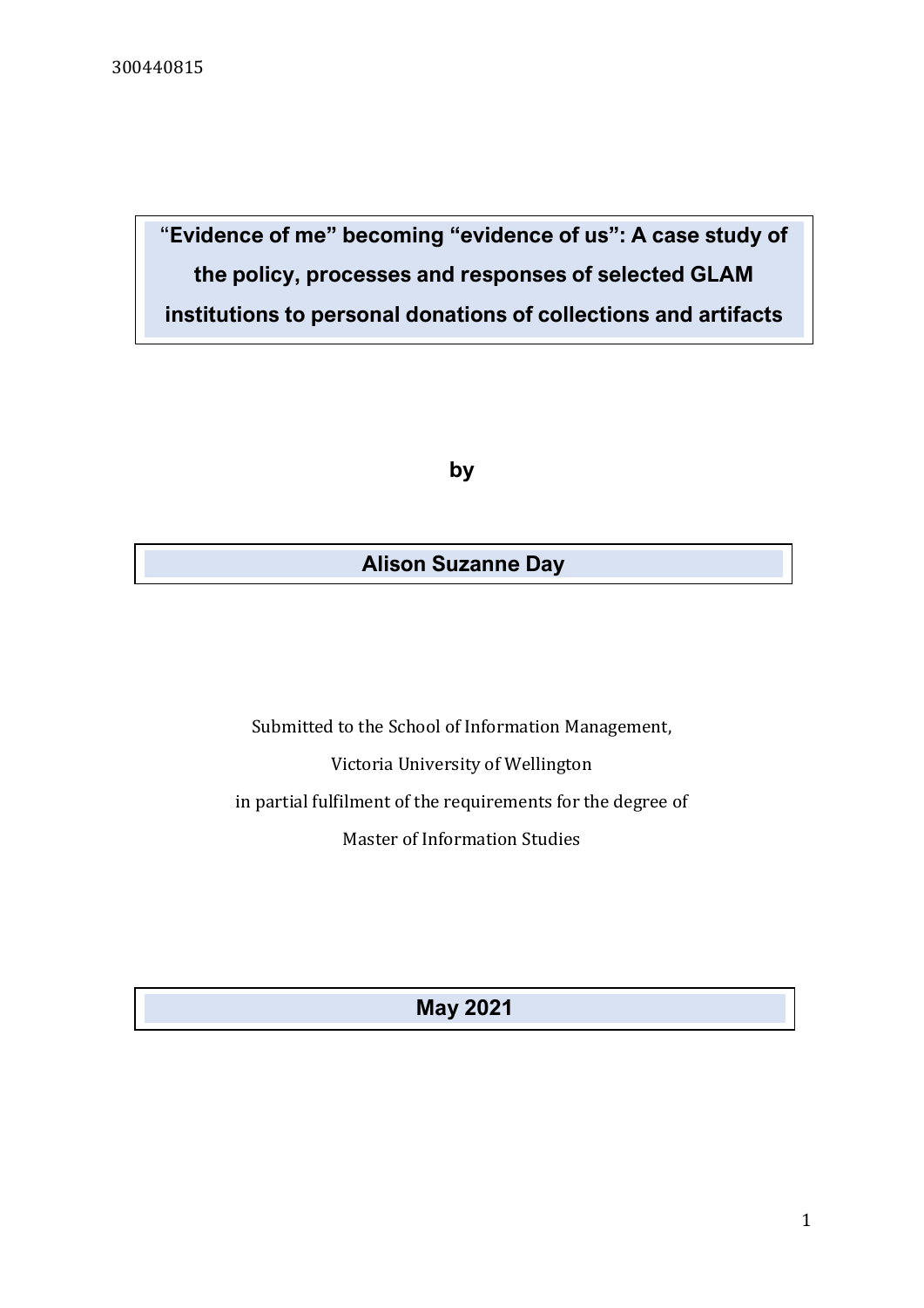300440815

# "Evidence of me" becoming "evidence of us": A case study of the policy, processes and responses of selected GLAM institutions to personal donations of collections and artifacts

**by**

**Alison Suzanne Day**

Submitted to the School of Information Management,

Victoria University of Wellington

in partial fulfilment of the requirements for the degree of

Master of Information Studies

**May 2021**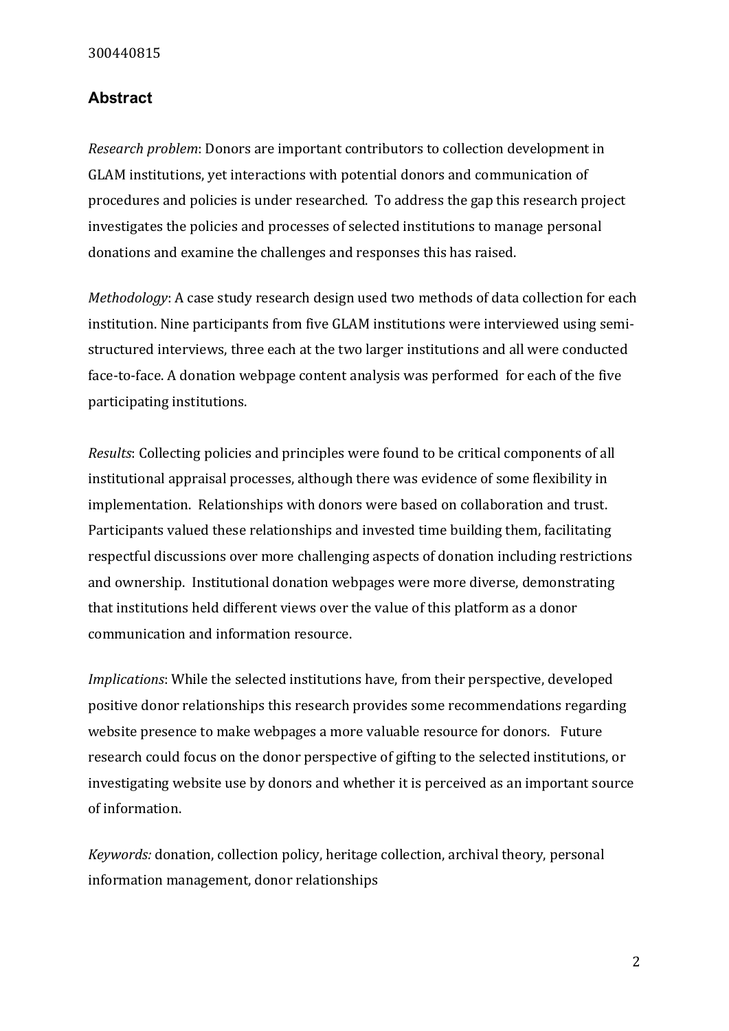## Abstract

*Research problem*: Donors are important contributors to collection development in GLAM institutions, yet interactions with potential donors and communication of procedures and policies is under researched. To address the gap this research project investigates the policies and processes of selected institutions to manage personal donations and examine the challenges and responses this has raised.

*Methodology*: A case study research design used two methods of data collection for each institution. Nine participants from five GLAM institutions were interviewed using semi-structured interviews, three each at the two larger institutions and all were conducted face-to-face. A donation webpage content analysis was performed for each of the five participating institutions.

*Results*: Collecting policies and principles were found to be critical components of all institutional appraisal processes, although there was evidence of some flexibility in implementation. Relationships with donors were based on collaboration and trust. Participants valued these relationships and invested time building them, facilitating respectful discussions over more challenging aspects of donation including restrictions and ownership. Institutional donation webpages were more diverse, demonstrating that institutions held different views over the value of this platform as a donor communication and information resource.

*Implications*: While the selected institutions have, from their perspective, developed positive donor relationships this research provides some recommendations regarding website presence to make webpages a more valuable resource for donors. Future research could focus on the donor perspective of gifting to the selected institutions, or investigating website use by donors and whether it is perceived as an important source of information.

*Keywords:* donation, collection policy, heritage collection, archival theory, personal information management, donor relationships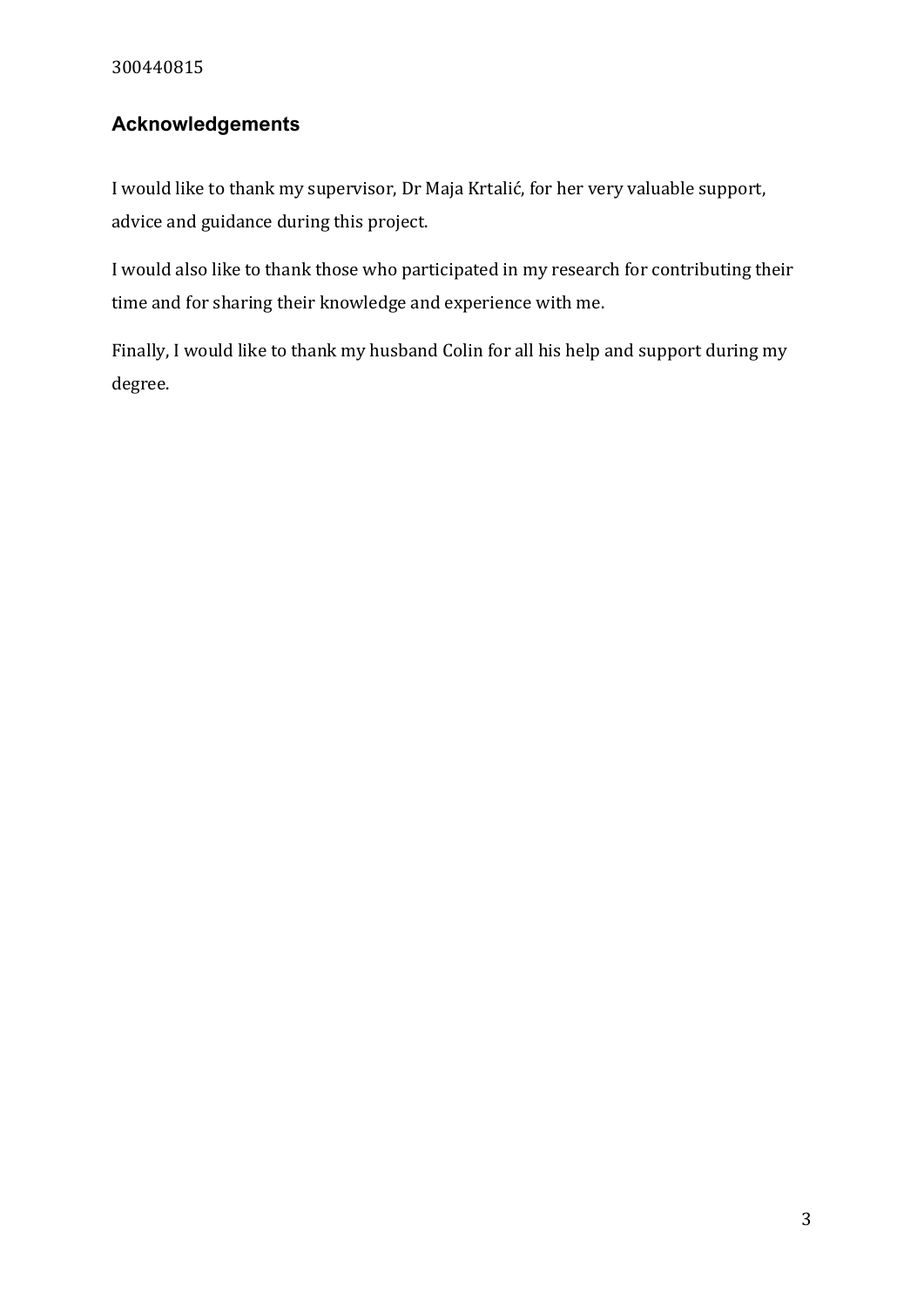## Acknowledgements

I would like to thank my supervisor, Dr Maja Krtalić, for her very valuable support, advice and guidance during this project.

I would also like to thank those who participated in my research for contributing their time and for sharing their knowledge and experience with me.

Finally, I would like to thank my husband Colin for all his help and support during my degree.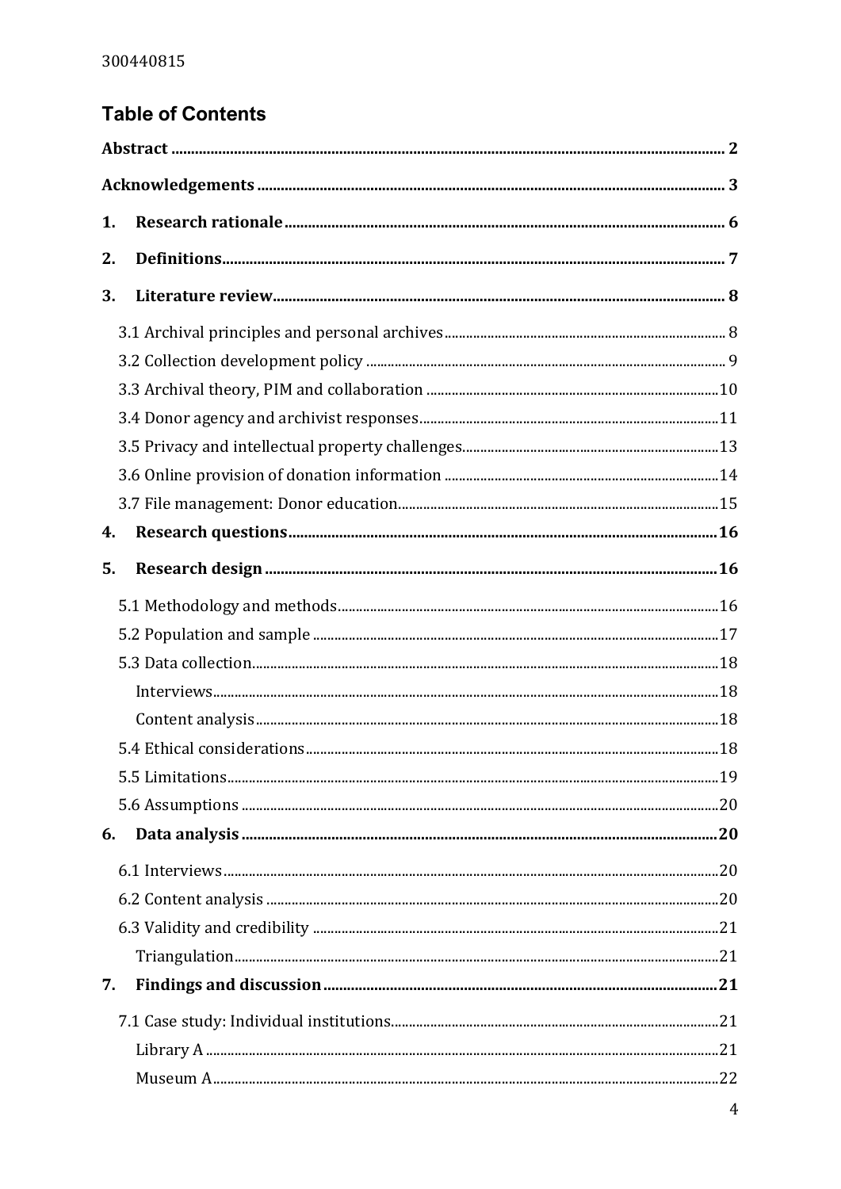## Table of Contents

**Abstract** .......... **2**

**Acknowledgements** .......... **3**

**1. Research rationale** .......... **6**

**2. Definitions** .......... **7**

**3. Literature review** .......... **8**

- 3.1 Archival principles and personal archives .......... 8
- 3.2 Collection development policy .......... 9
- 3.3 Archival theory, PIM and collaboration .......... 10
- 3.4 Donor agency and archivist responses .......... 11
- 3.5 Privacy and intellectual property challenges .......... 13
- 3.6 Online provision of donation information .......... 14
- 3.7 File management: Donor education .......... 15

**4. Research questions** .......... **16**

**5. Research design** .......... **16**

- 5.1 Methodology and methods .......... 16
- 5.2 Population and sample .......... 17
- 5.3 Data collection .......... 18
  - Interviews .......... 18
  - Content analysis .......... 18
- 5.4 Ethical considerations .......... 18
- 5.5 Limitations .......... 19
- 5.6 Assumptions .......... 20

**6. Data analysis** .......... **20**

- 6.1 Interviews .......... 20
- 6.2 Content analysis .......... 20
- 6.3 Validity and credibility .......... 21
  - Triangulation .......... 21

**7. Findings and discussion** .......... **21**

- 7.1 Case study: Individual institutions .......... 21
  - Library A .......... 21
  - Museum A .......... 22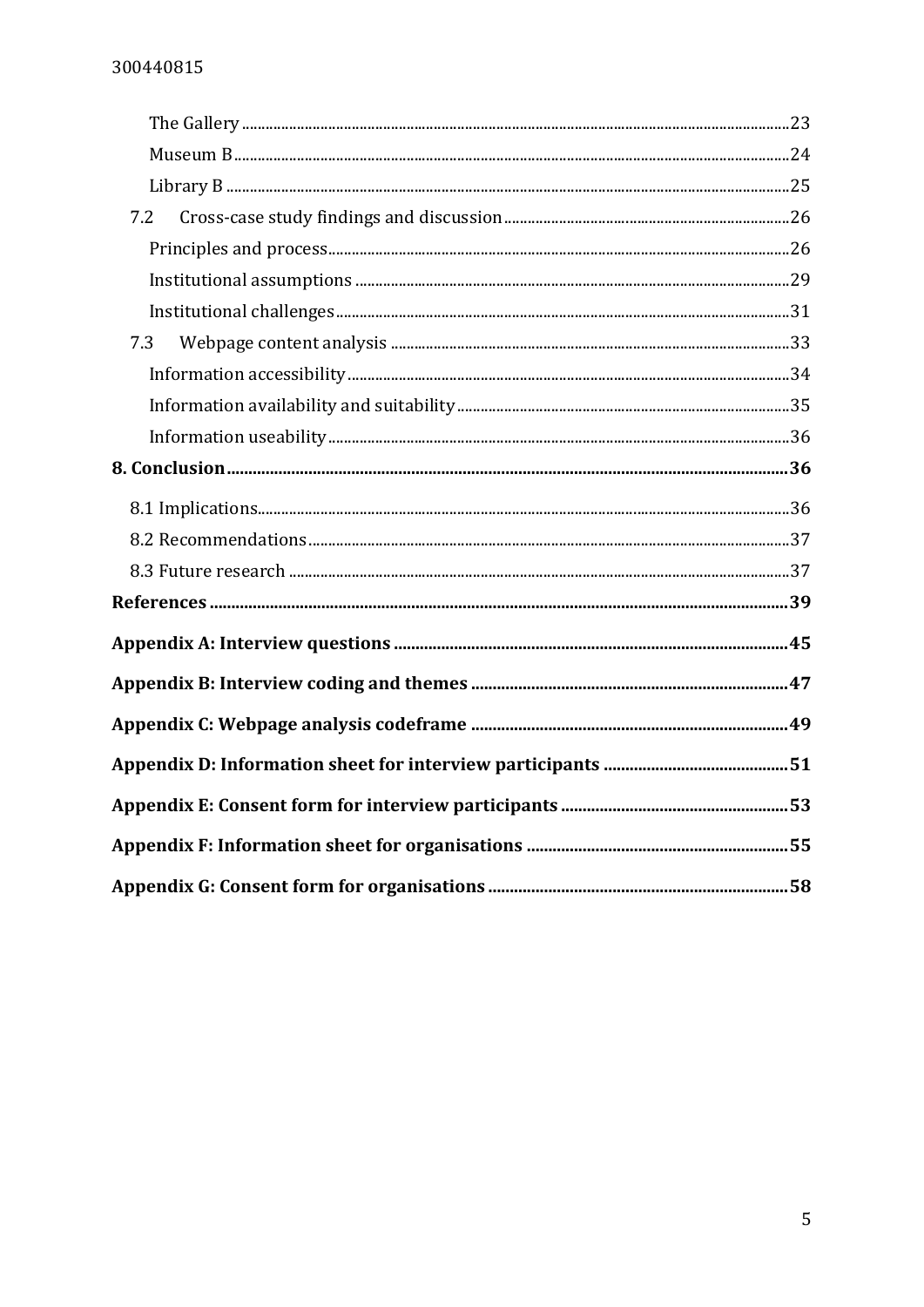The Gallery ....................................................................................................................................23
Museum B.......................................................................................................................................24
Library B ........................................................................................................................................25
7.2 Cross-case study findings and discussion.......................................................................26
Principles and process...................................................................................................................26
Institutional assumptions .............................................................................................................29
Institutional challenges..................................................................................................................31
7.3 Webpage content analysis .....................................................................................................33
Information accessibility................................................................................................................34
Information availability and suitability.......................................................................................35
Information useability...................................................................................................................36

**8. Conclusion....................................................................................................................................36**

8.1 Implications...................................................................................................................................36
8.2 Recommendations........................................................................................................................37
8.3 Future research ............................................................................................................................37

**References .......................................................................................................................................39**

**Appendix A: Interview questions ...........................................................................................45**

**Appendix B: Interview coding and themes ..........................................................................47**

**Appendix C: Webpage analysis codeframe ..........................................................................49**

**Appendix D: Information sheet for interview participants ...........................................51**

**Appendix E: Consent form for interview participants ....................................................53**

**Appendix F: Information sheet for organisations .............................................................55**

**Appendix G: Consent form for organisations .....................................................................58**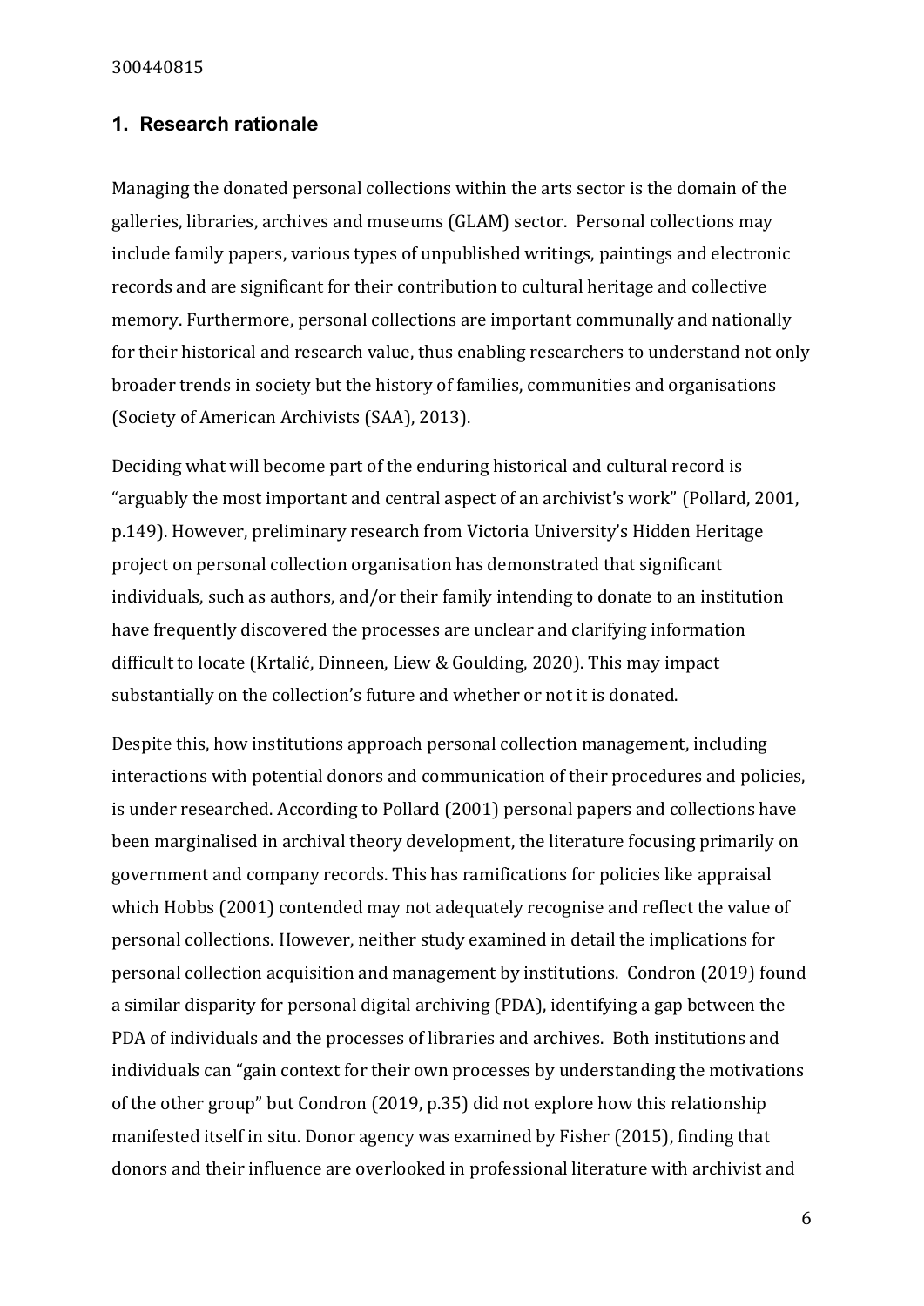## 1. Research rationale

Managing the donated personal collections within the arts sector is the domain of the galleries, libraries, archives and museums (GLAM) sector. Personal collections may include family papers, various types of unpublished writings, paintings and electronic records and are significant for their contribution to cultural heritage and collective memory. Furthermore, personal collections are important communally and nationally for their historical and research value, thus enabling researchers to understand not only broader trends in society but the history of families, communities and organisations (Society of American Archivists (SAA), 2013).

Deciding what will become part of the enduring historical and cultural record is "arguably the most important and central aspect of an archivist's work" (Pollard, 2001, p.149). However, preliminary research from Victoria University's Hidden Heritage project on personal collection organisation has demonstrated that significant individuals, such as authors, and/or their family intending to donate to an institution have frequently discovered the processes are unclear and clarifying information difficult to locate (Krtalić, Dinneen, Liew & Goulding, 2020). This may impact substantially on the collection's future and whether or not it is donated.

Despite this, how institutions approach personal collection management, including interactions with potential donors and communication of their procedures and policies, is under researched. According to Pollard (2001) personal papers and collections have been marginalised in archival theory development, the literature focusing primarily on government and company records. This has ramifications for policies like appraisal which Hobbs (2001) contended may not adequately recognise and reflect the value of personal collections. However, neither study examined in detail the implications for personal collection acquisition and management by institutions. Condron (2019) found a similar disparity for personal digital archiving (PDA), identifying a gap between the PDA of individuals and the processes of libraries and archives. Both institutions and individuals can "gain context for their own processes by understanding the motivations of the other group" but Condron (2019, p.35) did not explore how this relationship manifested itself in situ. Donor agency was examined by Fisher (2015), finding that donors and their influence are overlooked in professional literature with archivist and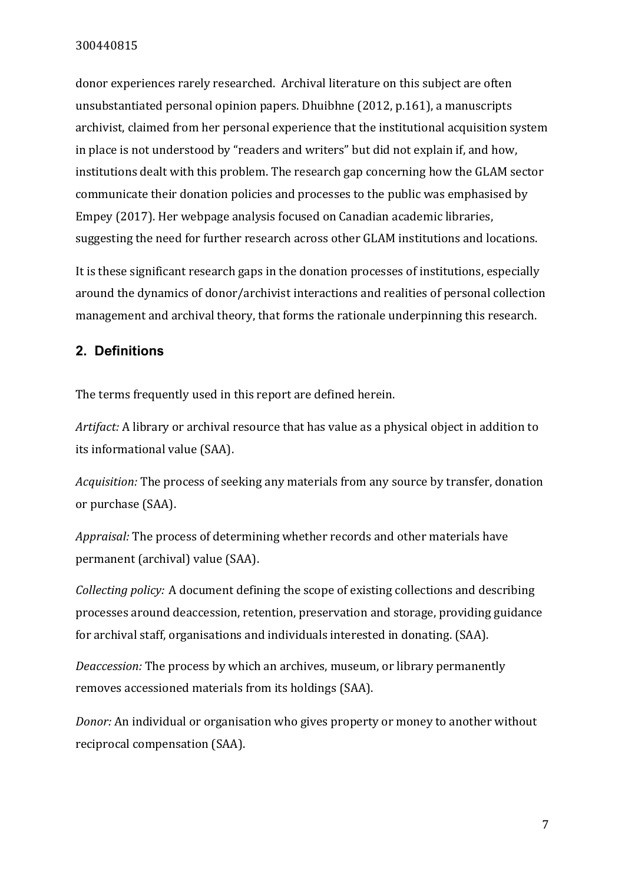donor experiences rarely researched. Archival literature on this subject are often unsubstantiated personal opinion papers. Dhuibhne (2012, p.161), a manuscripts archivist, claimed from her personal experience that the institutional acquisition system in place is not understood by "readers and writers" but did not explain if, and how, institutions dealt with this problem. The research gap concerning how the GLAM sector communicate their donation policies and processes to the public was emphasised by Empey (2017). Her webpage analysis focused on Canadian academic libraries, suggesting the need for further research across other GLAM institutions and locations.

It is these significant research gaps in the donation processes of institutions, especially around the dynamics of donor/archivist interactions and realities of personal collection management and archival theory, that forms the rationale underpinning this research.

## 2. Definitions

The terms frequently used in this report are defined herein.

*Artifact:* A library or archival resource that has value as a physical object in addition to its informational value (SAA).

*Acquisition:* The process of seeking any materials from any source by transfer, donation or purchase (SAA).

*Appraisal:* The process of determining whether records and other materials have permanent (archival) value (SAA).

*Collecting policy:* A document defining the scope of existing collections and describing processes around deaccession, retention, preservation and storage, providing guidance for archival staff, organisations and individuals interested in donating. (SAA).

*Deaccession:* The process by which an archives, museum, or library permanently removes accessioned materials from its holdings (SAA).

*Donor:* An individual or organisation who gives property or money to another without reciprocal compensation (SAA).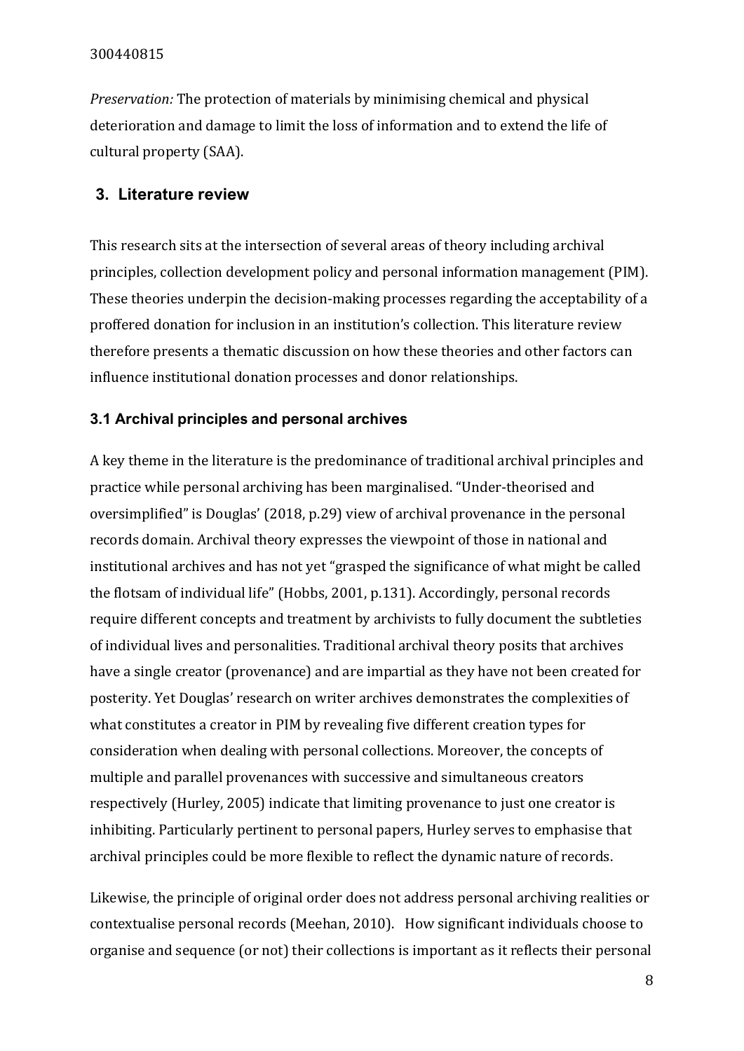*Preservation:* The protection of materials by minimising chemical and physical deterioration and damage to limit the loss of information and to extend the life of cultural property (SAA).

## 3. Literature review

This research sits at the intersection of several areas of theory including archival principles, collection development policy and personal information management (PIM). These theories underpin the decision-making processes regarding the acceptability of a proffered donation for inclusion in an institution's collection. This literature review therefore presents a thematic discussion on how these theories and other factors can influence institutional donation processes and donor relationships.

### 3.1 Archival principles and personal archives

A key theme in the literature is the predominance of traditional archival principles and practice while personal archiving has been marginalised. "Under-theorised and oversimplified" is Douglas' (2018, p.29) view of archival provenance in the personal records domain. Archival theory expresses the viewpoint of those in national and institutional archives and has not yet "grasped the significance of what might be called the flotsam of individual life" (Hobbs, 2001, p.131). Accordingly, personal records require different concepts and treatment by archivists to fully document the subtleties of individual lives and personalities. Traditional archival theory posits that archives have a single creator (provenance) and are impartial as they have not been created for posterity. Yet Douglas' research on writer archives demonstrates the complexities of what constitutes a creator in PIM by revealing five different creation types for consideration when dealing with personal collections. Moreover, the concepts of multiple and parallel provenances with successive and simultaneous creators respectively (Hurley, 2005) indicate that limiting provenance to just one creator is inhibiting. Particularly pertinent to personal papers, Hurley serves to emphasise that archival principles could be more flexible to reflect the dynamic nature of records.

Likewise, the principle of original order does not address personal archiving realities or contextualise personal records (Meehan, 2010). How significant individuals choose to organise and sequence (or not) their collections is important as it reflects their personal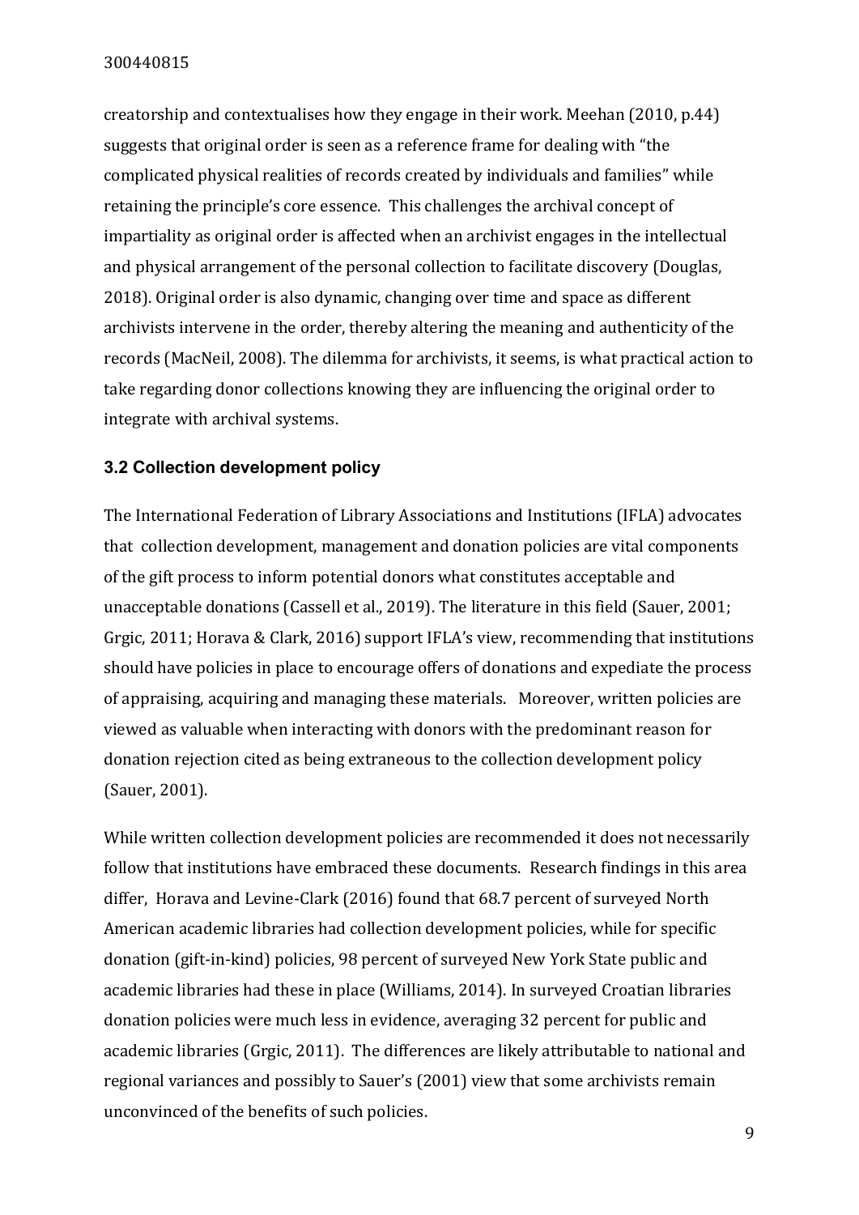creatorship and contextualises how they engage in their work. Meehan (2010, p.44) suggests that original order is seen as a reference frame for dealing with "the complicated physical realities of records created by individuals and families" while retaining the principle's core essence. This challenges the archival concept of impartiality as original order is affected when an archivist engages in the intellectual and physical arrangement of the personal collection to facilitate discovery (Douglas, 2018). Original order is also dynamic, changing over time and space as different archivists intervene in the order, thereby altering the meaning and authenticity of the records (MacNeil, 2008). The dilemma for archivists, it seems, is what practical action to take regarding donor collections knowing they are influencing the original order to integrate with archival systems.

### 3.2 Collection development policy

The International Federation of Library Associations and Institutions (IFLA) advocates that collection development, management and donation policies are vital components of the gift process to inform potential donors what constitutes acceptable and unacceptable donations (Cassell et al., 2019). The literature in this field (Sauer, 2001; Grgic, 2011; Horava & Clark, 2016) support IFLA's view, recommending that institutions should have policies in place to encourage offers of donations and expediate the process of appraising, acquiring and managing these materials. Moreover, written policies are viewed as valuable when interacting with donors with the predominant reason for donation rejection cited as being extraneous to the collection development policy (Sauer, 2001).

While written collection development policies are recommended it does not necessarily follow that institutions have embraced these documents. Research findings in this area differ, Horava and Levine-Clark (2016) found that 68.7 percent of surveyed North American academic libraries had collection development policies, while for specific donation (gift-in-kind) policies, 98 percent of surveyed New York State public and academic libraries had these in place (Williams, 2014). In surveyed Croatian libraries donation policies were much less in evidence, averaging 32 percent for public and academic libraries (Grgic, 2011). The differences are likely attributable to national and regional variances and possibly to Sauer's (2001) view that some archivists remain unconvinced of the benefits of such policies.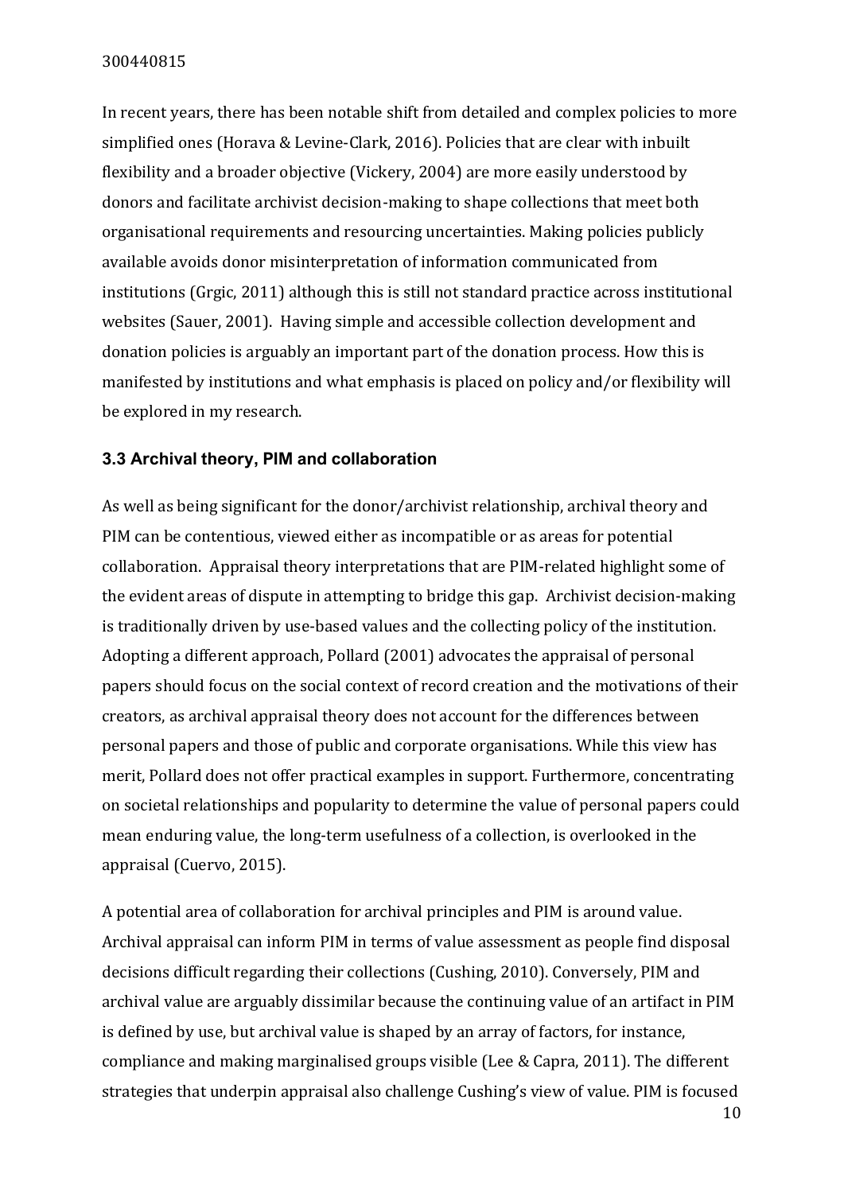In recent years, there has been notable shift from detailed and complex policies to more simplified ones (Horava & Levine-Clark, 2016). Policies that are clear with inbuilt flexibility and a broader objective (Vickery, 2004) are more easily understood by donors and facilitate archivist decision-making to shape collections that meet both organisational requirements and resourcing uncertainties. Making policies publicly available avoids donor misinterpretation of information communicated from institutions (Grgic, 2011) although this is still not standard practice across institutional websites (Sauer, 2001). Having simple and accessible collection development and donation policies is arguably an important part of the donation process. How this is manifested by institutions and what emphasis is placed on policy and/or flexibility will be explored in my research.

### 3.3 Archival theory, PIM and collaboration

As well as being significant for the donor/archivist relationship, archival theory and PIM can be contentious, viewed either as incompatible or as areas for potential collaboration. Appraisal theory interpretations that are PIM-related highlight some of the evident areas of dispute in attempting to bridge this gap. Archivist decision-making is traditionally driven by use-based values and the collecting policy of the institution. Adopting a different approach, Pollard (2001) advocates the appraisal of personal papers should focus on the social context of record creation and the motivations of their creators, as archival appraisal theory does not account for the differences between personal papers and those of public and corporate organisations. While this view has merit, Pollard does not offer practical examples in support. Furthermore, concentrating on societal relationships and popularity to determine the value of personal papers could mean enduring value, the long-term usefulness of a collection, is overlooked in the appraisal (Cuervo, 2015).

A potential area of collaboration for archival principles and PIM is around value. Archival appraisal can inform PIM in terms of value assessment as people find disposal decisions difficult regarding their collections (Cushing, 2010). Conversely, PIM and archival value are arguably dissimilar because the continuing value of an artifact in PIM is defined by use, but archival value is shaped by an array of factors, for instance, compliance and making marginalised groups visible (Lee & Capra, 2011). The different strategies that underpin appraisal also challenge Cushing's view of value. PIM is focused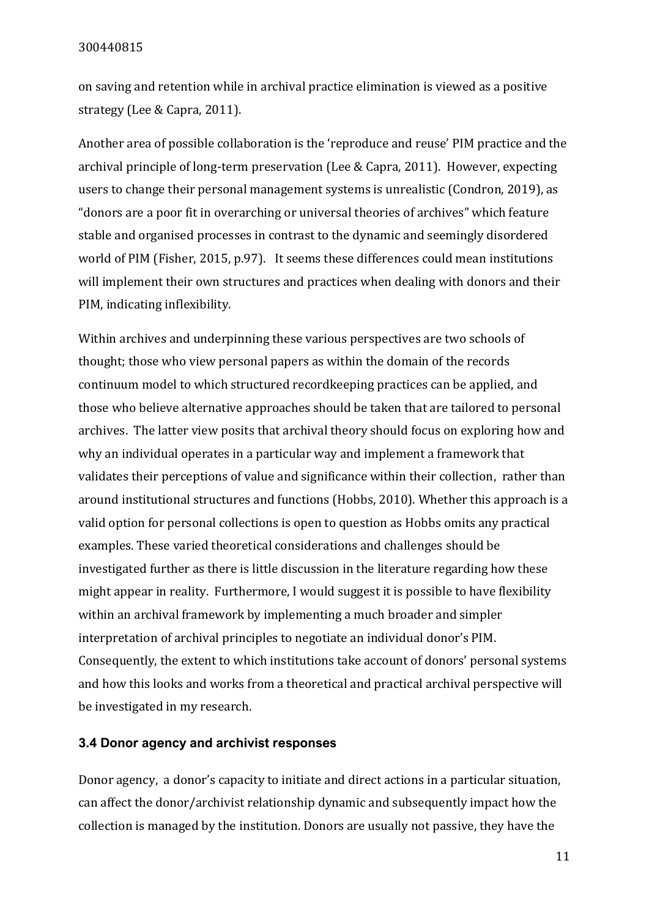on saving and retention while in archival practice elimination is viewed as a positive strategy (Lee & Capra, 2011).

Another area of possible collaboration is the 'reproduce and reuse' PIM practice and the archival principle of long-term preservation (Lee & Capra, 2011). However, expecting users to change their personal management systems is unrealistic (Condron, 2019), as "donors are a poor fit in overarching or universal theories of archives" which feature stable and organised processes in contrast to the dynamic and seemingly disordered world of PIM (Fisher, 2015, p.97). It seems these differences could mean institutions will implement their own structures and practices when dealing with donors and their PIM, indicating inflexibility.

Within archives and underpinning these various perspectives are two schools of thought; those who view personal papers as within the domain of the records continuum model to which structured recordkeeping practices can be applied, and those who believe alternative approaches should be taken that are tailored to personal archives. The latter view posits that archival theory should focus on exploring how and why an individual operates in a particular way and implement a framework that validates their perceptions of value and significance within their collection, rather than around institutional structures and functions (Hobbs, 2010). Whether this approach is a valid option for personal collections is open to question as Hobbs omits any practical examples. These varied theoretical considerations and challenges should be investigated further as there is little discussion in the literature regarding how these might appear in reality. Furthermore, I would suggest it is possible to have flexibility within an archival framework by implementing a much broader and simpler interpretation of archival principles to negotiate an individual donor's PIM. Consequently, the extent to which institutions take account of donors' personal systems and how this looks and works from a theoretical and practical archival perspective will be investigated in my research.

### 3.4 Donor agency and archivist responses

Donor agency, a donor's capacity to initiate and direct actions in a particular situation, can affect the donor/archivist relationship dynamic and subsequently impact how the collection is managed by the institution. Donors are usually not passive, they have the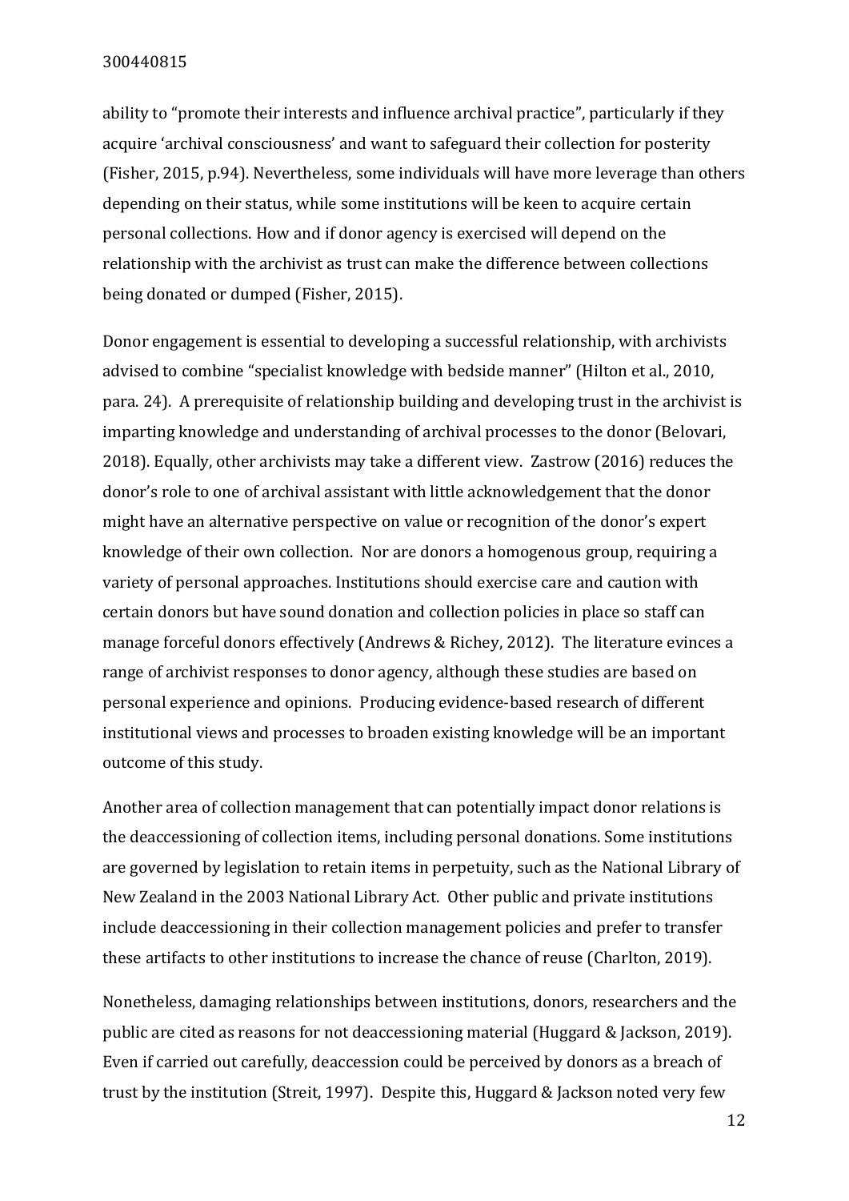ability to "promote their interests and influence archival practice", particularly if they acquire 'archival consciousness' and want to safeguard their collection for posterity (Fisher, 2015, p.94). Nevertheless, some individuals will have more leverage than others depending on their status, while some institutions will be keen to acquire certain personal collections. How and if donor agency is exercised will depend on the relationship with the archivist as trust can make the difference between collections being donated or dumped (Fisher, 2015).

Donor engagement is essential to developing a successful relationship, with archivists advised to combine "specialist knowledge with bedside manner" (Hilton et al., 2010, para. 24). A prerequisite of relationship building and developing trust in the archivist is imparting knowledge and understanding of archival processes to the donor (Belovari, 2018). Equally, other archivists may take a different view. Zastrow (2016) reduces the donor's role to one of archival assistant with little acknowledgement that the donor might have an alternative perspective on value or recognition of the donor's expert knowledge of their own collection. Nor are donors a homogenous group, requiring a variety of personal approaches. Institutions should exercise care and caution with certain donors but have sound donation and collection policies in place so staff can manage forceful donors effectively (Andrews & Richey, 2012). The literature evinces a range of archivist responses to donor agency, although these studies are based on personal experience and opinions. Producing evidence-based research of different institutional views and processes to broaden existing knowledge will be an important outcome of this study.

Another area of collection management that can potentially impact donor relations is the deaccessioning of collection items, including personal donations. Some institutions are governed by legislation to retain items in perpetuity, such as the National Library of New Zealand in the 2003 National Library Act. Other public and private institutions include deaccessioning in their collection management policies and prefer to transfer these artifacts to other institutions to increase the chance of reuse (Charlton, 2019).

Nonetheless, damaging relationships between institutions, donors, researchers and the public are cited as reasons for not deaccessioning material (Huggard & Jackson, 2019). Even if carried out carefully, deaccession could be perceived by donors as a breach of trust by the institution (Streit, 1997). Despite this, Huggard & Jackson noted very few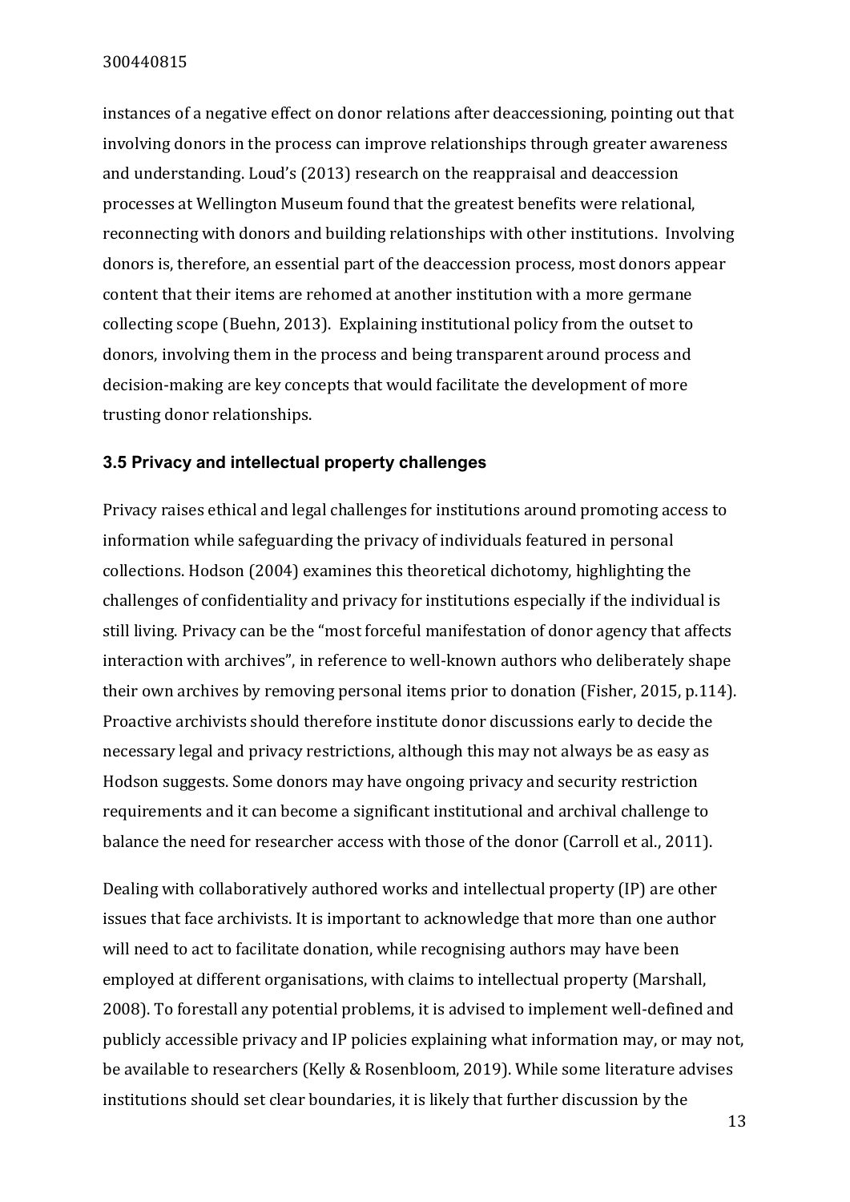instances of a negative effect on donor relations after deaccessioning, pointing out that involving donors in the process can improve relationships through greater awareness and understanding. Loud's (2013) research on the reappraisal and deaccession processes at Wellington Museum found that the greatest benefits were relational, reconnecting with donors and building relationships with other institutions. Involving donors is, therefore, an essential part of the deaccession process, most donors appear content that their items are rehomed at another institution with a more germane collecting scope (Buehn, 2013). Explaining institutional policy from the outset to donors, involving them in the process and being transparent around process and decision-making are key concepts that would facilitate the development of more trusting donor relationships.

### 3.5 Privacy and intellectual property challenges

Privacy raises ethical and legal challenges for institutions around promoting access to information while safeguarding the privacy of individuals featured in personal collections. Hodson (2004) examines this theoretical dichotomy, highlighting the challenges of confidentiality and privacy for institutions especially if the individual is still living. Privacy can be the "most forceful manifestation of donor agency that affects interaction with archives", in reference to well-known authors who deliberately shape their own archives by removing personal items prior to donation (Fisher, 2015, p.114). Proactive archivists should therefore institute donor discussions early to decide the necessary legal and privacy restrictions, although this may not always be as easy as Hodson suggests. Some donors may have ongoing privacy and security restriction requirements and it can become a significant institutional and archival challenge to balance the need for researcher access with those of the donor (Carroll et al., 2011).

Dealing with collaboratively authored works and intellectual property (IP) are other issues that face archivists. It is important to acknowledge that more than one author will need to act to facilitate donation, while recognising authors may have been employed at different organisations, with claims to intellectual property (Marshall, 2008). To forestall any potential problems, it is advised to implement well-defined and publicly accessible privacy and IP policies explaining what information may, or may not, be available to researchers (Kelly & Rosenbloom, 2019). While some literature advises institutions should set clear boundaries, it is likely that further discussion by the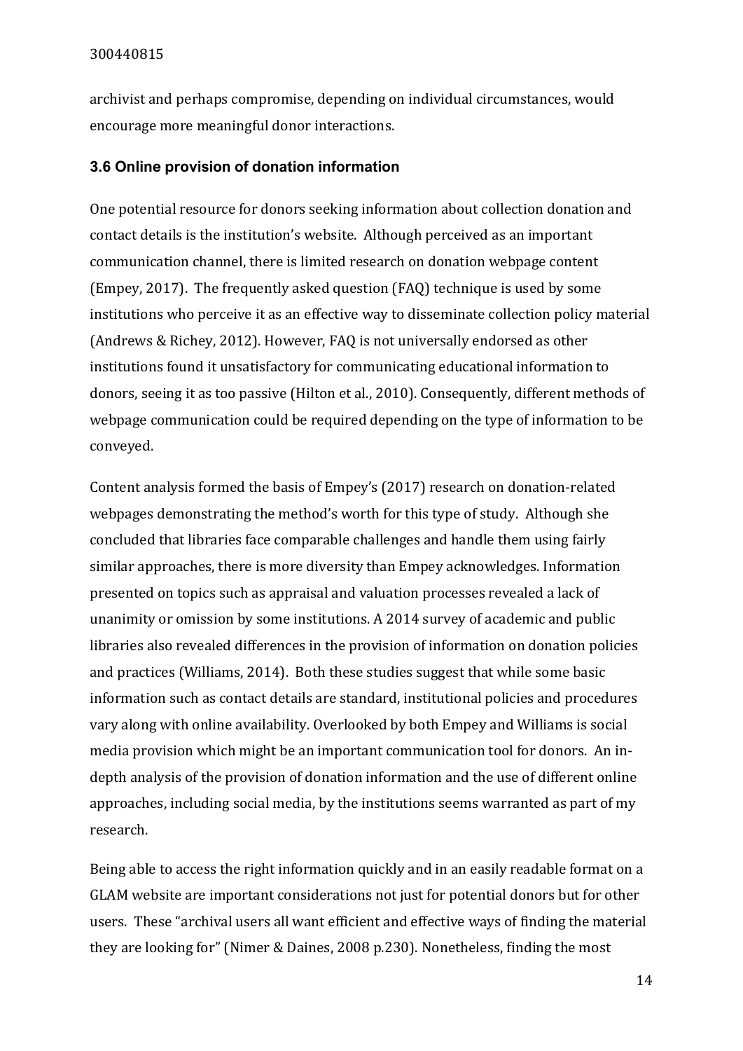archivist and perhaps compromise, depending on individual circumstances, would encourage more meaningful donor interactions.

### 3.6 Online provision of donation information

One potential resource for donors seeking information about collection donation and contact details is the institution's website. Although perceived as an important communication channel, there is limited research on donation webpage content (Empey, 2017). The frequently asked question (FAQ) technique is used by some institutions who perceive it as an effective way to disseminate collection policy material (Andrews & Richey, 2012). However, FAQ is not universally endorsed as other institutions found it unsatisfactory for communicating educational information to donors, seeing it as too passive (Hilton et al., 2010). Consequently, different methods of webpage communication could be required depending on the type of information to be conveyed.

Content analysis formed the basis of Empey's (2017) research on donation-related webpages demonstrating the method's worth for this type of study. Although she concluded that libraries face comparable challenges and handle them using fairly similar approaches, there is more diversity than Empey acknowledges. Information presented on topics such as appraisal and valuation processes revealed a lack of unanimity or omission by some institutions. A 2014 survey of academic and public libraries also revealed differences in the provision of information on donation policies and practices (Williams, 2014). Both these studies suggest that while some basic information such as contact details are standard, institutional policies and procedures vary along with online availability. Overlooked by both Empey and Williams is social media provision which might be an important communication tool for donors. An in-depth analysis of the provision of donation information and the use of different online approaches, including social media, by the institutions seems warranted as part of my research.

Being able to access the right information quickly and in an easily readable format on a GLAM website are important considerations not just for potential donors but for other users. These "archival users all want efficient and effective ways of finding the material they are looking for" (Nimer & Daines, 2008 p.230). Nonetheless, finding the most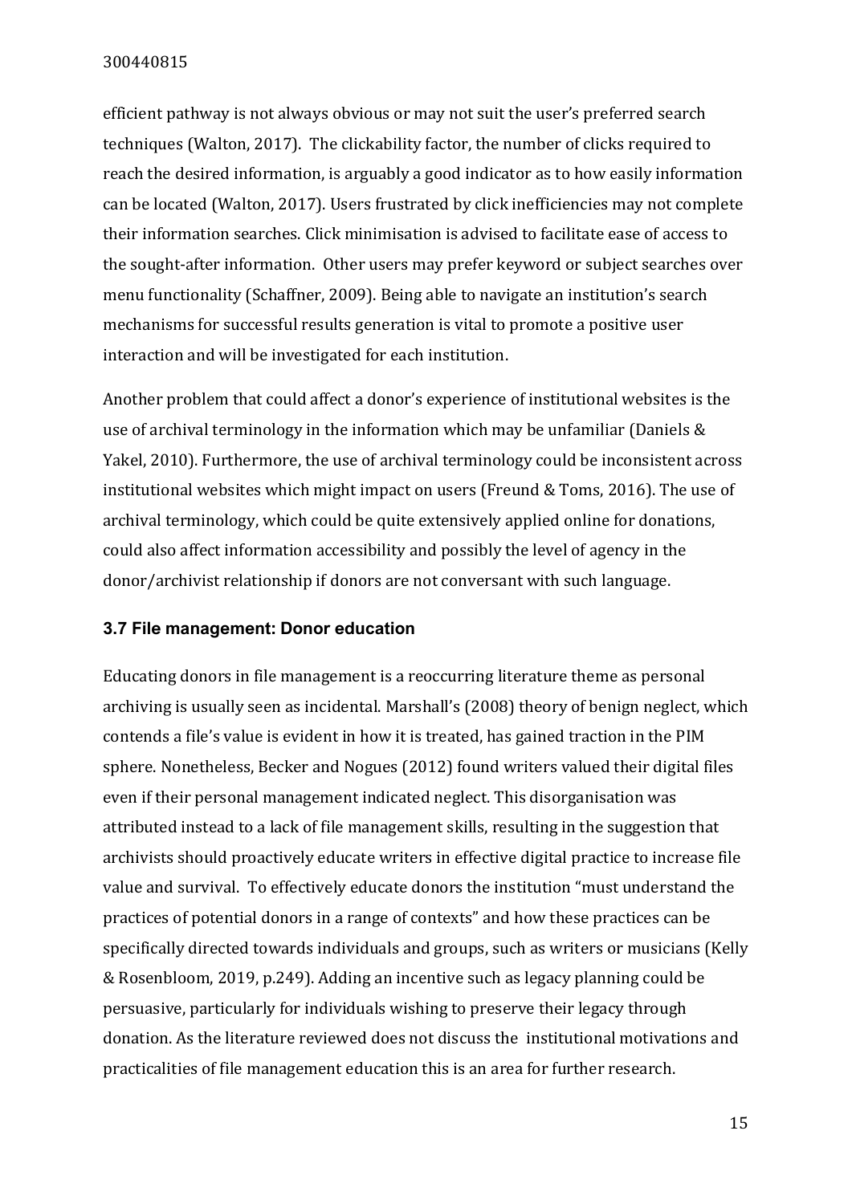efficient pathway is not always obvious or may not suit the user's preferred search techniques (Walton, 2017). The clickability factor, the number of clicks required to reach the desired information, is arguably a good indicator as to how easily information can be located (Walton, 2017). Users frustrated by click inefficiencies may not complete their information searches. Click minimisation is advised to facilitate ease of access to the sought-after information. Other users may prefer keyword or subject searches over menu functionality (Schaffner, 2009). Being able to navigate an institution's search mechanisms for successful results generation is vital to promote a positive user interaction and will be investigated for each institution.

Another problem that could affect a donor's experience of institutional websites is the use of archival terminology in the information which may be unfamiliar (Daniels & Yakel, 2010). Furthermore, the use of archival terminology could be inconsistent across institutional websites which might impact on users (Freund & Toms, 2016). The use of archival terminology, which could be quite extensively applied online for donations, could also affect information accessibility and possibly the level of agency in the donor/archivist relationship if donors are not conversant with such language.

### 3.7 File management: Donor education

Educating donors in file management is a reoccurring literature theme as personal archiving is usually seen as incidental. Marshall's (2008) theory of benign neglect, which contends a file's value is evident in how it is treated, has gained traction in the PIM sphere. Nonetheless, Becker and Nogues (2012) found writers valued their digital files even if their personal management indicated neglect. This disorganisation was attributed instead to a lack of file management skills, resulting in the suggestion that archivists should proactively educate writers in effective digital practice to increase file value and survival. To effectively educate donors the institution "must understand the practices of potential donors in a range of contexts" and how these practices can be specifically directed towards individuals and groups, such as writers or musicians (Kelly & Rosenbloom, 2019, p.249). Adding an incentive such as legacy planning could be persuasive, particularly for individuals wishing to preserve their legacy through donation. As the literature reviewed does not discuss the institutional motivations and practicalities of file management education this is an area for further research.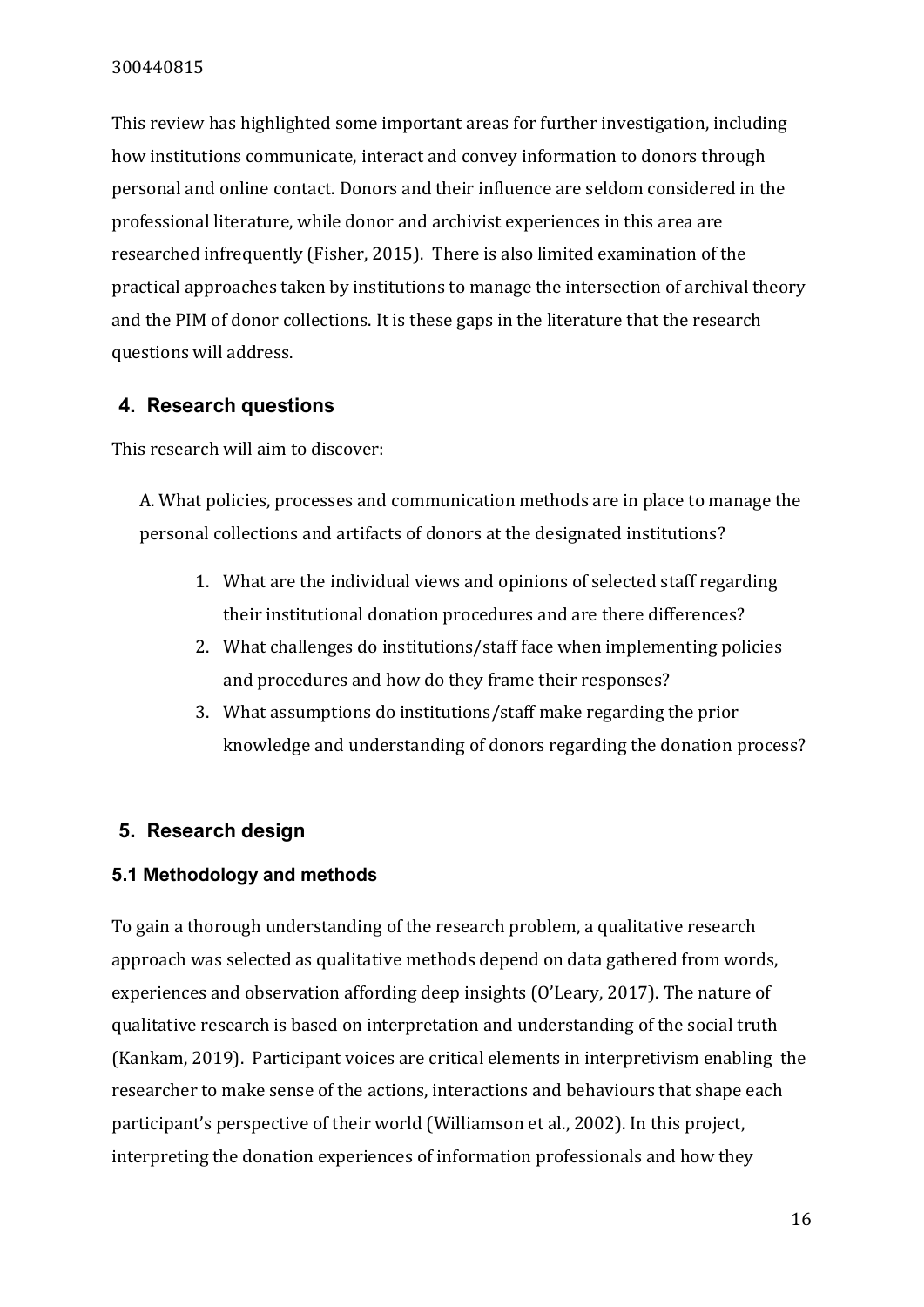This review has highlighted some important areas for further investigation, including how institutions communicate, interact and convey information to donors through personal and online contact. Donors and their influence are seldom considered in the professional literature, while donor and archivist experiences in this area are researched infrequently (Fisher, 2015). There is also limited examination of the practical approaches taken by institutions to manage the intersection of archival theory and the PIM of donor collections. It is these gaps in the literature that the research questions will address.

## 4. Research questions

This research will aim to discover:

A. What policies, processes and communication methods are in place to manage the personal collections and artifacts of donors at the designated institutions?

1. What are the individual views and opinions of selected staff regarding their institutional donation procedures and are there differences?
2. What challenges do institutions/staff face when implementing policies and procedures and how do they frame their responses?
3. What assumptions do institutions/staff make regarding the prior knowledge and understanding of donors regarding the donation process?

## 5. Research design

### 5.1 Methodology and methods

To gain a thorough understanding of the research problem, a qualitative research approach was selected as qualitative methods depend on data gathered from words, experiences and observation affording deep insights (O'Leary, 2017). The nature of qualitative research is based on interpretation and understanding of the social truth (Kankam, 2019). Participant voices are critical elements in interpretivism enabling the researcher to make sense of the actions, interactions and behaviours that shape each participant's perspective of their world (Williamson et al., 2002). In this project, interpreting the donation experiences of information professionals and how they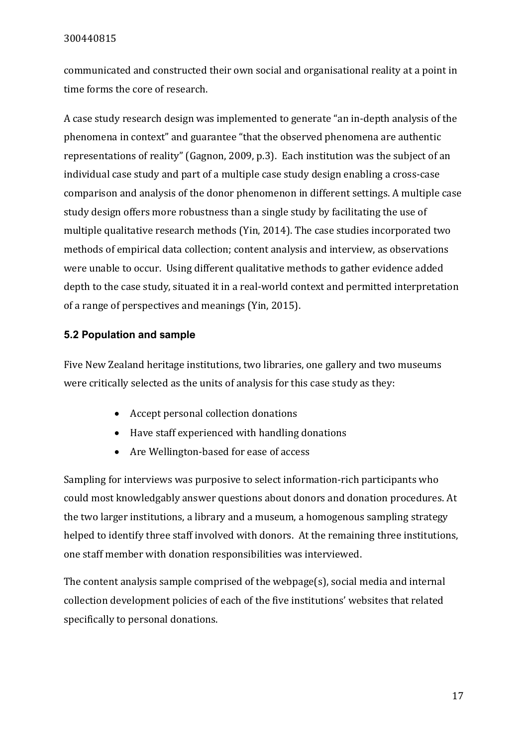communicated and constructed their own social and organisational reality at a point in time forms the core of research.

A case study research design was implemented to generate "an in-depth analysis of the phenomena in context" and guarantee "that the observed phenomena are authentic representations of reality" (Gagnon, 2009, p.3). Each institution was the subject of an individual case study and part of a multiple case study design enabling a cross-case comparison and analysis of the donor phenomenon in different settings. A multiple case study design offers more robustness than a single study by facilitating the use of multiple qualitative research methods (Yin, 2014). The case studies incorporated two methods of empirical data collection; content analysis and interview, as observations were unable to occur. Using different qualitative methods to gather evidence added depth to the case study, situated it in a real-world context and permitted interpretation of a range of perspectives and meanings (Yin, 2015).

## 5.2 Population and sample

Five New Zealand heritage institutions, two libraries, one gallery and two museums were critically selected as the units of analysis for this case study as they:

- Accept personal collection donations
- Have staff experienced with handling donations
- Are Wellington-based for ease of access

Sampling for interviews was purposive to select information-rich participants who could most knowledgably answer questions about donors and donation procedures. At the two larger institutions, a library and a museum, a homogenous sampling strategy helped to identify three staff involved with donors. At the remaining three institutions, one staff member with donation responsibilities was interviewed.

The content analysis sample comprised of the webpage(s), social media and internal collection development policies of each of the five institutions' websites that related specifically to personal donations.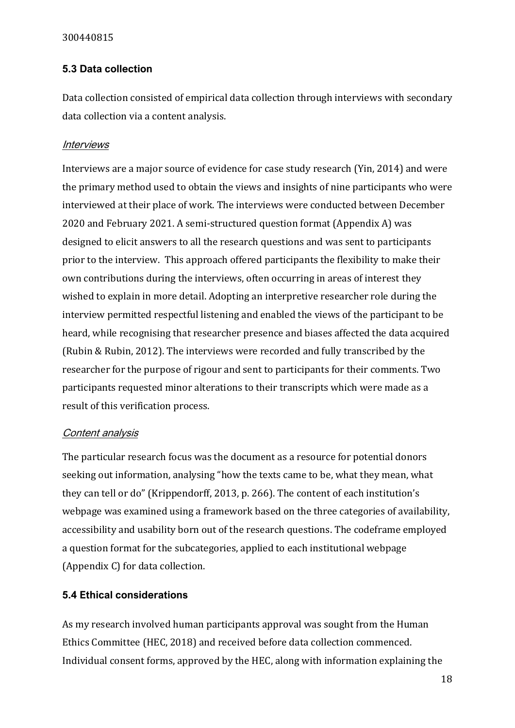### 5.3 Data collection

Data collection consisted of empirical data collection through interviews with secondary data collection via a content analysis.

#### *Interviews*

Interviews are a major source of evidence for case study research (Yin, 2014) and were the primary method used to obtain the views and insights of nine participants who were interviewed at their place of work. The interviews were conducted between December 2020 and February 2021. A semi-structured question format (Appendix A) was designed to elicit answers to all the research questions and was sent to participants prior to the interview. This approach offered participants the flexibility to make their own contributions during the interviews, often occurring in areas of interest they wished to explain in more detail. Adopting an interpretive researcher role during the interview permitted respectful listening and enabled the views of the participant to be heard, while recognising that researcher presence and biases affected the data acquired (Rubin & Rubin, 2012). The interviews were recorded and fully transcribed by the researcher for the purpose of rigour and sent to participants for their comments. Two participants requested minor alterations to their transcripts which were made as a result of this verification process.

#### *Content analysis*

The particular research focus was the document as a resource for potential donors seeking out information, analysing "how the texts came to be, what they mean, what they can tell or do" (Krippendorff, 2013, p. 266). The content of each institution's webpage was examined using a framework based on the three categories of availability, accessibility and usability born out of the research questions. The codeframe employed a question format for the subcategories, applied to each institutional webpage (Appendix C) for data collection.

### 5.4 Ethical considerations

As my research involved human participants approval was sought from the Human Ethics Committee (HEC, 2018) and received before data collection commenced. Individual consent forms, approved by the HEC, along with information explaining the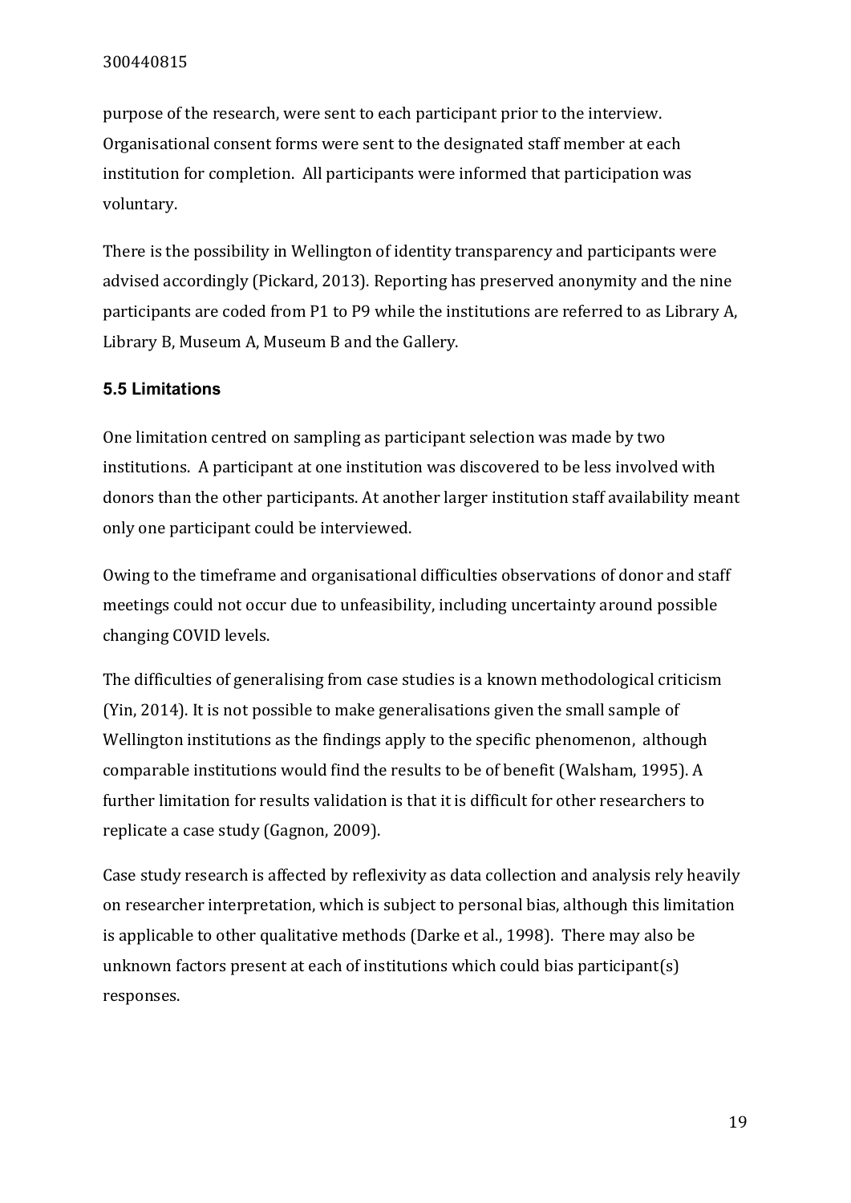purpose of the research, were sent to each participant prior to the interview. Organisational consent forms were sent to the designated staff member at each institution for completion. All participants were informed that participation was voluntary.

There is the possibility in Wellington of identity transparency and participants were advised accordingly (Pickard, 2013). Reporting has preserved anonymity and the nine participants are coded from P1 to P9 while the institutions are referred to as Library A, Library B, Museum A, Museum B and the Gallery.

### 5.5 Limitations

One limitation centred on sampling as participant selection was made by two institutions. A participant at one institution was discovered to be less involved with donors than the other participants. At another larger institution staff availability meant only one participant could be interviewed.

Owing to the timeframe and organisational difficulties observations of donor and staff meetings could not occur due to unfeasibility, including uncertainty around possible changing COVID levels.

The difficulties of generalising from case studies is a known methodological criticism (Yin, 2014). It is not possible to make generalisations given the small sample of Wellington institutions as the findings apply to the specific phenomenon, although comparable institutions would find the results to be of benefit (Walsham, 1995). A further limitation for results validation is that it is difficult for other researchers to replicate a case study (Gagnon, 2009).

Case study research is affected by reflexivity as data collection and analysis rely heavily on researcher interpretation, which is subject to personal bias, although this limitation is applicable to other qualitative methods (Darke et al., 1998). There may also be unknown factors present at each of institutions which could bias participant(s) responses.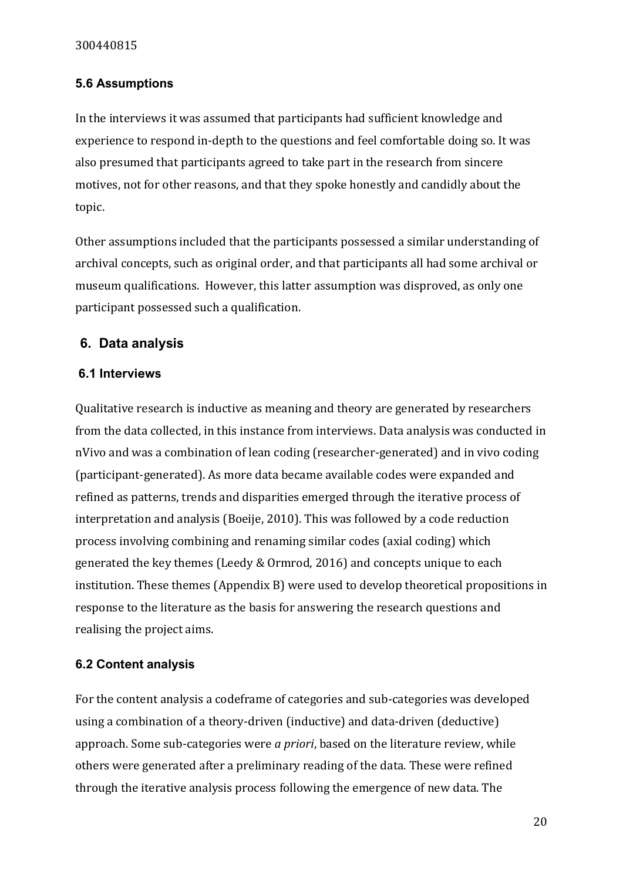### 5.6 Assumptions

In the interviews it was assumed that participants had sufficient knowledge and experience to respond in-depth to the questions and feel comfortable doing so. It was also presumed that participants agreed to take part in the research from sincere motives, not for other reasons, and that they spoke honestly and candidly about the topic.

Other assumptions included that the participants possessed a similar understanding of archival concepts, such as original order, and that participants all had some archival or museum qualifications.  However, this latter assumption was disproved, as only one participant possessed such a qualification.

## 6. Data analysis

### 6.1 Interviews

Qualitative research is inductive as meaning and theory are generated by researchers from the data collected, in this instance from interviews. Data analysis was conducted in nVivo and was a combination of lean coding (researcher-generated) and in vivo coding (participant-generated). As more data became available codes were expanded and refined as patterns, trends and disparities emerged through the iterative process of interpretation and analysis (Boeije, 2010). This was followed by a code reduction process involving combining and renaming similar codes (axial coding) which generated the key themes (Leedy & Ormrod, 2016) and concepts unique to each institution. These themes (Appendix B) were used to develop theoretical propositions in response to the literature as the basis for answering the research questions and realising the project aims.

### 6.2 Content analysis

For the content analysis a codeframe of categories and sub-categories was developed using a combination of a theory-driven (inductive) and data-driven (deductive) approach. Some sub-categories were *a priori*, based on the literature review, while others were generated after a preliminary reading of the data. These were refined through the iterative analysis process following the emergence of new data. The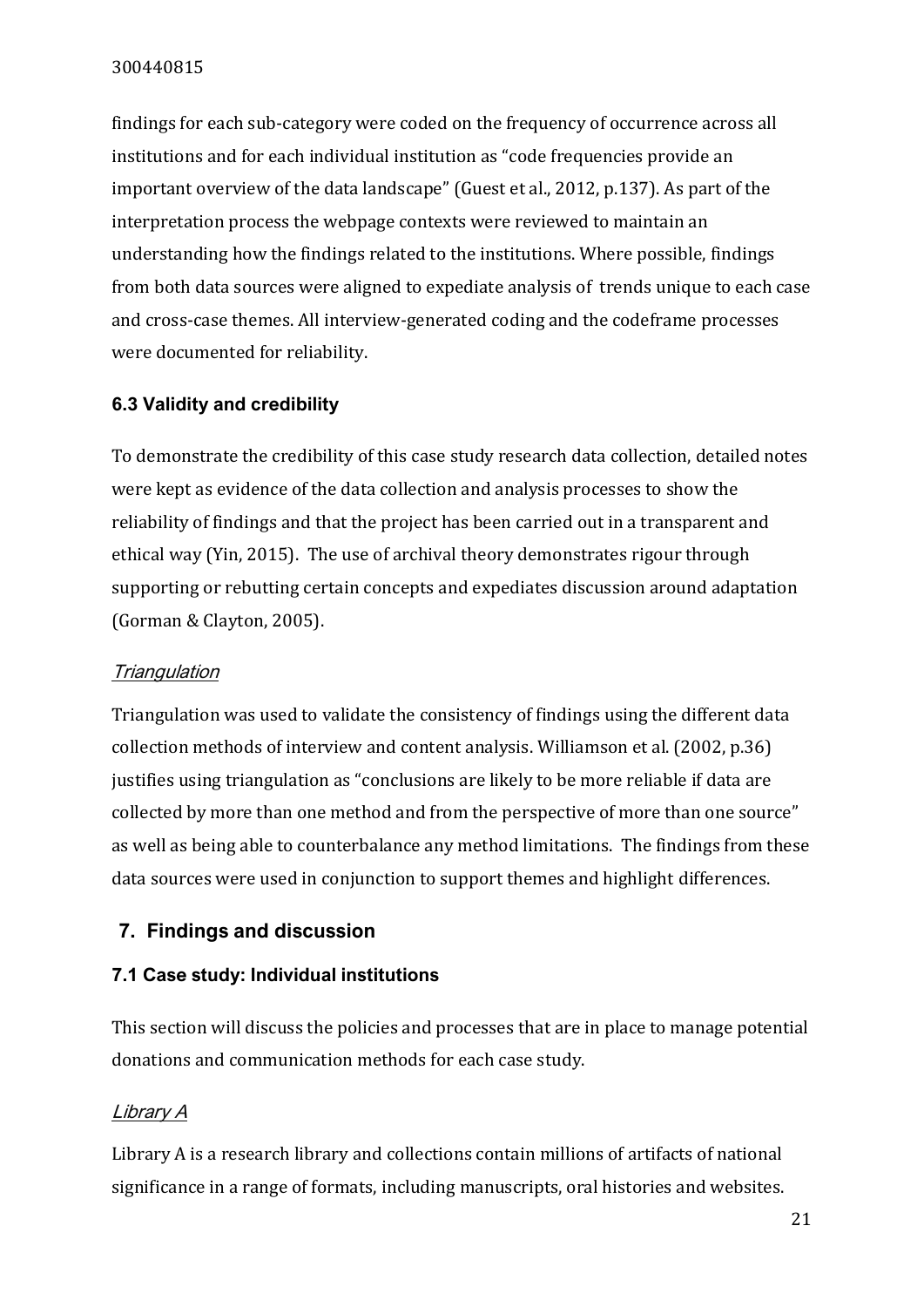findings for each sub-category were coded on the frequency of occurrence across all institutions and for each individual institution as "code frequencies provide an important overview of the data landscape" (Guest et al., 2012, p.137). As part of the interpretation process the webpage contexts were reviewed to maintain an understanding how the findings related to the institutions. Where possible, findings from both data sources were aligned to expediate analysis of trends unique to each case and cross-case themes. All interview-generated coding and the codeframe processes were documented for reliability.

### 6.3 Validity and credibility

To demonstrate the credibility of this case study research data collection, detailed notes were kept as evidence of the data collection and analysis processes to show the reliability of findings and that the project has been carried out in a transparent and ethical way (Yin, 2015). The use of archival theory demonstrates rigour through supporting or rebutting certain concepts and expediates discussion around adaptation (Gorman & Clayton, 2005).

#### *Triangulation*

Triangulation was used to validate the consistency of findings using the different data collection methods of interview and content analysis. Williamson et al. (2002, p.36) justifies using triangulation as "conclusions are likely to be more reliable if data are collected by more than one method and from the perspective of more than one source" as well as being able to counterbalance any method limitations. The findings from these data sources were used in conjunction to support themes and highlight differences.

## 7. Findings and discussion

### 7.1 Case study: Individual institutions

This section will discuss the policies and processes that are in place to manage potential donations and communication methods for each case study.

#### *Library A*

Library A is a research library and collections contain millions of artifacts of national significance in a range of formats, including manuscripts, oral histories and websites.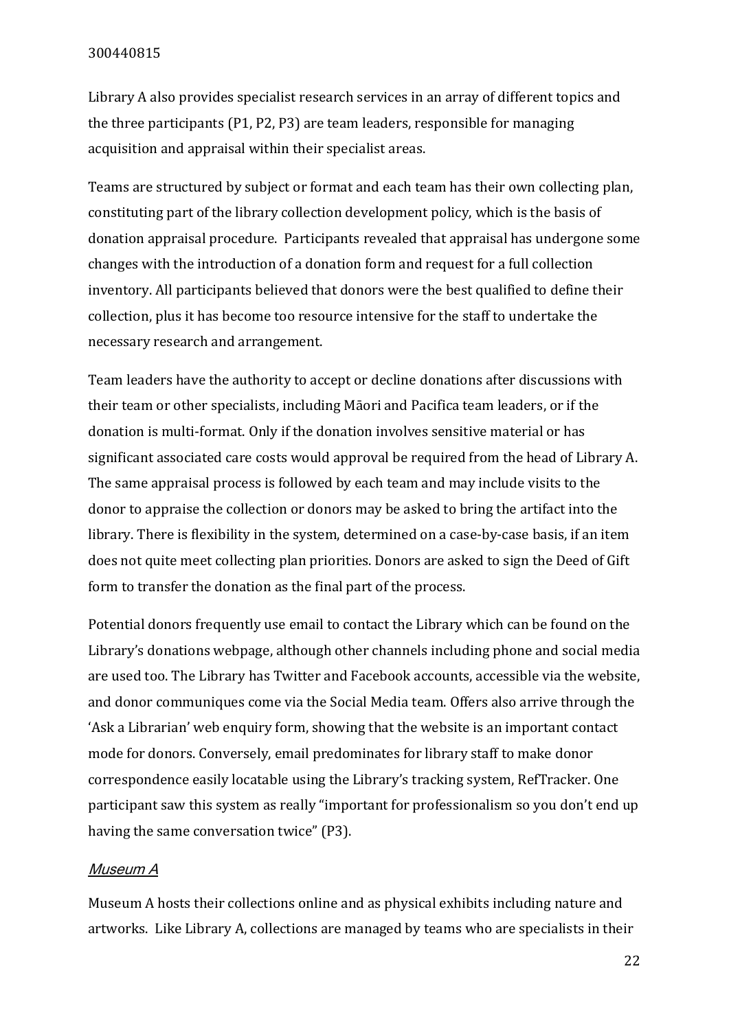Library A also provides specialist research services in an array of different topics and the three participants (P1, P2, P3) are team leaders, responsible for managing acquisition and appraisal within their specialist areas.

Teams are structured by subject or format and each team has their own collecting plan, constituting part of the library collection development policy, which is the basis of donation appraisal procedure. Participants revealed that appraisal has undergone some changes with the introduction of a donation form and request for a full collection inventory. All participants believed that donors were the best qualified to define their collection, plus it has become too resource intensive for the staff to undertake the necessary research and arrangement.

Team leaders have the authority to accept or decline donations after discussions with their team or other specialists, including Māori and Pacifica team leaders, or if the donation is multi-format. Only if the donation involves sensitive material or has significant associated care costs would approval be required from the head of Library A. The same appraisal process is followed by each team and may include visits to the donor to appraise the collection or donors may be asked to bring the artifact into the library. There is flexibility in the system, determined on a case-by-case basis, if an item does not quite meet collecting plan priorities. Donors are asked to sign the Deed of Gift form to transfer the donation as the final part of the process.

Potential donors frequently use email to contact the Library which can be found on the Library's donations webpage, although other channels including phone and social media are used too. The Library has Twitter and Facebook accounts, accessible via the website, and donor communiques come via the Social Media team. Offers also arrive through the 'Ask a Librarian' web enquiry form, showing that the website is an important contact mode for donors. Conversely, email predominates for library staff to make donor correspondence easily locatable using the Library's tracking system, RefTracker. One participant saw this system as really "important for professionalism so you don't end up having the same conversation twice" (P3).

### *Museum A*

Museum A hosts their collections online and as physical exhibits including nature and artworks. Like Library A, collections are managed by teams who are specialists in their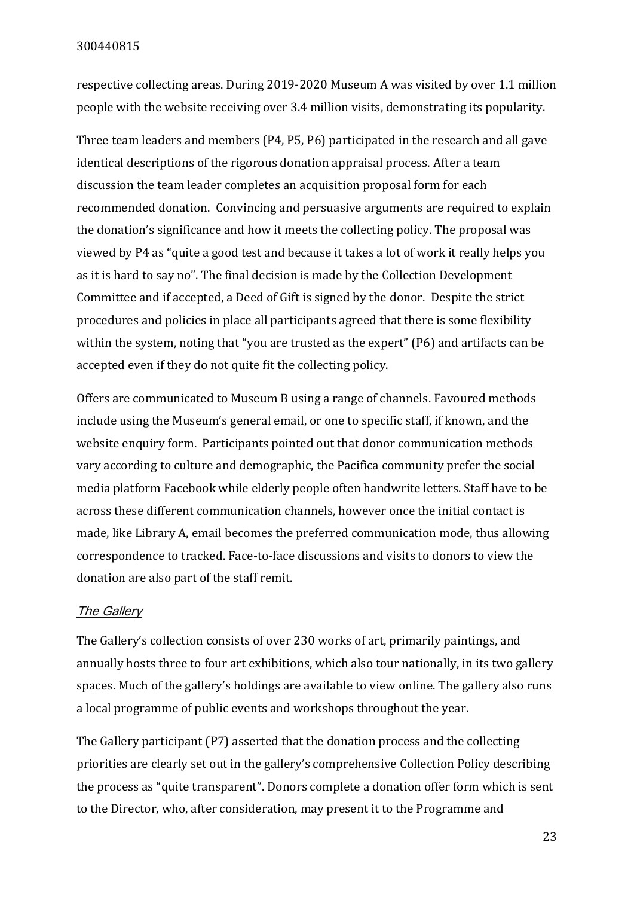respective collecting areas. During 2019-2020 Museum A was visited by over 1.1 million people with the website receiving over 3.4 million visits, demonstrating its popularity.

Three team leaders and members (P4, P5, P6) participated in the research and all gave identical descriptions of the rigorous donation appraisal process. After a team discussion the team leader completes an acquisition proposal form for each recommended donation. Convincing and persuasive arguments are required to explain the donation's significance and how it meets the collecting policy. The proposal was viewed by P4 as "quite a good test and because it takes a lot of work it really helps you as it is hard to say no". The final decision is made by the Collection Development Committee and if accepted, a Deed of Gift is signed by the donor. Despite the strict procedures and policies in place all participants agreed that there is some flexibility within the system, noting that "you are trusted as the expert" (P6) and artifacts can be accepted even if they do not quite fit the collecting policy.

Offers are communicated to Museum B using a range of channels. Favoured methods include using the Museum's general email, or one to specific staff, if known, and the website enquiry form. Participants pointed out that donor communication methods vary according to culture and demographic, the Pacifica community prefer the social media platform Facebook while elderly people often handwrite letters. Staff have to be across these different communication channels, however once the initial contact is made, like Library A, email becomes the preferred communication mode, thus allowing correspondence to tracked. Face-to-face discussions and visits to donors to view the donation are also part of the staff remit.

### *The Gallery*

The Gallery's collection consists of over 230 works of art, primarily paintings, and annually hosts three to four art exhibitions, which also tour nationally, in its two gallery spaces. Much of the gallery's holdings are available to view online. The gallery also runs a local programme of public events and workshops throughout the year.

The Gallery participant (P7) asserted that the donation process and the collecting priorities are clearly set out in the gallery's comprehensive Collection Policy describing the process as "quite transparent". Donors complete a donation offer form which is sent to the Director, who, after consideration, may present it to the Programme and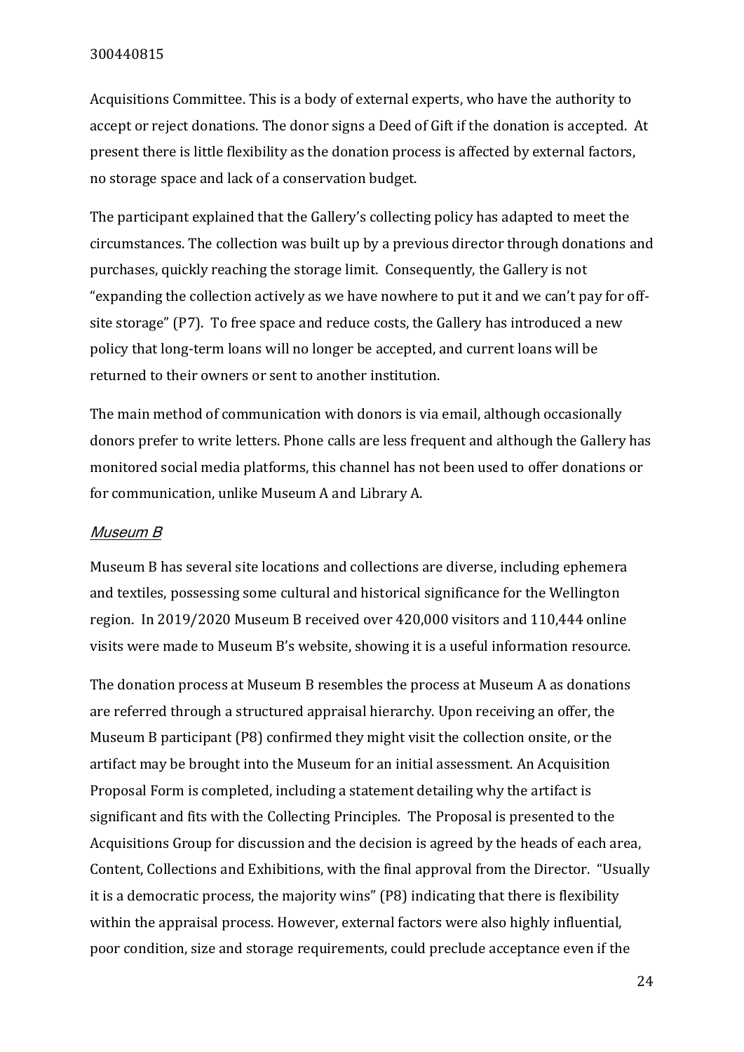Acquisitions Committee. This is a body of external experts, who have the authority to accept or reject donations. The donor signs a Deed of Gift if the donation is accepted. At present there is little flexibility as the donation process is affected by external factors, no storage space and lack of a conservation budget.

The participant explained that the Gallery's collecting policy has adapted to meet the circumstances. The collection was built up by a previous director through donations and purchases, quickly reaching the storage limit. Consequently, the Gallery is not "expanding the collection actively as we have nowhere to put it and we can't pay for off-site storage" (P7). To free space and reduce costs, the Gallery has introduced a new policy that long-term loans will no longer be accepted, and current loans will be returned to their owners or sent to another institution.

The main method of communication with donors is via email, although occasionally donors prefer to write letters. Phone calls are less frequent and although the Gallery has monitored social media platforms, this channel has not been used to offer donations or for communication, unlike Museum A and Library A.

### *Museum B*

Museum B has several site locations and collections are diverse, including ephemera and textiles, possessing some cultural and historical significance for the Wellington region. In 2019/2020 Museum B received over 420,000 visitors and 110,444 online visits were made to Museum B's website, showing it is a useful information resource.

The donation process at Museum B resembles the process at Museum A as donations are referred through a structured appraisal hierarchy. Upon receiving an offer, the Museum B participant (P8) confirmed they might visit the collection onsite, or the artifact may be brought into the Museum for an initial assessment. An Acquisition Proposal Form is completed, including a statement detailing why the artifact is significant and fits with the Collecting Principles. The Proposal is presented to the Acquisitions Group for discussion and the decision is agreed by the heads of each area, Content, Collections and Exhibitions, with the final approval from the Director. "Usually it is a democratic process, the majority wins" (P8) indicating that there is flexibility within the appraisal process. However, external factors were also highly influential, poor condition, size and storage requirements, could preclude acceptance even if the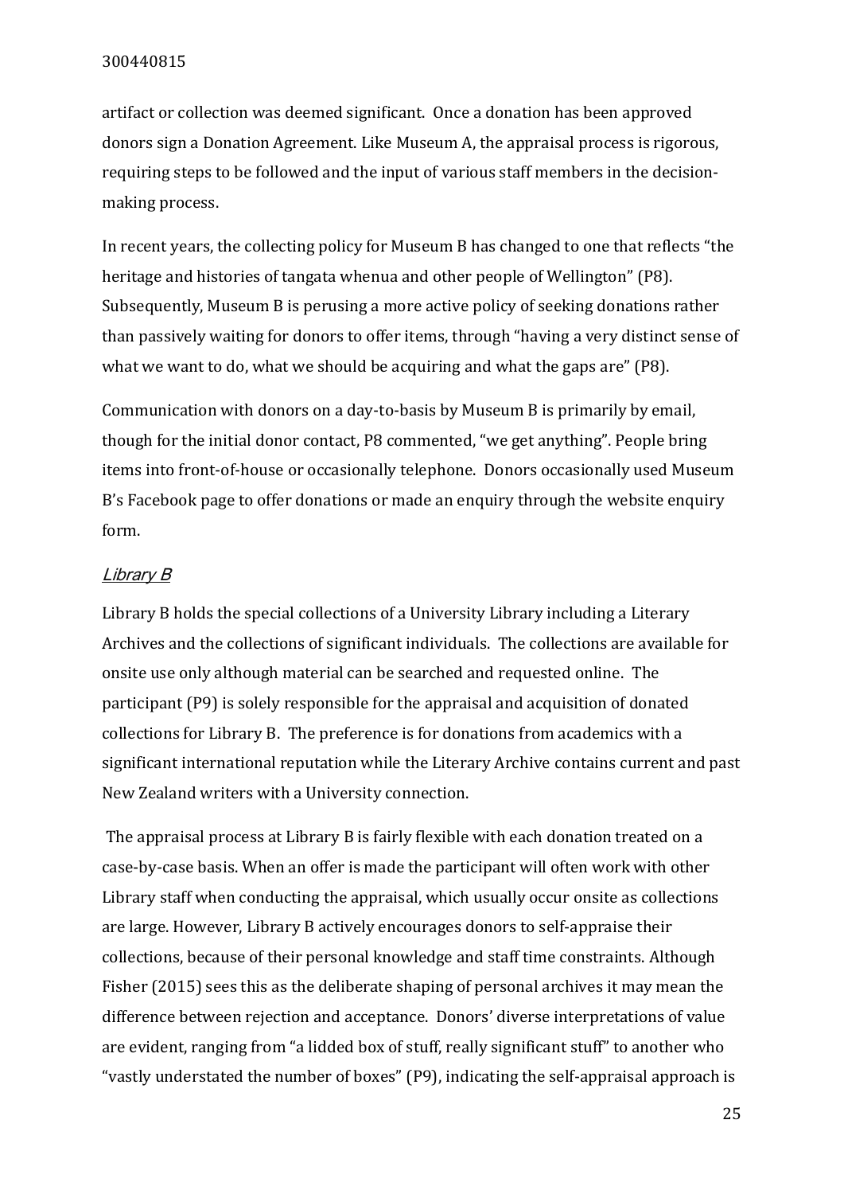artifact or collection was deemed significant. Once a donation has been approved donors sign a Donation Agreement. Like Museum A, the appraisal process is rigorous, requiring steps to be followed and the input of various staff members in the decision-making process.

In recent years, the collecting policy for Museum B has changed to one that reflects "the heritage and histories of tangata whenua and other people of Wellington" (P8). Subsequently, Museum B is perusing a more active policy of seeking donations rather than passively waiting for donors to offer items, through "having a very distinct sense of what we want to do, what we should be acquiring and what the gaps are" (P8).

Communication with donors on a day-to-basis by Museum B is primarily by email, though for the initial donor contact, P8 commented, "we get anything". People bring items into front-of-house or occasionally telephone. Donors occasionally used Museum B's Facebook page to offer donations or made an enquiry through the website enquiry form.

### Library B

Library B holds the special collections of a University Library including a Literary Archives and the collections of significant individuals. The collections are available for onsite use only although material can be searched and requested online. The participant (P9) is solely responsible for the appraisal and acquisition of donated collections for Library B. The preference is for donations from academics with a significant international reputation while the Literary Archive contains current and past New Zealand writers with a University connection.

The appraisal process at Library B is fairly flexible with each donation treated on a case-by-case basis. When an offer is made the participant will often work with other Library staff when conducting the appraisal, which usually occur onsite as collections are large. However, Library B actively encourages donors to self-appraise their collections, because of their personal knowledge and staff time constraints. Although Fisher (2015) sees this as the deliberate shaping of personal archives it may mean the difference between rejection and acceptance. Donors' diverse interpretations of value are evident, ranging from "a lidded box of stuff, really significant stuff" to another who "vastly understated the number of boxes" (P9), indicating the self-appraisal approach is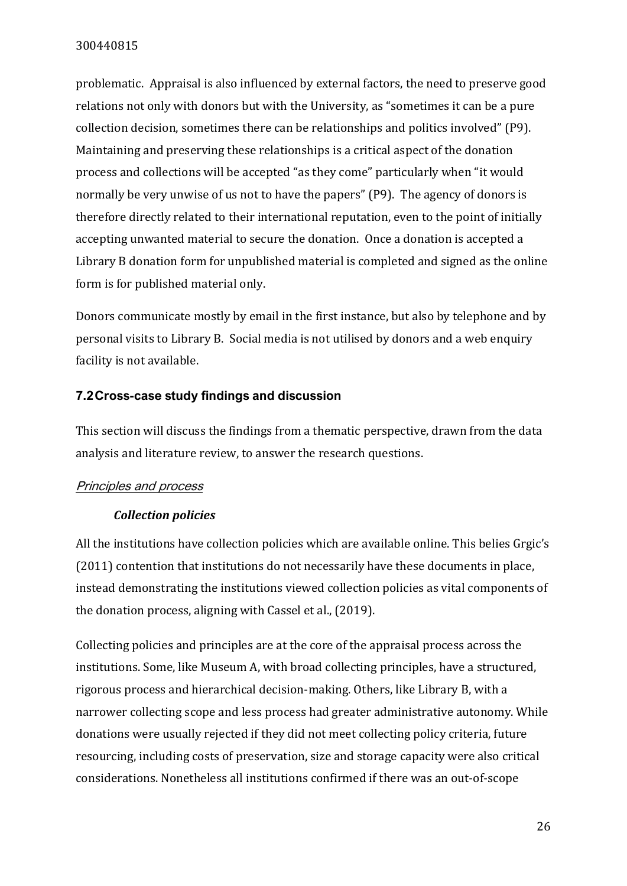problematic. Appraisal is also influenced by external factors, the need to preserve good relations not only with donors but with the University, as "sometimes it can be a pure collection decision, sometimes there can be relationships and politics involved" (P9). Maintaining and preserving these relationships is a critical aspect of the donation process and collections will be accepted "as they come" particularly when "it would normally be very unwise of us not to have the papers" (P9). The agency of donors is therefore directly related to their international reputation, even to the point of initially accepting unwanted material to secure the donation. Once a donation is accepted a Library B donation form for unpublished material is completed and signed as the online form is for published material only.

Donors communicate mostly by email in the first instance, but also by telephone and by personal visits to Library B. Social media is not utilised by donors and a web enquiry facility is not available.

### 7.2 Cross-case study findings and discussion

This section will discuss the findings from a thematic perspective, drawn from the data analysis and literature review, to answer the research questions.

#### *Principles and process*

##### ***Collection policies***

All the institutions have collection policies which are available online. This belies Grgic's (2011) contention that institutions do not necessarily have these documents in place, instead demonstrating the institutions viewed collection policies as vital components of the donation process, aligning with Cassel et al., (2019).

Collecting policies and principles are at the core of the appraisal process across the institutions. Some, like Museum A, with broad collecting principles, have a structured, rigorous process and hierarchical decision-making. Others, like Library B, with a narrower collecting scope and less process had greater administrative autonomy. While donations were usually rejected if they did not meet collecting policy criteria, future resourcing, including costs of preservation, size and storage capacity were also critical considerations. Nonetheless all institutions confirmed if there was an out-of-scope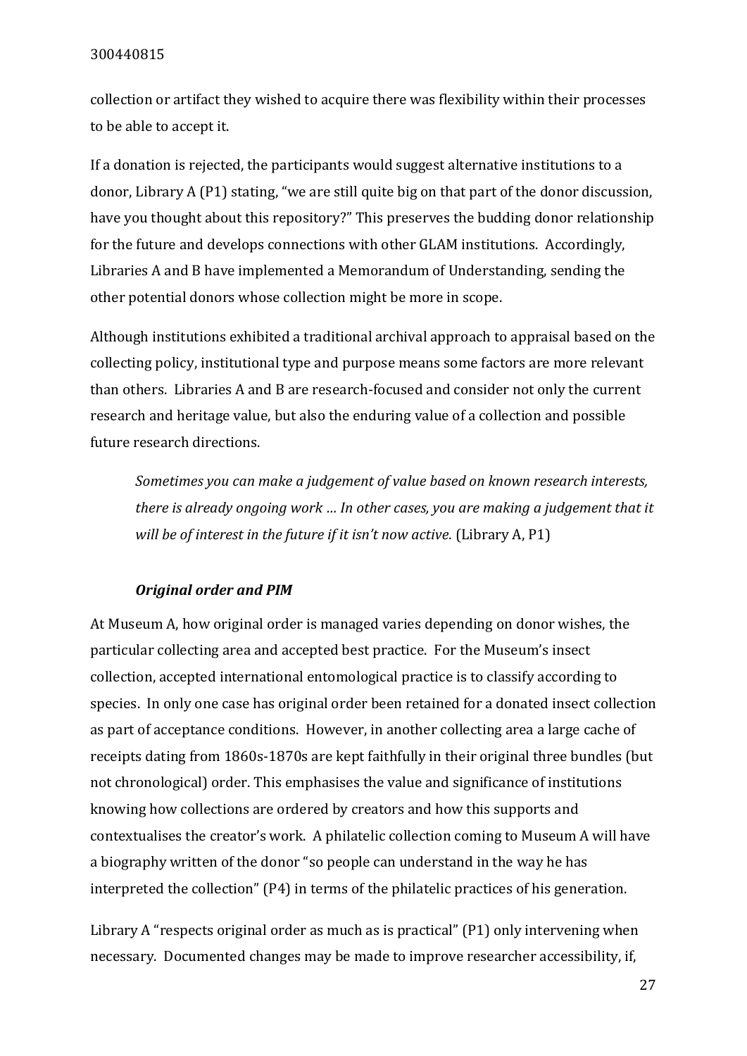collection or artifact they wished to acquire there was flexibility within their processes to be able to accept it.

If a donation is rejected, the participants would suggest alternative institutions to a donor, Library A (P1) stating, "we are still quite big on that part of the donor discussion, have you thought about this repository?" This preserves the budding donor relationship for the future and develops connections with other GLAM institutions. Accordingly, Libraries A and B have implemented a Memorandum of Understanding, sending the other potential donors whose collection might be more in scope.

Although institutions exhibited a traditional archival approach to appraisal based on the collecting policy, institutional type and purpose means some factors are more relevant than others. Libraries A and B are research-focused and consider not only the current research and heritage value, but also the enduring value of a collection and possible future research directions.

> *Sometimes you can make a judgement of value based on known research interests, there is already ongoing work … In other cases, you are making a judgement that it will be of interest in the future if it isn't now active.* (Library A, P1)

### *Original order and PIM*

At Museum A, how original order is managed varies depending on donor wishes, the particular collecting area and accepted best practice. For the Museum's insect collection, accepted international entomological practice is to classify according to species. In only one case has original order been retained for a donated insect collection as part of acceptance conditions. However, in another collecting area a large cache of receipts dating from 1860s-1870s are kept faithfully in their original three bundles (but not chronological) order. This emphasises the value and significance of institutions knowing how collections are ordered by creators and how this supports and contextualises the creator's work. A philatelic collection coming to Museum A will have a biography written of the donor "so people can understand in the way he has interpreted the collection" (P4) in terms of the philatelic practices of his generation.

Library A "respects original order as much as is practical" (P1) only intervening when necessary. Documented changes may be made to improve researcher accessibility, if,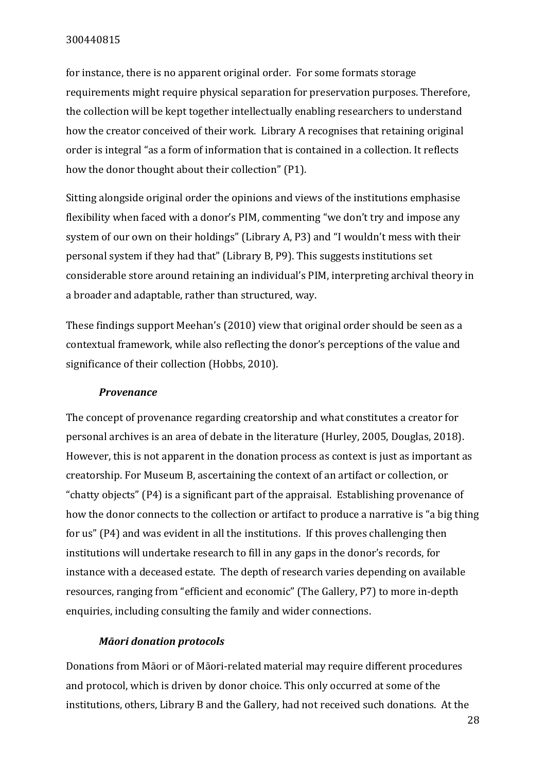for instance, there is no apparent original order. For some formats storage requirements might require physical separation for preservation purposes. Therefore, the collection will be kept together intellectually enabling researchers to understand how the creator conceived of their work. Library A recognises that retaining original order is integral "as a form of information that is contained in a collection. It reflects how the donor thought about their collection" (P1).

Sitting alongside original order the opinions and views of the institutions emphasise flexibility when faced with a donor's PIM, commenting "we don't try and impose any system of our own on their holdings" (Library A, P3) and "I wouldn't mess with their personal system if they had that" (Library B, P9). This suggests institutions set considerable store around retaining an individual's PIM, interpreting archival theory in a broader and adaptable, rather than structured, way.

These findings support Meehan's (2010) view that original order should be seen as a contextual framework, while also reflecting the donor's perceptions of the value and significance of their collection (Hobbs, 2010).

### *Provenance*

The concept of provenance regarding creatorship and what constitutes a creator for personal archives is an area of debate in the literature (Hurley, 2005, Douglas, 2018). However, this is not apparent in the donation process as context is just as important as creatorship. For Museum B, ascertaining the context of an artifact or collection, or "chatty objects" (P4) is a significant part of the appraisal. Establishing provenance of how the donor connects to the collection or artifact to produce a narrative is "a big thing for us" (P4) and was evident in all the institutions. If this proves challenging then institutions will undertake research to fill in any gaps in the donor's records, for instance with a deceased estate. The depth of research varies depending on available resources, ranging from "efficient and economic" (The Gallery, P7) to more in-depth enquiries, including consulting the family and wider connections.

### *Māori donation protocols*

Donations from Māori or of Māori-related material may require different procedures and protocol, which is driven by donor choice. This only occurred at some of the institutions, others, Library B and the Gallery, had not received such donations. At the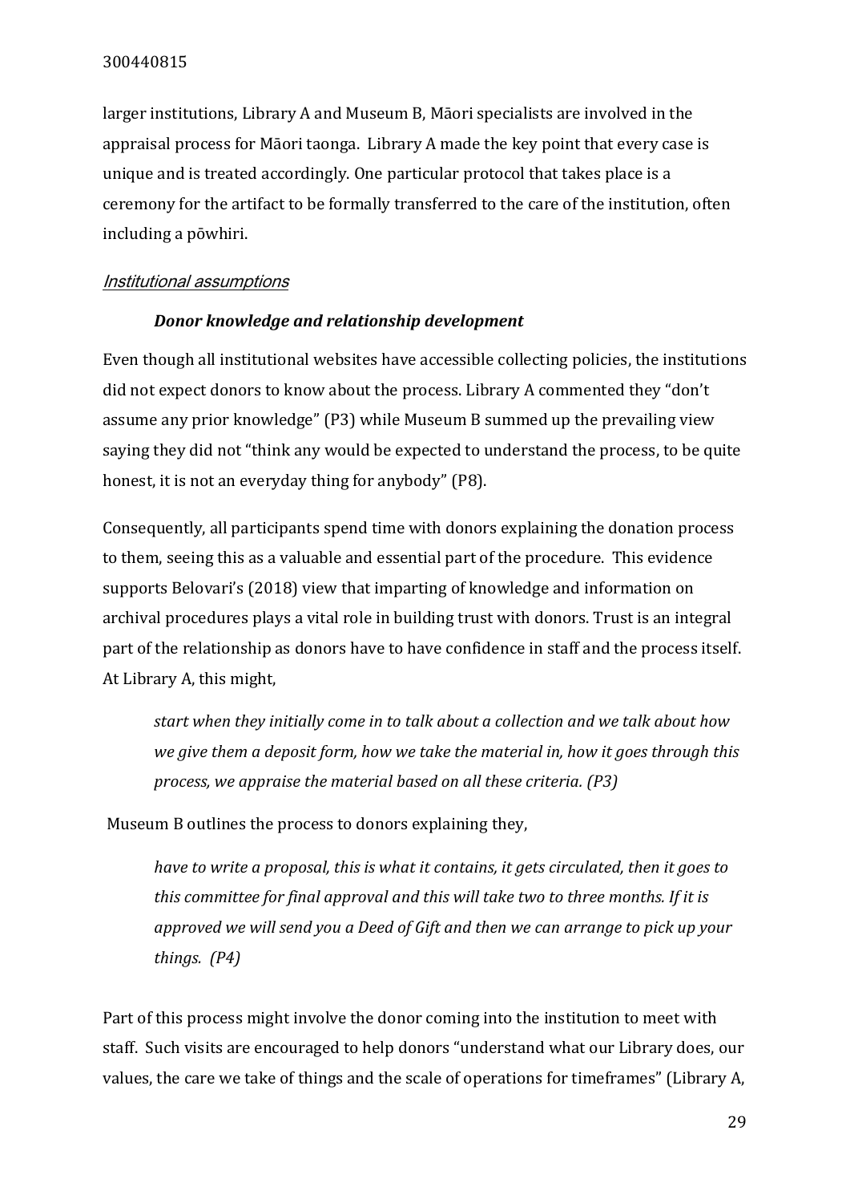larger institutions, Library A and Museum B, Māori specialists are involved in the appraisal process for Māori taonga. Library A made the key point that every case is unique and is treated accordingly. One particular protocol that takes place is a ceremony for the artifact to be formally transferred to the care of the institution, often including a pōwhiri.

### *Institutional assumptions*

#### ***Donor knowledge and relationship development***

Even though all institutional websites have accessible collecting policies, the institutions did not expect donors to know about the process. Library A commented they "don't assume any prior knowledge" (P3) while Museum B summed up the prevailing view saying they did not "think any would be expected to understand the process, to be quite honest, it is not an everyday thing for anybody" (P8).

Consequently, all participants spend time with donors explaining the donation process to them, seeing this as a valuable and essential part of the procedure. This evidence supports Belovari's (2018) view that imparting of knowledge and information on archival procedures plays a vital role in building trust with donors. Trust is an integral part of the relationship as donors have to have confidence in staff and the process itself. At Library A, this might,

> *start when they initially come in to talk about a collection and we talk about how we give them a deposit form, how we take the material in, how it goes through this process, we appraise the material based on all these criteria. (P3)*

Museum B outlines the process to donors explaining they,

> *have to write a proposal, this is what it contains, it gets circulated, then it goes to this committee for final approval and this will take two to three months. If it is approved we will send you a Deed of Gift and then we can arrange to pick up your things. (P4)*

Part of this process might involve the donor coming into the institution to meet with staff. Such visits are encouraged to help donors "understand what our Library does, our values, the care we take of things and the scale of operations for timeframes" (Library A,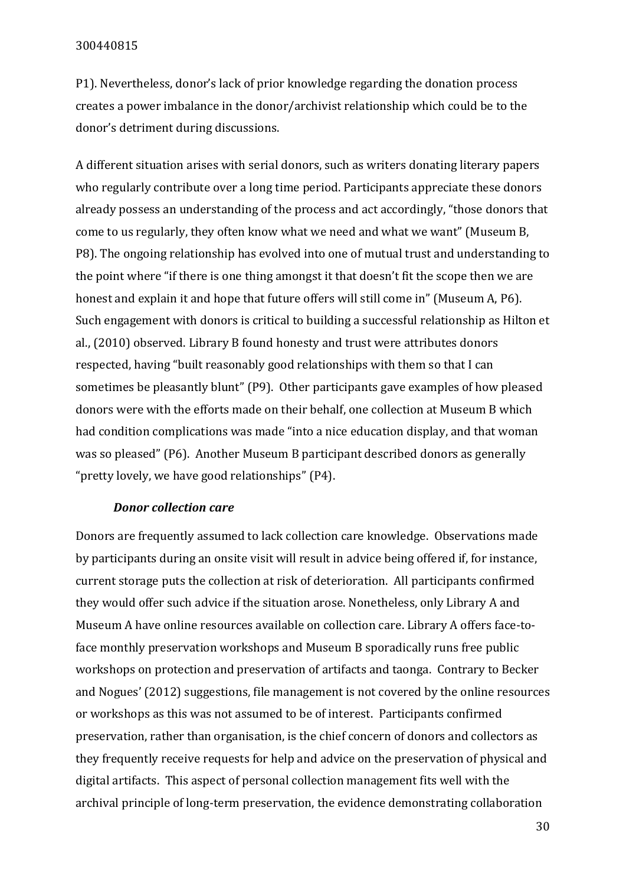P1). Nevertheless, donor's lack of prior knowledge regarding the donation process creates a power imbalance in the donor/archivist relationship which could be to the donor's detriment during discussions.

A different situation arises with serial donors, such as writers donating literary papers who regularly contribute over a long time period. Participants appreciate these donors already possess an understanding of the process and act accordingly, "those donors that come to us regularly, they often know what we need and what we want" (Museum B, P8). The ongoing relationship has evolved into one of mutual trust and understanding to the point where "if there is one thing amongst it that doesn't fit the scope then we are honest and explain it and hope that future offers will still come in" (Museum A, P6). Such engagement with donors is critical to building a successful relationship as Hilton et al., (2010) observed. Library B found honesty and trust were attributes donors respected, having "built reasonably good relationships with them so that I can sometimes be pleasantly blunt" (P9). Other participants gave examples of how pleased donors were with the efforts made on their behalf, one collection at Museum B which had condition complications was made "into a nice education display, and that woman was so pleased" (P6). Another Museum B participant described donors as generally "pretty lovely, we have good relationships" (P4).

***Donor collection care***

Donors are frequently assumed to lack collection care knowledge. Observations made by participants during an onsite visit will result in advice being offered if, for instance, current storage puts the collection at risk of deterioration. All participants confirmed they would offer such advice if the situation arose. Nonetheless, only Library A and Museum A have online resources available on collection care. Library A offers face-to-face monthly preservation workshops and Museum B sporadically runs free public workshops on protection and preservation of artifacts and taonga. Contrary to Becker and Nogues' (2012) suggestions, file management is not covered by the online resources or workshops as this was not assumed to be of interest. Participants confirmed preservation, rather than organisation, is the chief concern of donors and collectors as they frequently receive requests for help and advice on the preservation of physical and digital artifacts. This aspect of personal collection management fits well with the archival principle of long-term preservation, the evidence demonstrating collaboration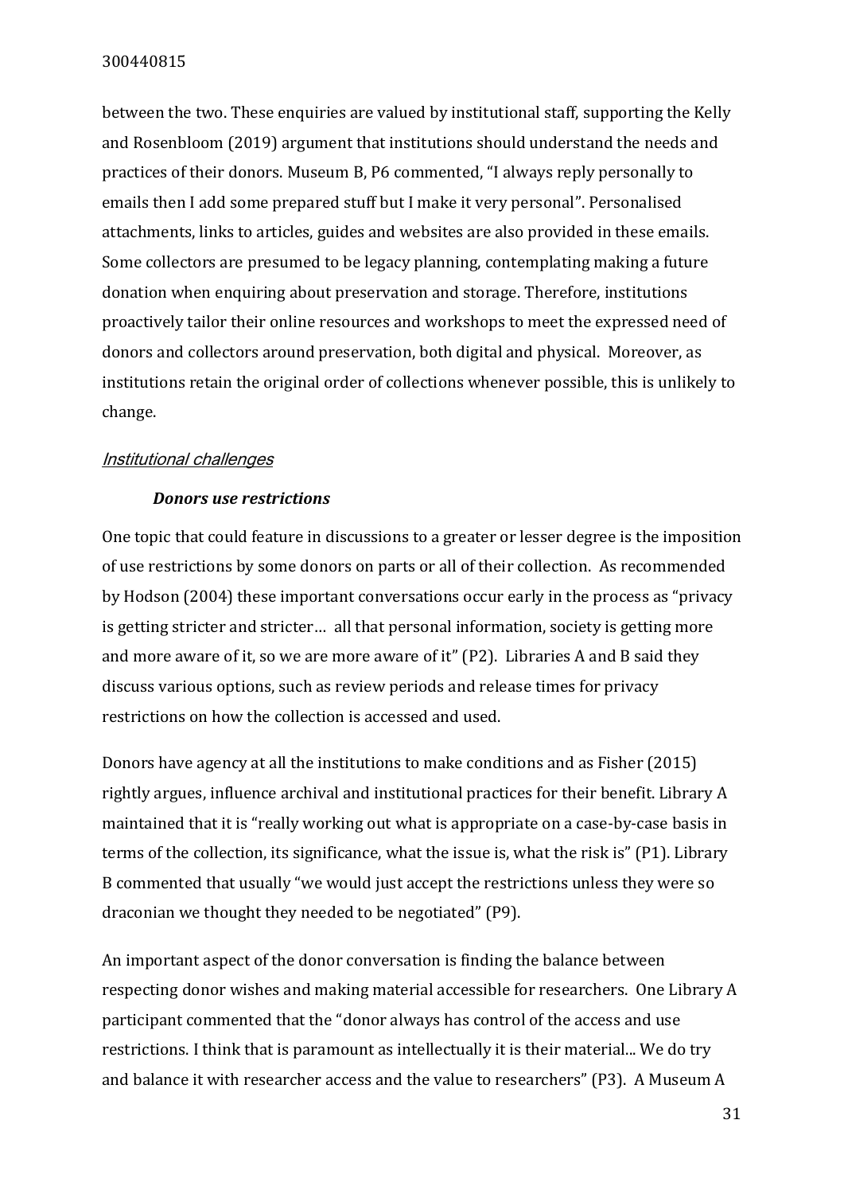between the two. These enquiries are valued by institutional staff, supporting the Kelly and Rosenbloom (2019) argument that institutions should understand the needs and practices of their donors. Museum B, P6 commented, "I always reply personally to emails then I add some prepared stuff but I make it very personal". Personalised attachments, links to articles, guides and websites are also provided in these emails. Some collectors are presumed to be legacy planning, contemplating making a future donation when enquiring about preservation and storage. Therefore, institutions proactively tailor their online resources and workshops to meet the expressed need of donors and collectors around preservation, both digital and physical. Moreover, as institutions retain the original order of collections whenever possible, this is unlikely to change.

## *Institutional challenges*

### ***Donors use restrictions***

One topic that could feature in discussions to a greater or lesser degree is the imposition of use restrictions by some donors on parts or all of their collection. As recommended by Hodson (2004) these important conversations occur early in the process as "privacy is getting stricter and stricter… all that personal information, society is getting more and more aware of it, so we are more aware of it" (P2). Libraries A and B said they discuss various options, such as review periods and release times for privacy restrictions on how the collection is accessed and used.

Donors have agency at all the institutions to make conditions and as Fisher (2015) rightly argues, influence archival and institutional practices for their benefit. Library A maintained that it is "really working out what is appropriate on a case-by-case basis in terms of the collection, its significance, what the issue is, what the risk is" (P1). Library B commented that usually "we would just accept the restrictions unless they were so draconian we thought they needed to be negotiated" (P9).

An important aspect of the donor conversation is finding the balance between respecting donor wishes and making material accessible for researchers. One Library A participant commented that the "donor always has control of the access and use restrictions. I think that is paramount as intellectually it is their material... We do try and balance it with researcher access and the value to researchers" (P3). A Museum A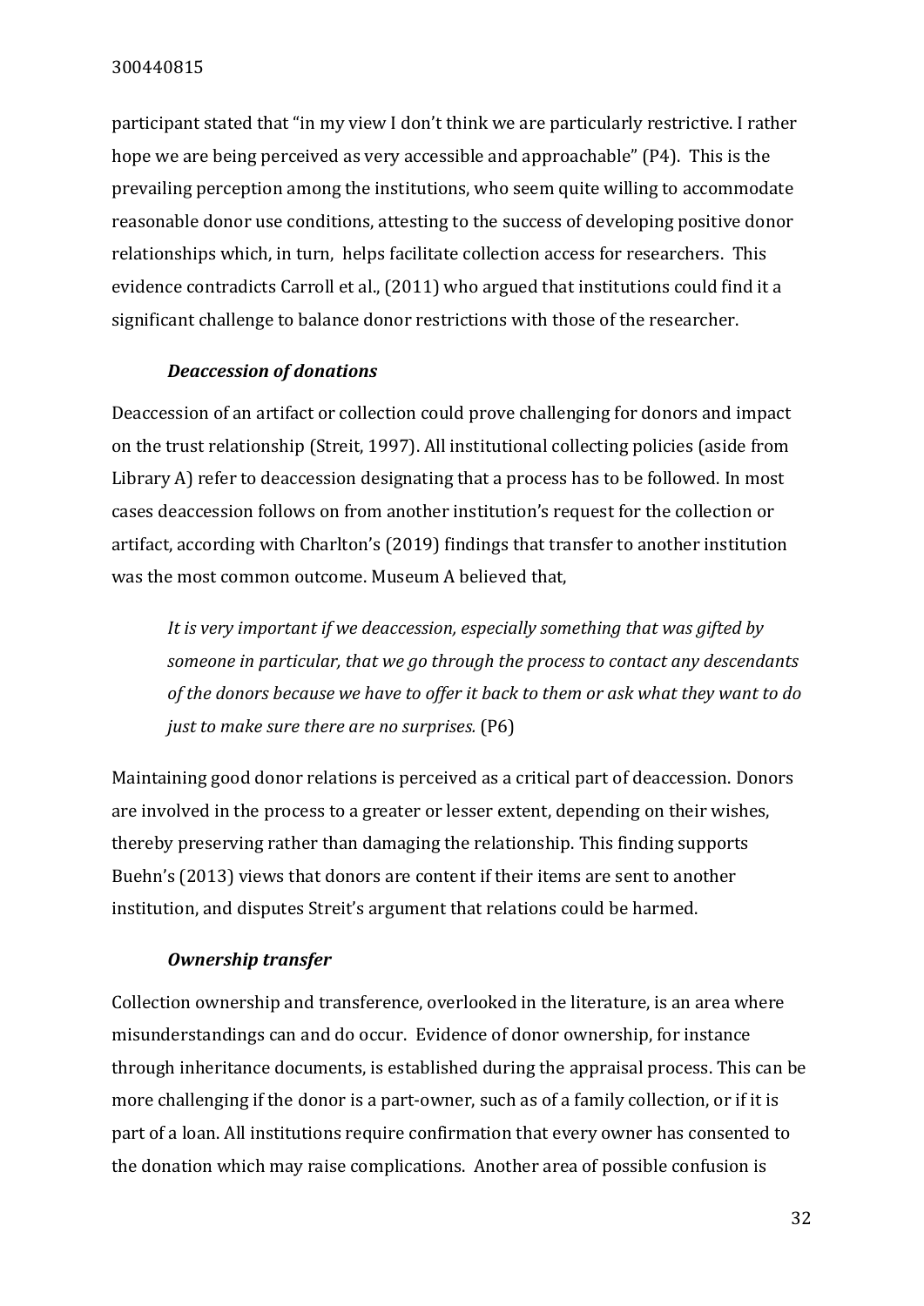participant stated that "in my view I don't think we are particularly restrictive. I rather hope we are being perceived as very accessible and approachable" (P4). This is the prevailing perception among the institutions, who seem quite willing to accommodate reasonable donor use conditions, attesting to the success of developing positive donor relationships which, in turn, helps facilitate collection access for researchers. This evidence contradicts Carroll et al., (2011) who argued that institutions could find it a significant challenge to balance donor restrictions with those of the researcher.

### *Deaccession of donations*

Deaccession of an artifact or collection could prove challenging for donors and impact on the trust relationship (Streit, 1997). All institutional collecting policies (aside from Library A) refer to deaccession designating that a process has to be followed. In most cases deaccession follows on from another institution's request for the collection or artifact, according with Charlton's (2019) findings that transfer to another institution was the most common outcome. Museum A believed that,

> *It is very important if we deaccession, especially something that was gifted by someone in particular, that we go through the process to contact any descendants of the donors because we have to offer it back to them or ask what they want to do just to make sure there are no surprises.* (P6)

Maintaining good donor relations is perceived as a critical part of deaccession. Donors are involved in the process to a greater or lesser extent, depending on their wishes, thereby preserving rather than damaging the relationship. This finding supports Buehn's (2013) views that donors are content if their items are sent to another institution, and disputes Streit's argument that relations could be harmed.

### *Ownership transfer*

Collection ownership and transference, overlooked in the literature, is an area where misunderstandings can and do occur. Evidence of donor ownership, for instance through inheritance documents, is established during the appraisal process. This can be more challenging if the donor is a part-owner, such as of a family collection, or if it is part of a loan. All institutions require confirmation that every owner has consented to the donation which may raise complications. Another area of possible confusion is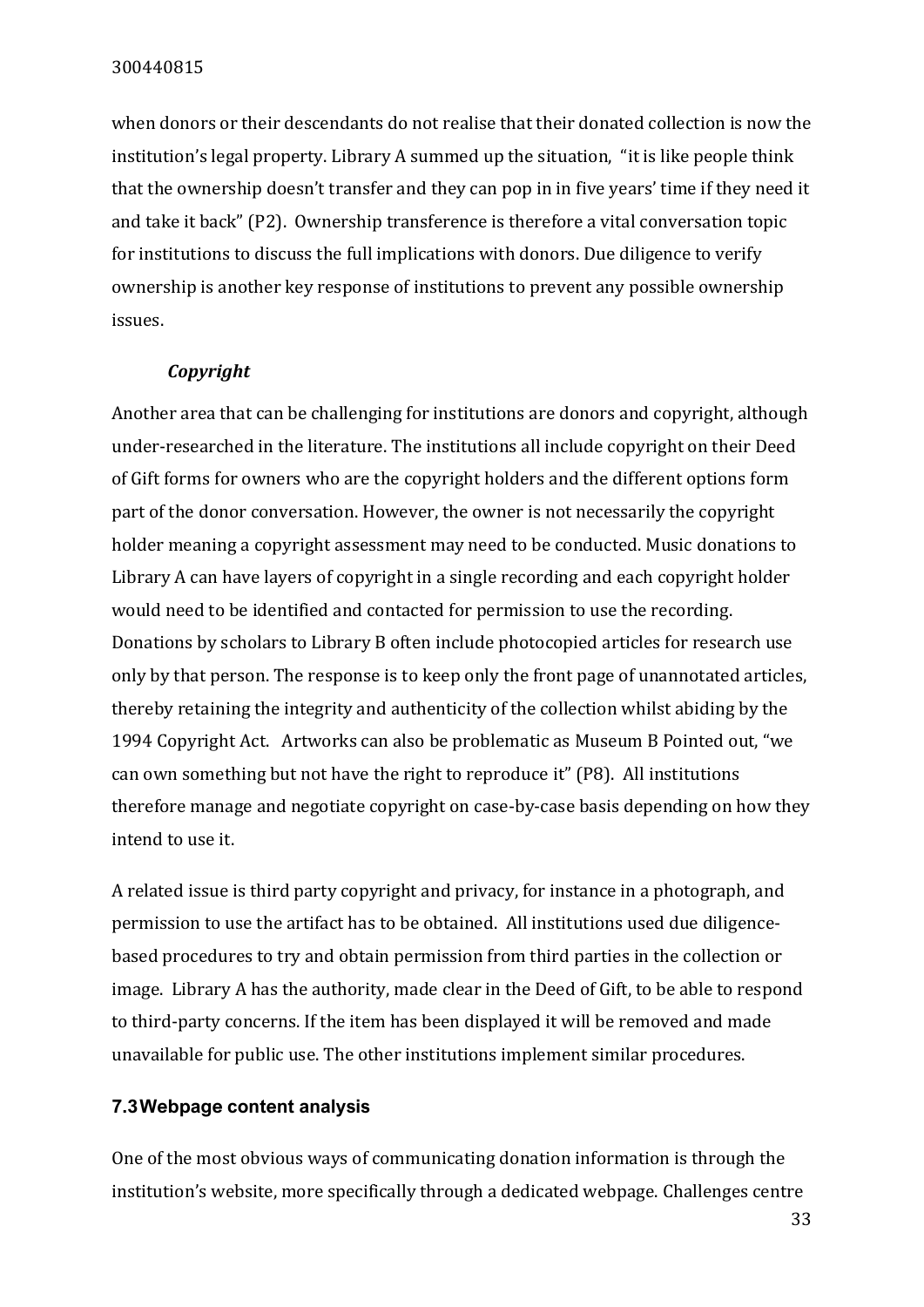when donors or their descendants do not realise that their donated collection is now the institution's legal property. Library A summed up the situation, "it is like people think that the ownership doesn't transfer and they can pop in in five years' time if they need it and take it back" (P2). Ownership transference is therefore a vital conversation topic for institutions to discuss the full implications with donors. Due diligence to verify ownership is another key response of institutions to prevent any possible ownership issues.

### *Copyright*

Another area that can be challenging for institutions are donors and copyright, although under-researched in the literature. The institutions all include copyright on their Deed of Gift forms for owners who are the copyright holders and the different options form part of the donor conversation. However, the owner is not necessarily the copyright holder meaning a copyright assessment may need to be conducted. Music donations to Library A can have layers of copyright in a single recording and each copyright holder would need to be identified and contacted for permission to use the recording. Donations by scholars to Library B often include photocopied articles for research use only by that person. The response is to keep only the front page of unannotated articles, thereby retaining the integrity and authenticity of the collection whilst abiding by the 1994 Copyright Act. Artworks can also be problematic as Museum B Pointed out, "we can own something but not have the right to reproduce it" (P8). All institutions therefore manage and negotiate copyright on case-by-case basis depending on how they intend to use it.

A related issue is third party copyright and privacy, for instance in a photograph, and permission to use the artifact has to be obtained. All institutions used due diligence-based procedures to try and obtain permission from third parties in the collection or image. Library A has the authority, made clear in the Deed of Gift, to be able to respond to third-party concerns. If the item has been displayed it will be removed and made unavailable for public use. The other institutions implement similar procedures.

## 7.3 Webpage content analysis

One of the most obvious ways of communicating donation information is through the institution's website, more specifically through a dedicated webpage. Challenges centre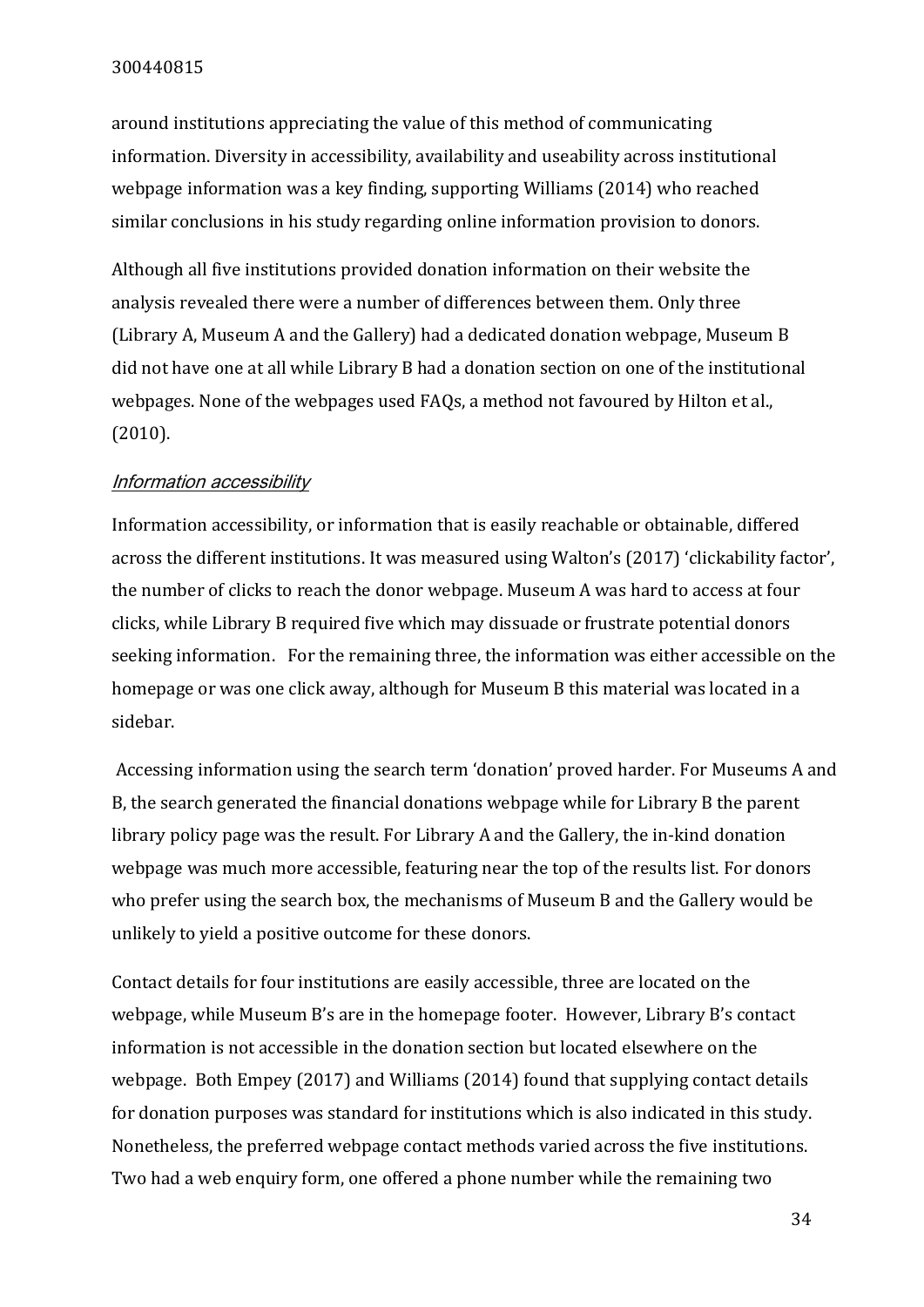around institutions appreciating the value of this method of communicating information. Diversity in accessibility, availability and useability across institutional webpage information was a key finding, supporting Williams (2014) who reached similar conclusions in his study regarding online information provision to donors.

Although all five institutions provided donation information on their website the analysis revealed there were a number of differences between them. Only three (Library A, Museum A and the Gallery) had a dedicated donation webpage, Museum B did not have one at all while Library B had a donation section on one of the institutional webpages. None of the webpages used FAQs, a method not favoured by Hilton et al., (2010).

#### *Information accessibility*

Information accessibility, or information that is easily reachable or obtainable, differed across the different institutions. It was measured using Walton's (2017) 'clickability factor', the number of clicks to reach the donor webpage. Museum A was hard to access at four clicks, while Library B required five which may dissuade or frustrate potential donors seeking information. For the remaining three, the information was either accessible on the homepage or was one click away, although for Museum B this material was located in a sidebar.

Accessing information using the search term 'donation' proved harder. For Museums A and B, the search generated the financial donations webpage while for Library B the parent library policy page was the result. For Library A and the Gallery, the in-kind donation webpage was much more accessible, featuring near the top of the results list. For donors who prefer using the search box, the mechanisms of Museum B and the Gallery would be unlikely to yield a positive outcome for these donors.

Contact details for four institutions are easily accessible, three are located on the webpage, while Museum B's are in the homepage footer. However, Library B's contact information is not accessible in the donation section but located elsewhere on the webpage. Both Empey (2017) and Williams (2014) found that supplying contact details for donation purposes was standard for institutions which is also indicated in this study. Nonetheless, the preferred webpage contact methods varied across the five institutions. Two had a web enquiry form, one offered a phone number while the remaining two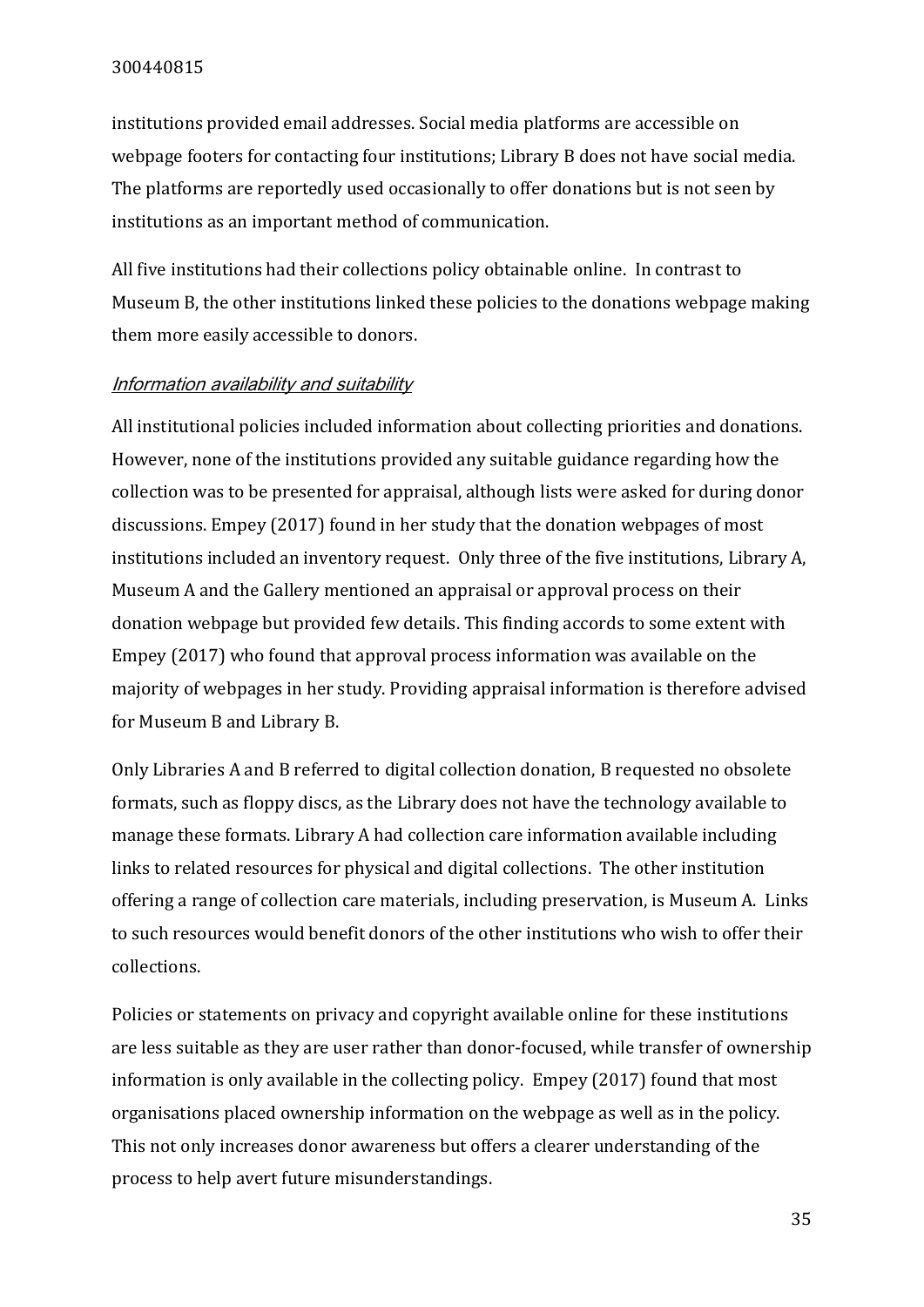institutions provided email addresses. Social media platforms are accessible on webpage footers for contacting four institutions; Library B does not have social media. The platforms are reportedly used occasionally to offer donations but is not seen by institutions as an important method of communication.

All five institutions had their collections policy obtainable online. In contrast to Museum B, the other institutions linked these policies to the donations webpage making them more easily accessible to donors.

### *Information availability and suitability*

All institutional policies included information about collecting priorities and donations. However, none of the institutions provided any suitable guidance regarding how the collection was to be presented for appraisal, although lists were asked for during donor discussions. Empey (2017) found in her study that the donation webpages of most institutions included an inventory request. Only three of the five institutions, Library A, Museum A and the Gallery mentioned an appraisal or approval process on their donation webpage but provided few details. This finding accords to some extent with Empey (2017) who found that approval process information was available on the majority of webpages in her study. Providing appraisal information is therefore advised for Museum B and Library B.

Only Libraries A and B referred to digital collection donation, B requested no obsolete formats, such as floppy discs, as the Library does not have the technology available to manage these formats. Library A had collection care information available including links to related resources for physical and digital collections. The other institution offering a range of collection care materials, including preservation, is Museum A. Links to such resources would benefit donors of the other institutions who wish to offer their collections.

Policies or statements on privacy and copyright available online for these institutions are less suitable as they are user rather than donor-focused, while transfer of ownership information is only available in the collecting policy. Empey (2017) found that most organisations placed ownership information on the webpage as well as in the policy. This not only increases donor awareness but offers a clearer understanding of the process to help avert future misunderstandings.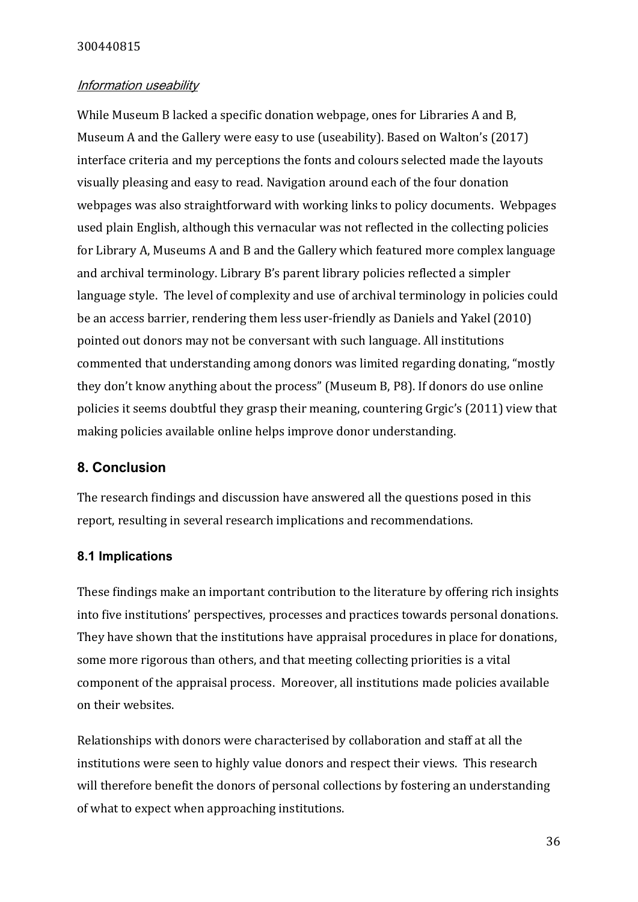*Information useability*

While Museum B lacked a specific donation webpage, ones for Libraries A and B, Museum A and the Gallery were easy to use (useability). Based on Walton's (2017) interface criteria and my perceptions the fonts and colours selected made the layouts visually pleasing and easy to read. Navigation around each of the four donation webpages was also straightforward with working links to policy documents. Webpages used plain English, although this vernacular was not reflected in the collecting policies for Library A, Museums A and B and the Gallery which featured more complex language and archival terminology. Library B's parent library policies reflected a simpler language style. The level of complexity and use of archival terminology in policies could be an access barrier, rendering them less user-friendly as Daniels and Yakel (2010) pointed out donors may not be conversant with such language. All institutions commented that understanding among donors was limited regarding donating, "mostly they don't know anything about the process" (Museum B, P8). If donors do use online policies it seems doubtful they grasp their meaning, countering Grgic's (2011) view that making policies available online helps improve donor understanding.

## 8. Conclusion

The research findings and discussion have answered all the questions posed in this report, resulting in several research implications and recommendations.

### 8.1 Implications

These findings make an important contribution to the literature by offering rich insights into five institutions' perspectives, processes and practices towards personal donations. They have shown that the institutions have appraisal procedures in place for donations, some more rigorous than others, and that meeting collecting priorities is a vital component of the appraisal process. Moreover, all institutions made policies available on their websites.

Relationships with donors were characterised by collaboration and staff at all the institutions were seen to highly value donors and respect their views. This research will therefore benefit the donors of personal collections by fostering an understanding of what to expect when approaching institutions.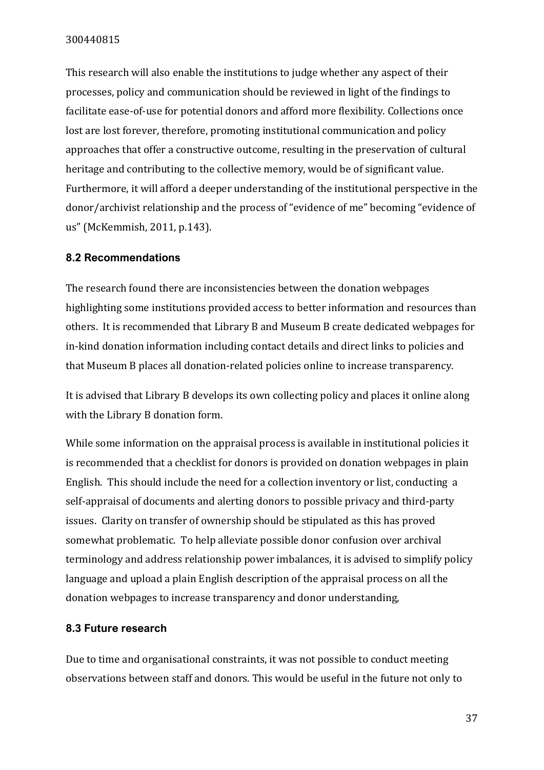This research will also enable the institutions to judge whether any aspect of their processes, policy and communication should be reviewed in light of the findings to facilitate ease-of-use for potential donors and afford more flexibility. Collections once lost are lost forever, therefore, promoting institutional communication and policy approaches that offer a constructive outcome, resulting in the preservation of cultural heritage and contributing to the collective memory, would be of significant value. Furthermore, it will afford a deeper understanding of the institutional perspective in the donor/archivist relationship and the process of "evidence of me" becoming "evidence of us" (McKemmish, 2011, p.143).

### 8.2 Recommendations

The research found there are inconsistencies between the donation webpages highlighting some institutions provided access to better information and resources than others. It is recommended that Library B and Museum B create dedicated webpages for in-kind donation information including contact details and direct links to policies and that Museum B places all donation-related policies online to increase transparency.

It is advised that Library B develops its own collecting policy and places it online along with the Library B donation form.

While some information on the appraisal process is available in institutional policies it is recommended that a checklist for donors is provided on donation webpages in plain English. This should include the need for a collection inventory or list, conducting a self-appraisal of documents and alerting donors to possible privacy and third-party issues. Clarity on transfer of ownership should be stipulated as this has proved somewhat problematic. To help alleviate possible donor confusion over archival terminology and address relationship power imbalances, it is advised to simplify policy language and upload a plain English description of the appraisal process on all the donation webpages to increase transparency and donor understanding,

### 8.3 Future research

Due to time and organisational constraints, it was not possible to conduct meeting observations between staff and donors. This would be useful in the future not only to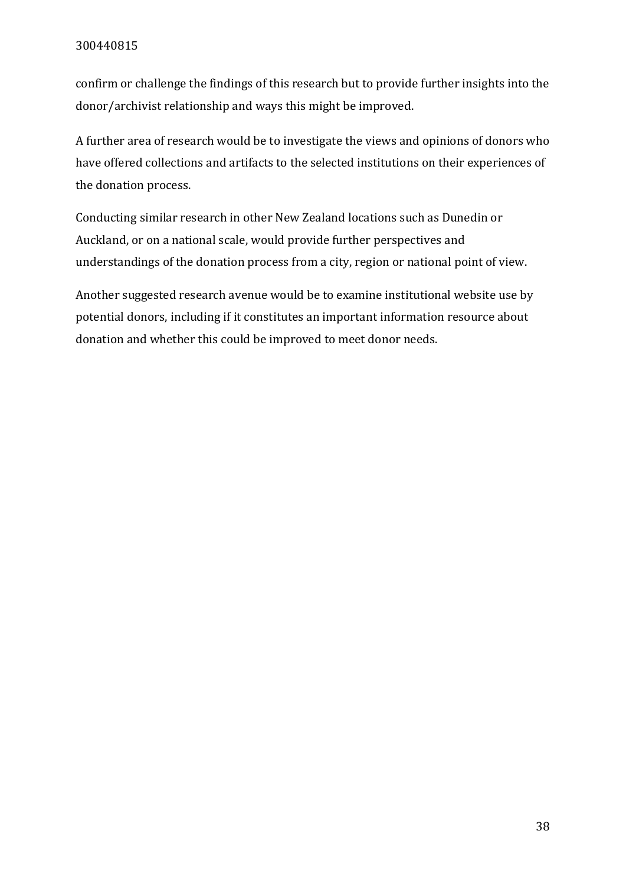confirm or challenge the findings of this research but to provide further insights into the donor/archivist relationship and ways this might be improved.

A further area of research would be to investigate the views and opinions of donors who have offered collections and artifacts to the selected institutions on their experiences of the donation process.

Conducting similar research in other New Zealand locations such as Dunedin or Auckland, or on a national scale, would provide further perspectives and understandings of the donation process from a city, region or national point of view.

Another suggested research avenue would be to examine institutional website use by potential donors, including if it constitutes an important information resource about donation and whether this could be improved to meet donor needs.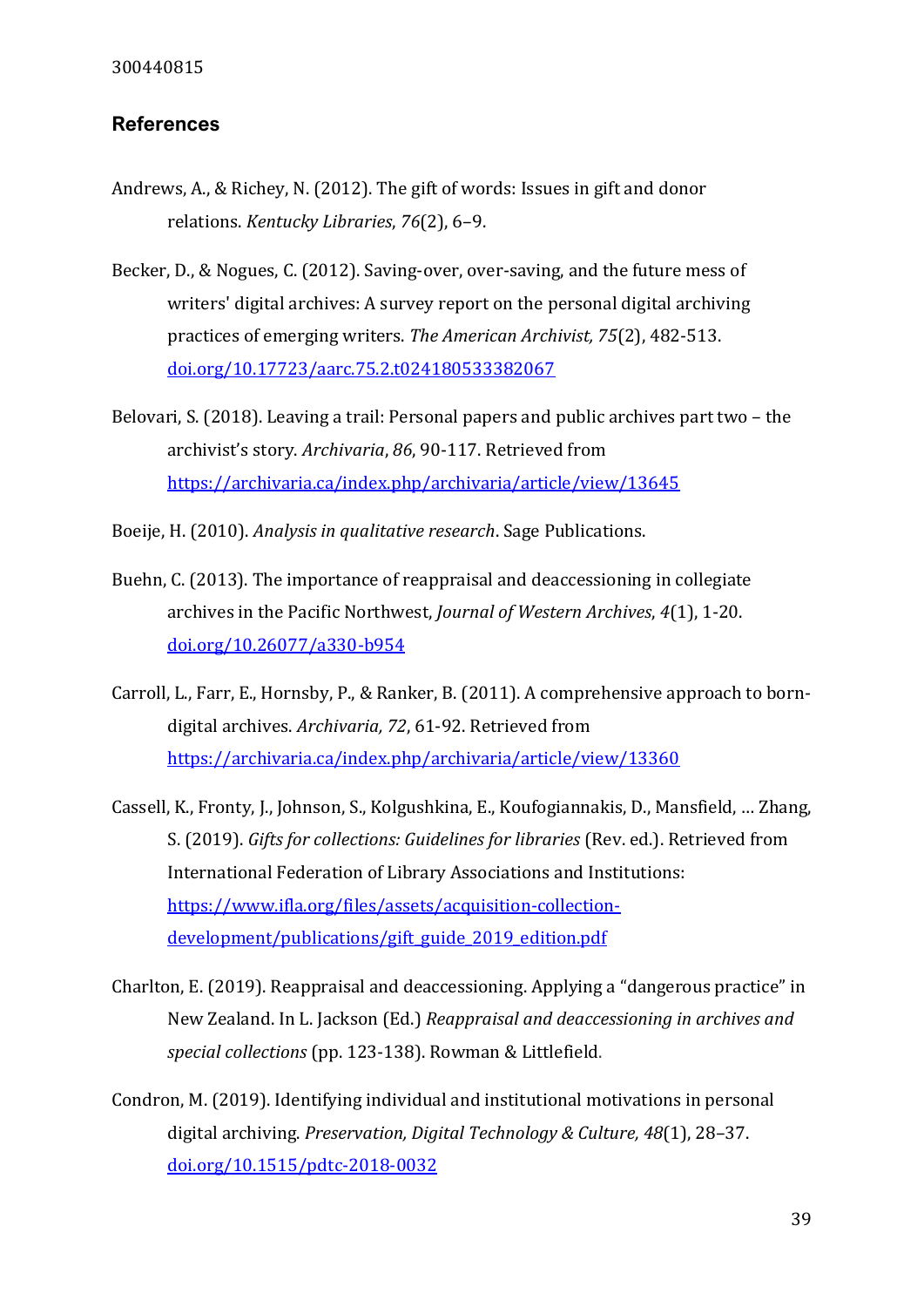## References

Andrews, A., & Richey, N. (2012). The gift of words: Issues in gift and donor relations. *Kentucky Libraries*, *76*(2), 6–9.

Becker, D., & Nogues, C. (2012). Saving-over, over-saving, and the future mess of writers' digital archives: A survey report on the personal digital archiving practices of emerging writers. *The American Archivist, 75*(2), 482-513. doi.org/10.17723/aarc.75.2.t024180533382067

Belovari, S. (2018). Leaving a trail: Personal papers and public archives part two – the archivist's story. *Archivaria*, *86*, 90-117. Retrieved from https://archivaria.ca/index.php/archivaria/article/view/13645

Boeije, H. (2010). *Analysis in qualitative research*. Sage Publications.

Buehn, C. (2013). The importance of reappraisal and deaccessioning in collegiate archives in the Pacific Northwest, *Journal of Western Archives*, *4*(1), 1-20. doi.org/10.26077/a330-b954

Carroll, L., Farr, E., Hornsby, P., & Ranker, B. (2011). A comprehensive approach to born-digital archives. *Archivaria, 72*, 61-92. Retrieved from https://archivaria.ca/index.php/archivaria/article/view/13360

Cassell, K., Fronty, J., Johnson, S., Kolgushkina, E., Koufogiannakis, D., Mansfield, … Zhang, S. (2019). *Gifts for collections: Guidelines for libraries* (Rev. ed.). Retrieved from International Federation of Library Associations and Institutions: https://www.ifla.org/files/assets/acquisition-collection-development/publications/gift_guide_2019_edition.pdf

Charlton, E. (2019). Reappraisal and deaccessioning. Applying a "dangerous practice" in New Zealand. In L. Jackson (Ed.) *Reappraisal and deaccessioning in archives and special collections* (pp. 123-138). Rowman & Littlefield.

Condron, M. (2019). Identifying individual and institutional motivations in personal digital archiving. *Preservation, Digital Technology & Culture, 48*(1), 28–37. doi.org/10.1515/pdtc-2018-0032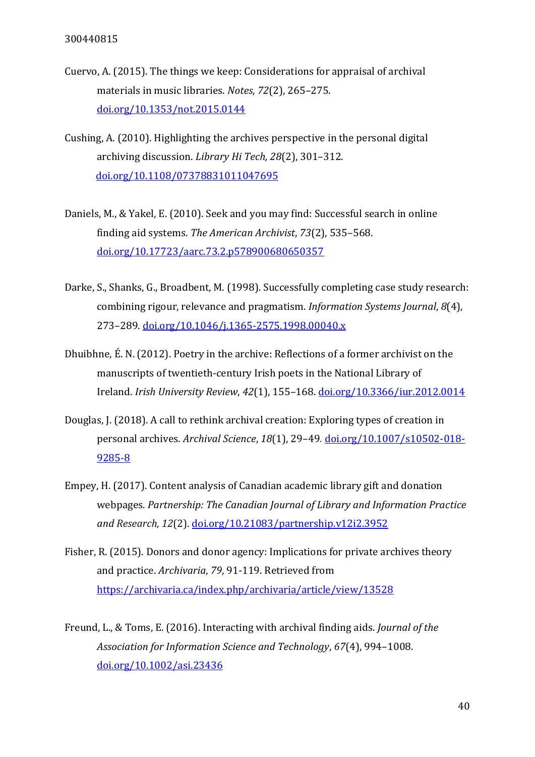Cuervo, A. (2015). The things we keep: Considerations for appraisal of archival materials in music libraries. *Notes*, *72*(2), 265–275. [doi.org/10.1353/not.2015.0144](https://doi.org/10.1353/not.2015.0144)

Cushing, A. (2010). Highlighting the archives perspective in the personal digital archiving discussion. *Library Hi Tech, 28*(2), 301–312. [doi.org/10.1108/07378831011047695](https://doi.org/10.1108/07378831011047695)

Daniels, M., & Yakel, E. (2010). Seek and you may find: Successful search in online finding aid systems. *The American Archivist*, *73*(2), 535–568. [doi.org/10.17723/aarc.73.2.p578900680650357](https://doi.org/10.17723/aarc.73.2.p578900680650357)

Darke, S., Shanks, G., Broadbent, M. (1998). Successfully completing case study research: combining rigour, relevance and pragmatism. *Information Systems Journal*, *8*(4), 273–289. [doi.org/10.1046/j.1365-2575.1998.00040.x](https://doi.org/10.1046/j.1365-2575.1998.00040.x)

Dhuibhne, É. N. (2012). Poetry in the archive: Reflections of a former archivist on the manuscripts of twentieth-century Irish poets in the National Library of Ireland. *Irish University Review*, *42*(1), 155–168. [doi.org/10.3366/iur.2012.0014](https://doi.org/10.3366/iur.2012.0014)

Douglas, J. (2018). A call to rethink archival creation: Exploring types of creation in personal archives. *Archival Science*, *18*(1), 29–49. [doi.org/10.1007/s10502-018-9285-8](https://doi.org/10.1007/s10502-018-9285-8)

Empey, H. (2017). Content analysis of Canadian academic library gift and donation webpages. *Partnership: The Canadian Journal of Library and Information Practice and Research, 12*(2). [doi.org/10.21083/partnership.v12i2.3952](https://doi.org/10.21083/partnership.v12i2.3952)

Fisher, R. (2015). Donors and donor agency: Implications for private archives theory and practice. *Archivaria*, *79*, 91-119. Retrieved from [https://archivaria.ca/index.php/archivaria/article/view/13528](https://archivaria.ca/index.php/archivaria/article/view/13528)

Freund, L., & Toms, E. (2016). Interacting with archival finding aids. *Journal of the Association for Information Science and Technology*, *67*(4), 994–1008. [doi.org/10.1002/asi.23436](https://doi.org/10.1002/asi.23436)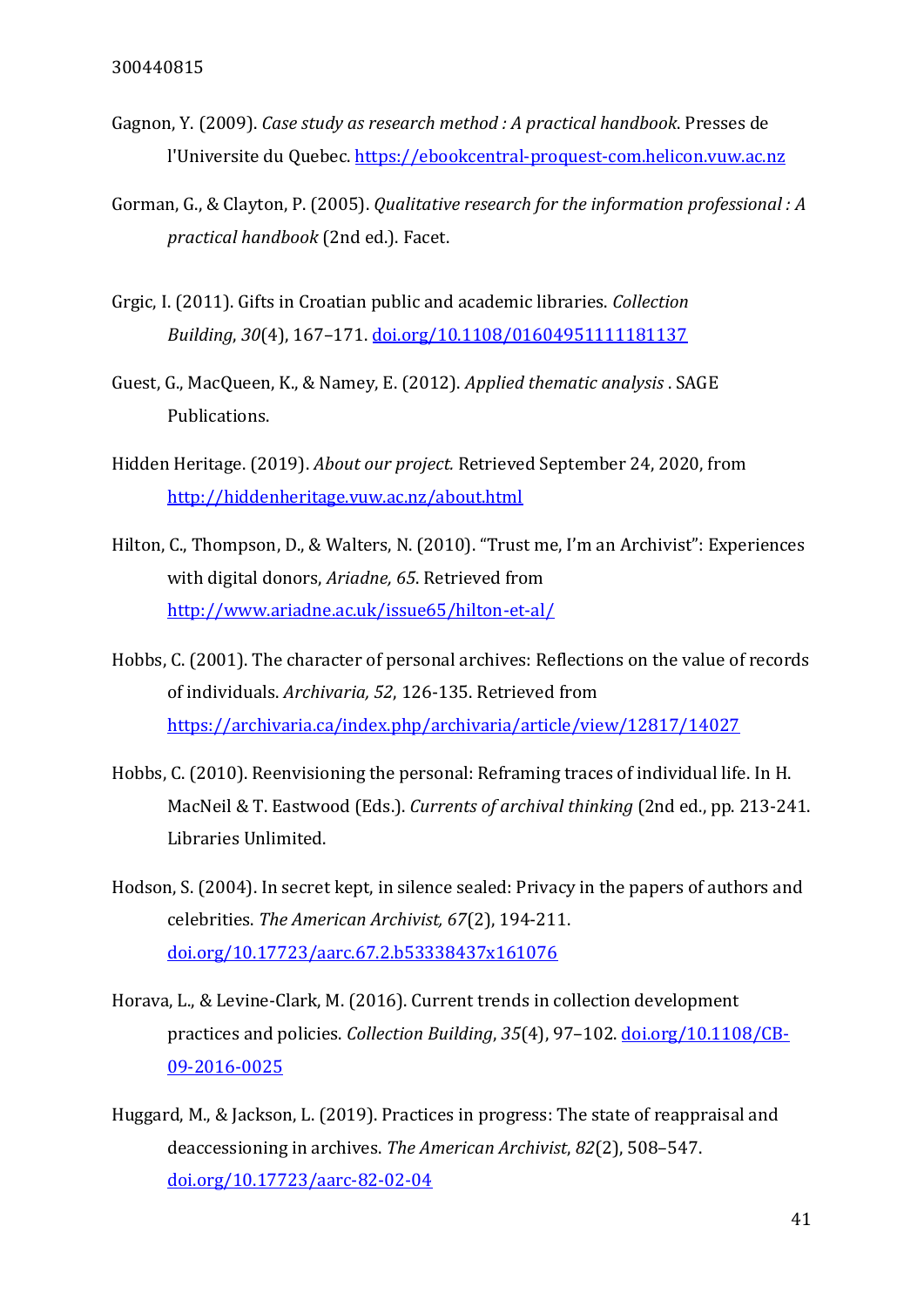Gagnon, Y. (2009). *Case study as research method : A practical handbook*. Presses de l'Universite du Quebec. https://ebookcentral-proquest-com.helicon.vuw.ac.nz

Gorman, G., & Clayton, P. (2005). *Qualitative research for the information professional : A practical handbook* (2nd ed.). Facet.

Grgic, I. (2011). Gifts in Croatian public and academic libraries. *Collection Building*, *30*(4), 167–171. doi.org/10.1108/01604951111181137

Guest, G., MacQueen, K., & Namey, E. (2012). *Applied thematic analysis* . SAGE Publications.

Hidden Heritage. (2019). *About our project.* Retrieved September 24, 2020, from http://hiddenheritage.vuw.ac.nz/about.html

Hilton, C., Thompson, D., & Walters, N. (2010). "Trust me, I'm an Archivist": Experiences with digital donors, *Ariadne, 65*. Retrieved from http://www.ariadne.ac.uk/issue65/hilton-et-al/

Hobbs, C. (2001). The character of personal archives: Reflections on the value of records of individuals. *Archivaria, 52*, 126-135. Retrieved from https://archivaria.ca/index.php/archivaria/article/view/12817/14027

Hobbs, C. (2010). Reenvisioning the personal: Reframing traces of individual life. In H. MacNeil & T. Eastwood (Eds.). *Currents of archival thinking* (2nd ed., pp. 213-241. Libraries Unlimited.

Hodson, S. (2004). In secret kept, in silence sealed: Privacy in the papers of authors and celebrities. *The American Archivist, 67*(2), 194-211. doi.org/10.17723/aarc.67.2.b53338437x161076

Horava, L., & Levine-Clark, M. (2016). Current trends in collection development practices and policies. *Collection Building*, *35*(4), 97–102. doi.org/10.1108/CB-09-2016-0025

Huggard, M., & Jackson, L. (2019). Practices in progress: The state of reappraisal and deaccessioning in archives. *The American Archivist*, *82*(2), 508–547. doi.org/10.17723/aarc-82-02-04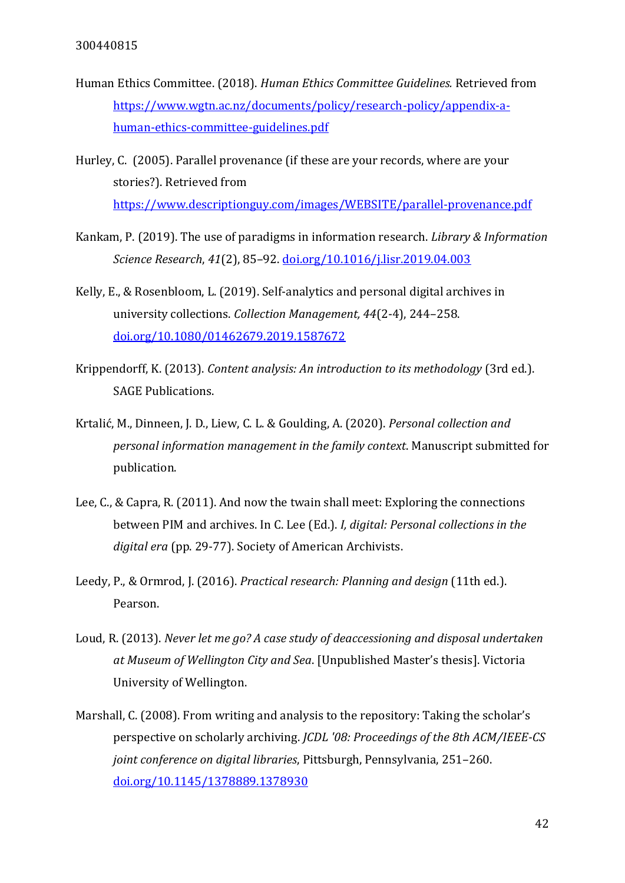Human Ethics Committee. (2018). *Human Ethics Committee Guidelines.* Retrieved from [https://www.wgtn.ac.nz/documents/policy/research-policy/appendix-a-human-ethics-committee-guidelines.pdf](https://www.wgtn.ac.nz/documents/policy/research-policy/appendix-a-human-ethics-committee-guidelines.pdf)

Hurley, C. (2005). Parallel provenance (if these are your records, where are your stories?). Retrieved from [https://www.descriptionguy.com/images/WEBSITE/parallel-provenance.pdf](https://www.descriptionguy.com/images/WEBSITE/parallel-provenance.pdf)

Kankam, P. (2019). The use of paradigms in information research. *Library & Information Science Research*, *41*(2), 85–92. [doi.org/10.1016/j.lisr.2019.04.003](https://doi.org/10.1016/j.lisr.2019.04.003)

Kelly, E., & Rosenbloom, L. (2019). Self-analytics and personal digital archives in university collections. *Collection Management, 44*(2-4), 244–258. [doi.org/10.1080/01462679.2019.1587672](https://doi.org/10.1080/01462679.2019.1587672)

Krippendorff, K. (2013). *Content analysis: An introduction to its methodology* (3rd ed.). SAGE Publications.

Krtalić, M., Dinneen, J. D., Liew, C. L. & Goulding, A. (2020). *Personal collection and personal information management in the family context*. Manuscript submitted for publication.

Lee, C., & Capra, R. (2011). And now the twain shall meet: Exploring the connections between PIM and archives. In C. Lee (Ed.). *I, digital: Personal collections in the digital era* (pp. 29-77). Society of American Archivists.

Leedy, P., & Ormrod, J. (2016). *Practical research: Planning and design* (11th ed.). Pearson.

Loud, R. (2013). *Never let me go? A case study of deaccessioning and disposal undertaken at Museum of Wellington City and Sea*. [Unpublished Master's thesis]. Victoria University of Wellington.

Marshall, C. (2008). From writing and analysis to the repository: Taking the scholar's perspective on scholarly archiving. *JCDL '08: Proceedings of the 8th ACM/IEEE-CS joint conference on digital libraries*, Pittsburgh, Pennsylvania, 251–260. [doi.org/10.1145/1378889.1378930](https://doi.org/10.1145/1378889.1378930)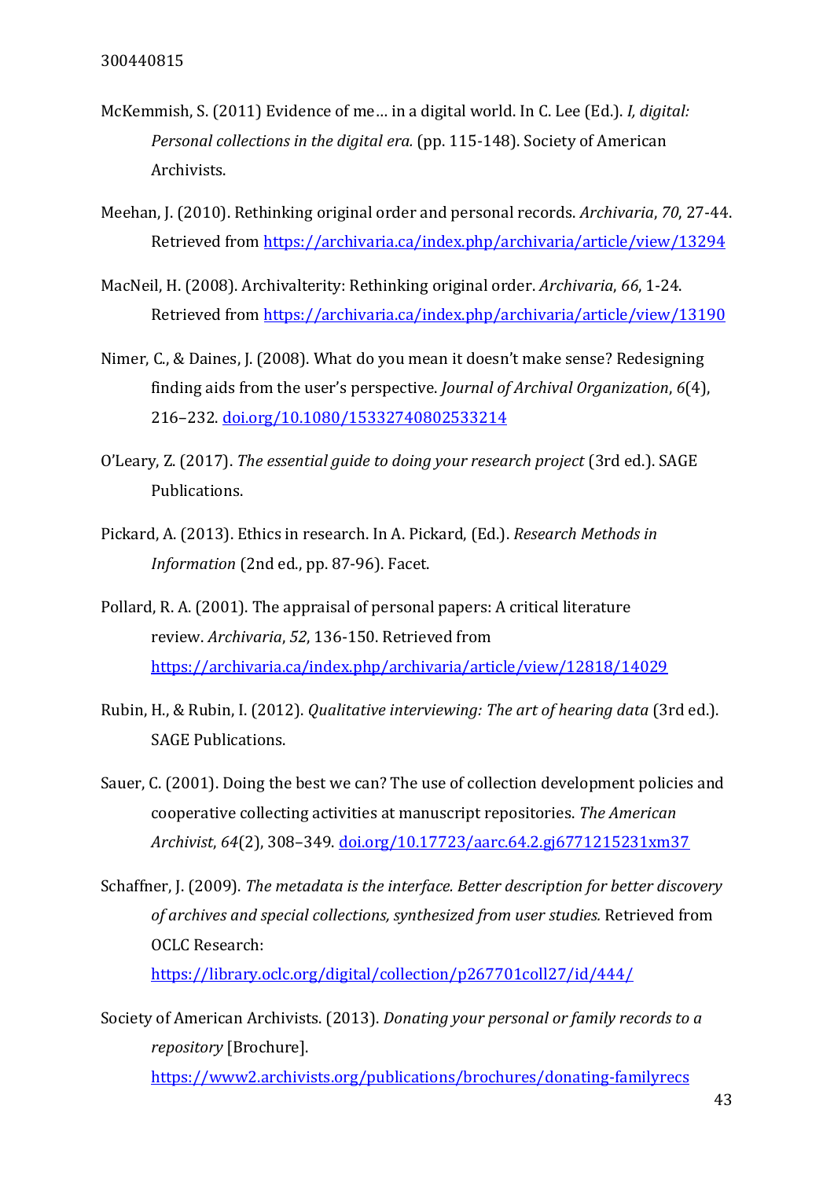McKemmish, S. (2011) Evidence of me… in a digital world. In C. Lee (Ed.). *I, digital: Personal collections in the digital era.* (pp. 115-148). Society of American Archivists.

Meehan, J. (2010). Rethinking original order and personal records. *Archivaria*, *70*, 27-44. Retrieved from https://archivaria.ca/index.php/archivaria/article/view/13294

MacNeil, H. (2008). Archivalterity: Rethinking original order. *Archivaria*, *66*, 1-24. Retrieved from https://archivaria.ca/index.php/archivaria/article/view/13190

Nimer, C., & Daines, J. (2008). What do you mean it doesn't make sense? Redesigning finding aids from the user's perspective. *Journal of Archival Organization*, *6*(4), 216–232. doi.org/10.1080/15332740802533214

O'Leary, Z. (2017). *The essential guide to doing your research project* (3rd ed.). SAGE Publications.

Pickard, A. (2013). Ethics in research. In A. Pickard, (Ed.). *Research Methods in Information* (2nd ed., pp. 87-96). Facet.

Pollard, R. A. (2001). The appraisal of personal papers: A critical literature review. *Archivaria*, *52*, 136-150. Retrieved from https://archivaria.ca/index.php/archivaria/article/view/12818/14029

Rubin, H., & Rubin, I. (2012). *Qualitative interviewing: The art of hearing data* (3rd ed.). SAGE Publications.

Sauer, C. (2001). Doing the best we can? The use of collection development policies and cooperative collecting activities at manuscript repositories. *The American Archivist*, *64*(2), 308–349. doi.org/10.17723/aarc.64.2.gj6771215231xm37

Schaffner, J. (2009). *The metadata is the interface. Better description for better discovery of archives and special collections, synthesized from user studies.* Retrieved from OCLC Research: https://library.oclc.org/digital/collection/p267701coll27/id/444/

Society of American Archivists. (2013). *Donating your personal or family records to a repository* [Brochure]. https://www2.archivists.org/publications/brochures/donating-familyrecs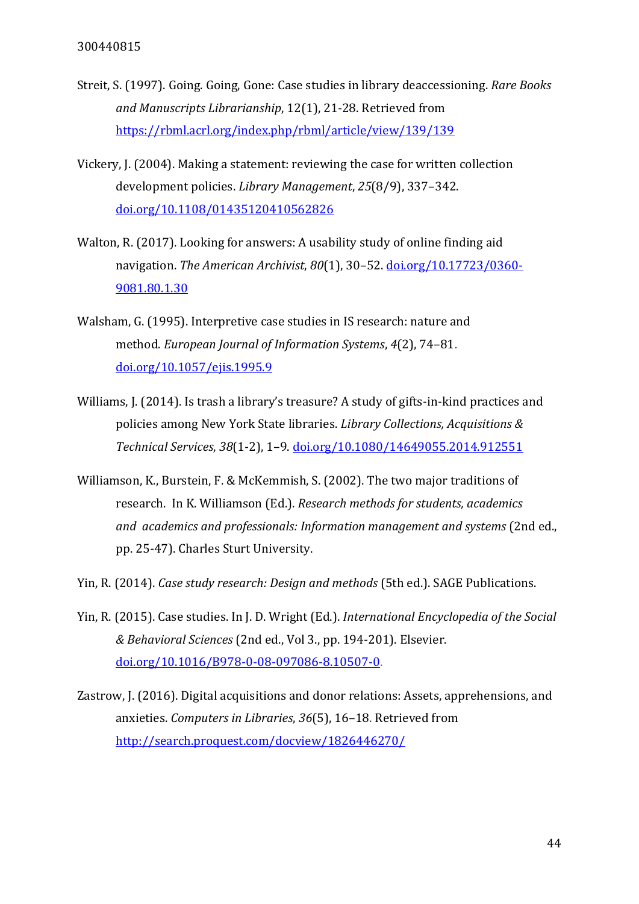Streit, S. (1997). Going. Going, Gone: Case studies in library deaccessioning. *Rare Books and Manuscripts Librarianship*, 12(1), 21-28. Retrieved from https://rbml.acrl.org/index.php/rbml/article/view/139/139

Vickery, J. (2004). Making a statement: reviewing the case for written collection development policies. *Library Management*, *25*(8/9), 337–342. doi.org/10.1108/01435120410562826

Walton, R. (2017). Looking for answers: A usability study of online finding aid navigation. *The American Archivist*, *80*(1), 30–52. doi.org/10.17723/0360-9081.80.1.30

Walsham, G. (1995). Interpretive case studies in IS research: nature and method. *European Journal of Information Systems*, *4*(2), 74–81. doi.org/10.1057/ejis.1995.9

Williams, J. (2014). Is trash a library's treasure? A study of gifts-in-kind practices and policies among New York State libraries. *Library Collections, Acquisitions & Technical Services*, *38*(1-2), 1–9. doi.org/10.1080/14649055.2014.912551

Williamson, K., Burstein, F. & McKemmish, S. (2002). The two major traditions of research. In K. Williamson (Ed.). *Research methods for students, academics and academics and professionals: Information management and systems* (2nd ed., pp. 25-47). Charles Sturt University.

Yin, R. (2014). *Case study research: Design and methods* (5th ed.). SAGE Publications.

Yin, R. (2015). Case studies. In J. D. Wright (Ed.). *International Encyclopedia of the Social & Behavioral Sciences* (2nd ed., Vol 3., pp. 194-201). Elsevier. doi.org/10.1016/B978-0-08-097086-8.10507-0.

Zastrow, J. (2016). Digital acquisitions and donor relations: Assets, apprehensions, and anxieties. *Computers in Libraries*, *36*(5), 16–18. Retrieved from http://search.proquest.com/docview/1826446270/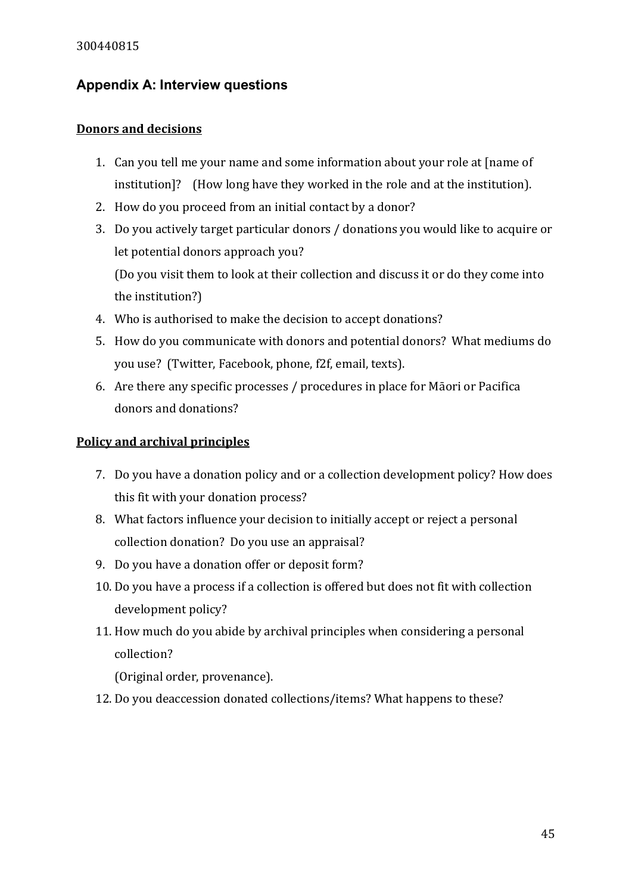## Appendix A: Interview questions

### Donors and decisions

1. Can you tell me your name and some information about your role at [name of institution]? (How long have they worked in the role and at the institution).
2. How do you proceed from an initial contact by a donor?
3. Do you actively target particular donors / donations you would like to acquire or let potential donors approach you?
   (Do you visit them to look at their collection and discuss it or do they come into the institution?)
4. Who is authorised to make the decision to accept donations?
5. How do you communicate with donors and potential donors? What mediums do you use? (Twitter, Facebook, phone, f2f, email, texts).
6. Are there any specific processes / procedures in place for Māori or Pacifica donors and donations?

### Policy and archival principles

7. Do you have a donation policy and or a collection development policy? How does this fit with your donation process?
8. What factors influence your decision to initially accept or reject a personal collection donation? Do you use an appraisal?
9. Do you have a donation offer or deposit form?
10. Do you have a process if a collection is offered but does not fit with collection development policy?
11. How much do you abide by archival principles when considering a personal collection?
    (Original order, provenance).
12. Do you deaccession donated collections/items? What happens to these?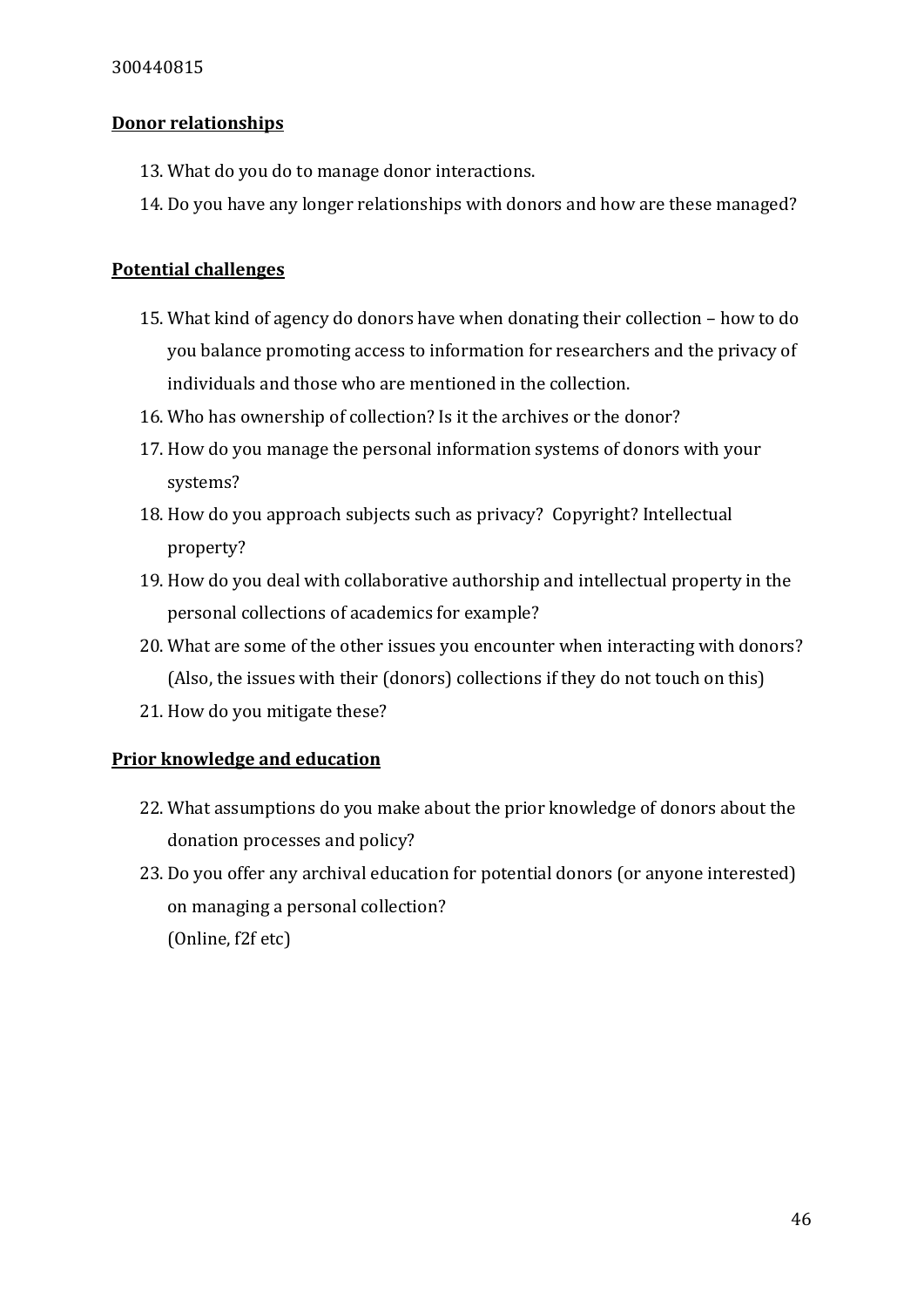**Donor relationships**

13. What do you do to manage donor interactions.
14. Do you have any longer relationships with donors and how are these managed?

**Potential challenges**

15. What kind of agency do donors have when donating their collection – how to do you balance promoting access to information for researchers and the privacy of individuals and those who are mentioned in the collection.
16. Who has ownership of collection? Is it the archives or the donor?
17. How do you manage the personal information systems of donors with your systems?
18. How do you approach subjects such as privacy? Copyright? Intellectual property?
19. How do you deal with collaborative authorship and intellectual property in the personal collections of academics for example?
20. What are some of the other issues you encounter when interacting with donors? (Also, the issues with their (donors) collections if they do not touch on this)
21. How do you mitigate these?

**Prior knowledge and education**

22. What assumptions do you make about the prior knowledge of donors about the donation processes and policy?
23. Do you offer any archival education for potential donors (or anyone interested) on managing a personal collection?
    (Online, f2f etc)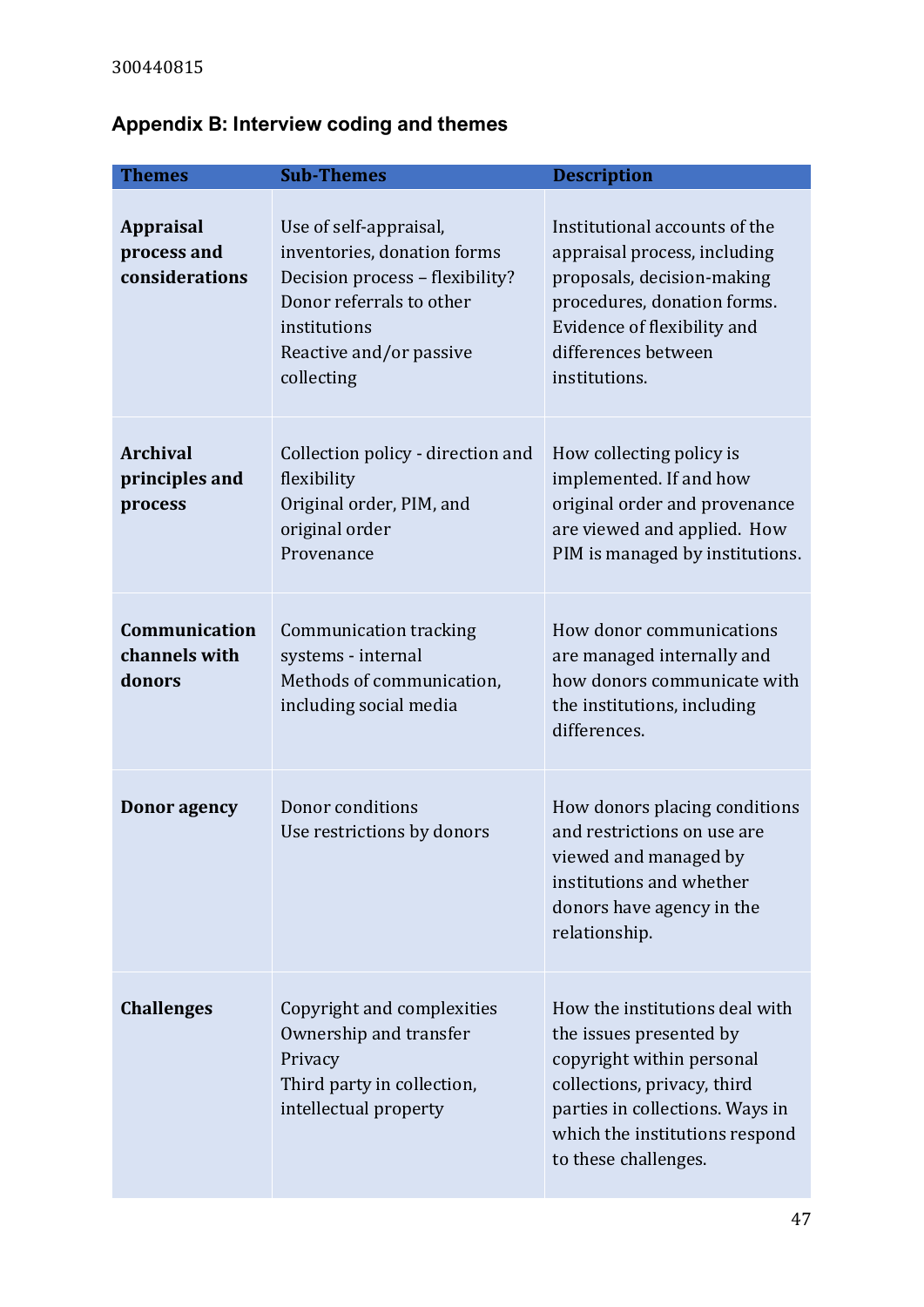## Appendix B: Interview coding and themes

| Themes | Sub-Themes | Description |
|---|---|---|
| **Appraisal process and considerations** | Use of self-appraisal, inventories, donation forms<br>Decision process – flexibility?<br>Donor referrals to other institutions<br>Reactive and/or passive collecting | Institutional accounts of the appraisal process, including proposals, decision-making procedures, donation forms. Evidence of flexibility and differences between institutions. |
| **Archival principles and process** | Collection policy - direction and flexibility<br>Original order, PIM, and original order<br>Provenance | How collecting policy is implemented. If and how original order and provenance are viewed and applied. How PIM is managed by institutions. |
| **Communication channels with donors** | Communication tracking systems - internal<br>Methods of communication, including social media | How donor communications are managed internally and how donors communicate with the institutions, including differences. |
| **Donor agency** | Donor conditions<br>Use restrictions by donors | How donors placing conditions and restrictions on use are viewed and managed by institutions and whether donors have agency in the relationship. |
| **Challenges** | Copyright and complexities<br>Ownership and transfer<br>Privacy<br>Third party in collection, intellectual property | How the institutions deal with the issues presented by copyright within personal collections, privacy, third parties in collections. Ways in which the institutions respond to these challenges. |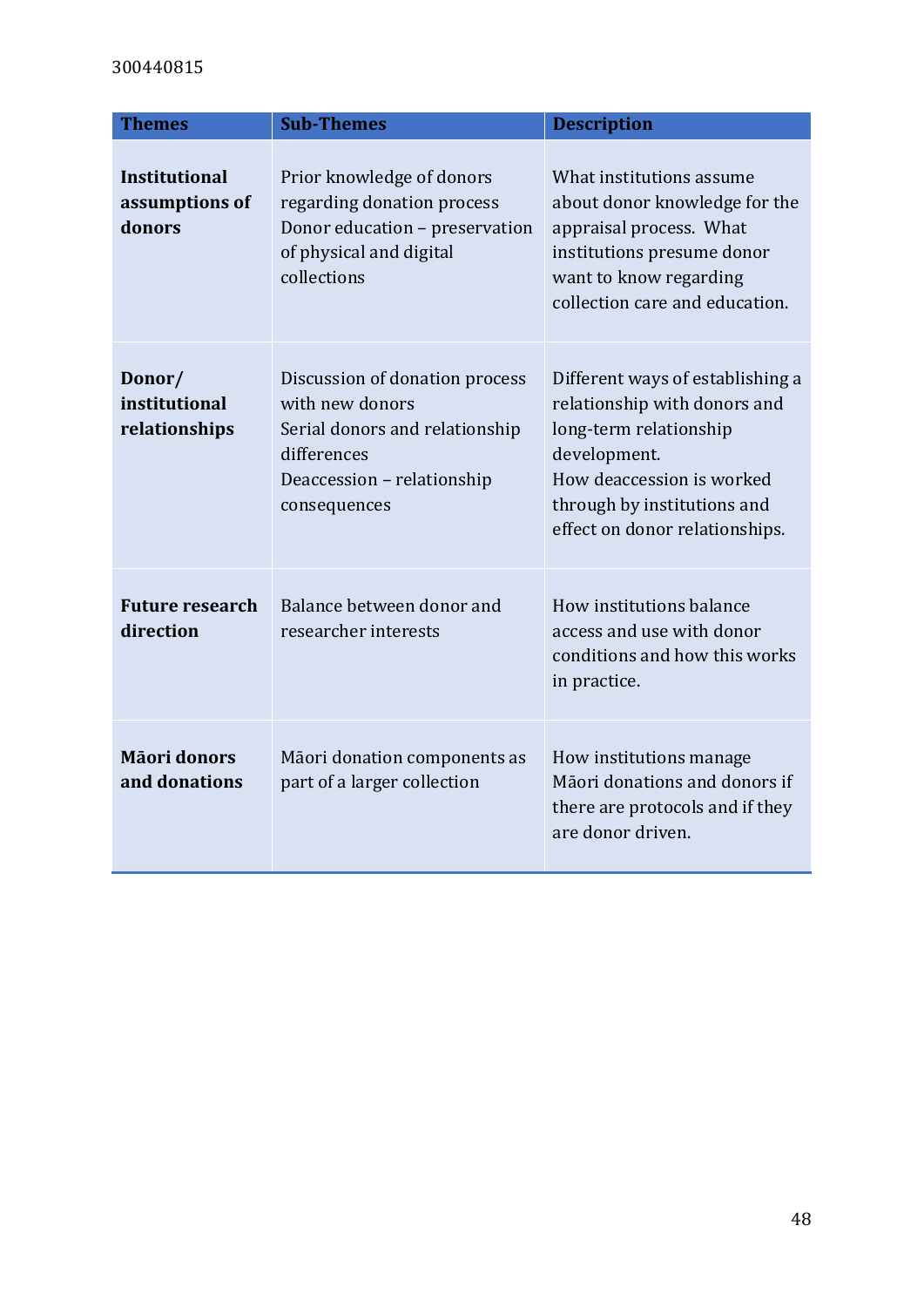| Themes | Sub-Themes | Description |
|---|---|---|
| **Institutional assumptions of donors** | Prior knowledge of donors regarding donation process<br>Donor education – preservation of physical and digital collections | What institutions assume about donor knowledge for the appraisal process. What institutions presume donor want to know regarding collection care and education. |
| **Donor/ institutional relationships** | Discussion of donation process with new donors<br>Serial donors and relationship differences<br>Deaccession – relationship consequences | Different ways of establishing a relationship with donors and long-term relationship development.<br>How deaccession is worked through by institutions and effect on donor relationships. |
| **Future research direction** | Balance between donor and researcher interests | How institutions balance access and use with donor conditions and how this works in practice. |
| **Māori donors and donations** | Māori donation components as part of a larger collection | How institutions manage Māori donations and donors if there are protocols and if they are donor driven. |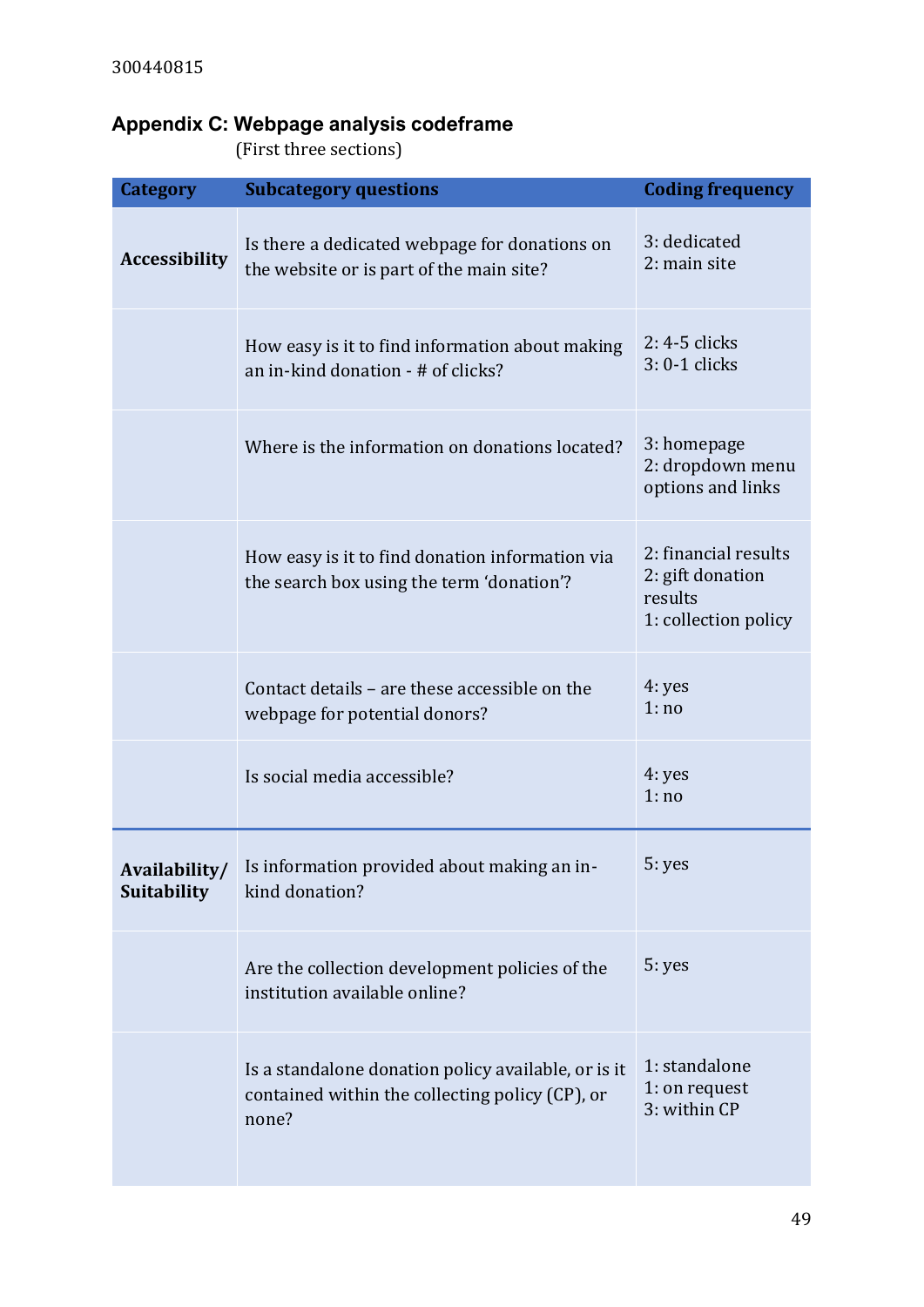300440815

## Appendix C: Webpage analysis codeframe

(First three sections)

| Category | Subcategory questions | Coding frequency |
|---|---|---|
| **Accessibility** | Is there a dedicated webpage for donations on the website or is part of the main site? | 3: dedicated<br>2: main site |
| | How easy is it to find information about making an in-kind donation - # of clicks? | 2: 4-5 clicks<br>3: 0-1 clicks |
| | Where is the information on donations located? | 3: homepage<br>2: dropdown menu options and links |
| | How easy is it to find donation information via the search box using the term 'donation'? | 2: financial results<br>2: gift donation results<br>1: collection policy |
| | Contact details – are these accessible on the webpage for potential donors? | 4: yes<br>1: no |
| | Is social media accessible? | 4: yes<br>1: no |
| **Availability/ Suitability** | Is information provided about making an in-kind donation? | 5: yes |
| | Are the collection development policies of the institution available online? | 5: yes |
| | Is a standalone donation policy available, or is it contained within the collecting policy (CP), or none? | 1: standalone<br>1: on request<br>3: within CP |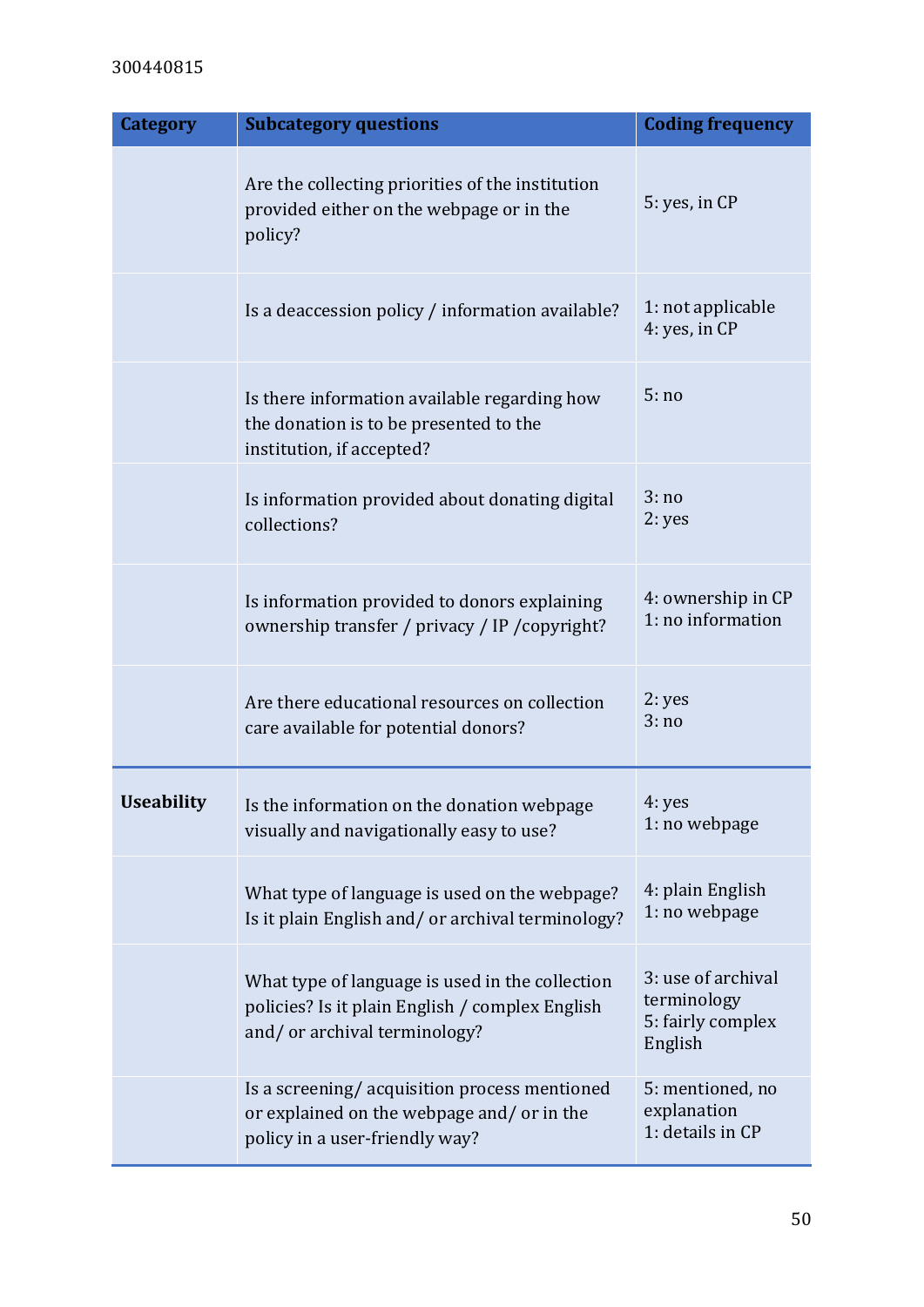| Category | Subcategory questions | Coding frequency |
|---|---|---|
| | Are the collecting priorities of the institution provided either on the webpage or in the policy? | 5: yes, in CP |
| | Is a deaccession policy / information available? | 1: not applicable<br>4: yes, in CP |
| | Is there information available regarding how the donation is to be presented to the institution, if accepted? | 5: no |
| | Is information provided about donating digital collections? | 3: no<br>2: yes |
| | Is information provided to donors explaining ownership transfer / privacy / IP /copyright? | 4: ownership in CP<br>1: no information |
| | Are there educational resources on collection care available for potential donors? | 2: yes<br>3: no |
| **Useability** | Is the information on the donation webpage visually and navigationally easy to use? | 4: yes<br>1: no webpage |
| | What type of language is used on the webpage? Is it plain English and/ or archival terminology? | 4: plain English<br>1: no webpage |
| | What type of language is used in the collection policies? Is it plain English / complex English and/ or archival terminology? | 3: use of archival terminology<br>5: fairly complex English |
| | Is a screening/ acquisition process mentioned or explained on the webpage and/ or in the policy in a user-friendly way? | 5: mentioned, no explanation<br>1: details in CP |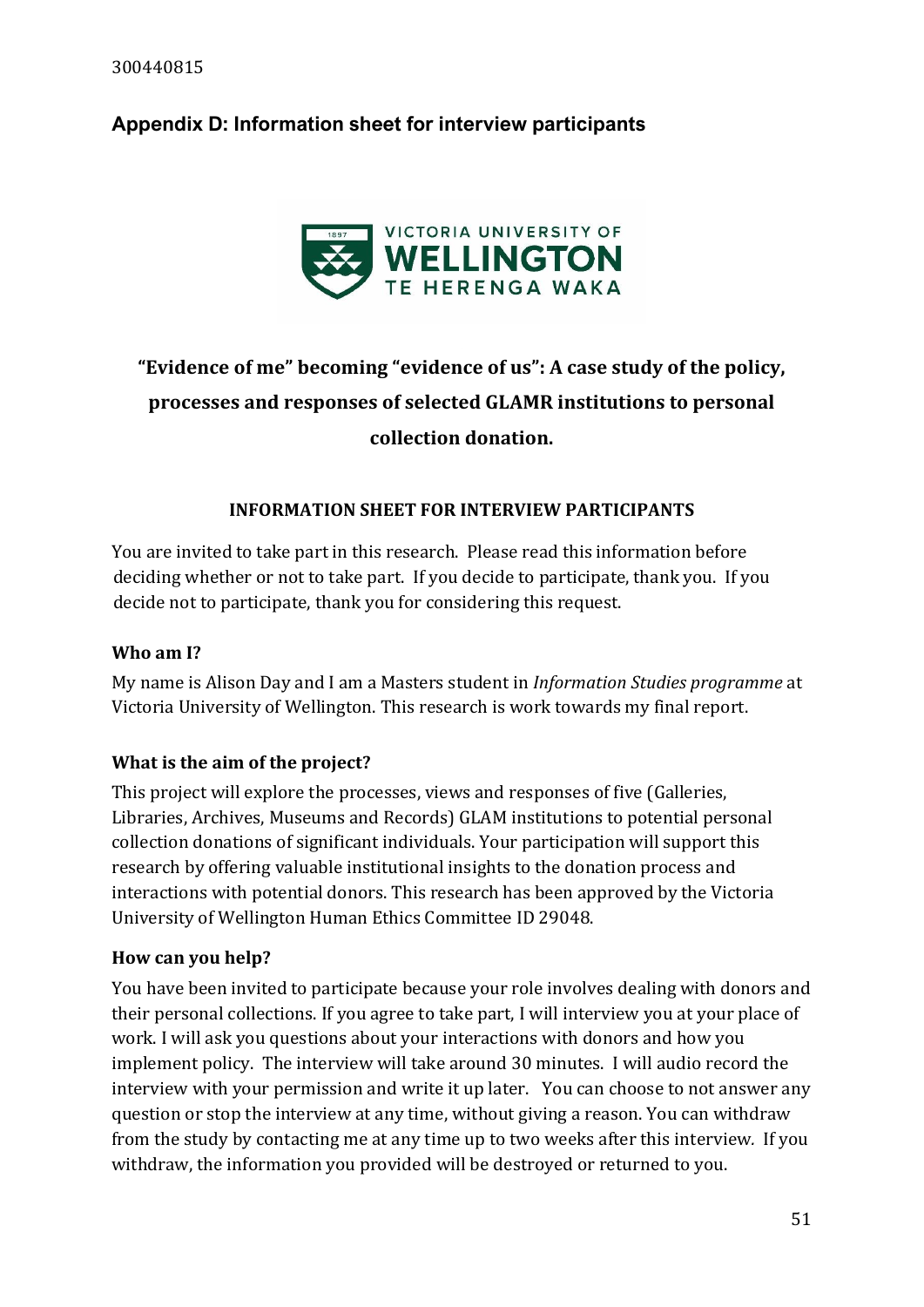## Appendix D: Information sheet for interview participants

**"Evidence of me" becoming "evidence of us": A case study of the policy, processes and responses of selected GLAMR institutions to personal collection donation.**

**INFORMATION SHEET FOR INTERVIEW PARTICIPANTS**

You are invited to take part in this research. Please read this information before deciding whether or not to take part. If you decide to participate, thank you. If you decide not to participate, thank you for considering this request.

**Who am I?**

My name is Alison Day and I am a Masters student in *Information Studies programme* at Victoria University of Wellington. This research is work towards my final report.

**What is the aim of the project?**

This project will explore the processes, views and responses of five (Galleries, Libraries, Archives, Museums and Records) GLAM institutions to potential personal collection donations of significant individuals. Your participation will support this research by offering valuable institutional insights to the donation process and interactions with potential donors. This research has been approved by the Victoria University of Wellington Human Ethics Committee ID 29048.

**How can you help?**

You have been invited to participate because your role involves dealing with donors and their personal collections. If you agree to take part, I will interview you at your place of work. I will ask you questions about your interactions with donors and how you implement policy. The interview will take around 30 minutes. I will audio record the interview with your permission and write it up later. You can choose to not answer any question or stop the interview at any time, without giving a reason. You can withdraw from the study by contacting me at any time up to two weeks after this interview. If you withdraw, the information you provided will be destroyed or returned to you.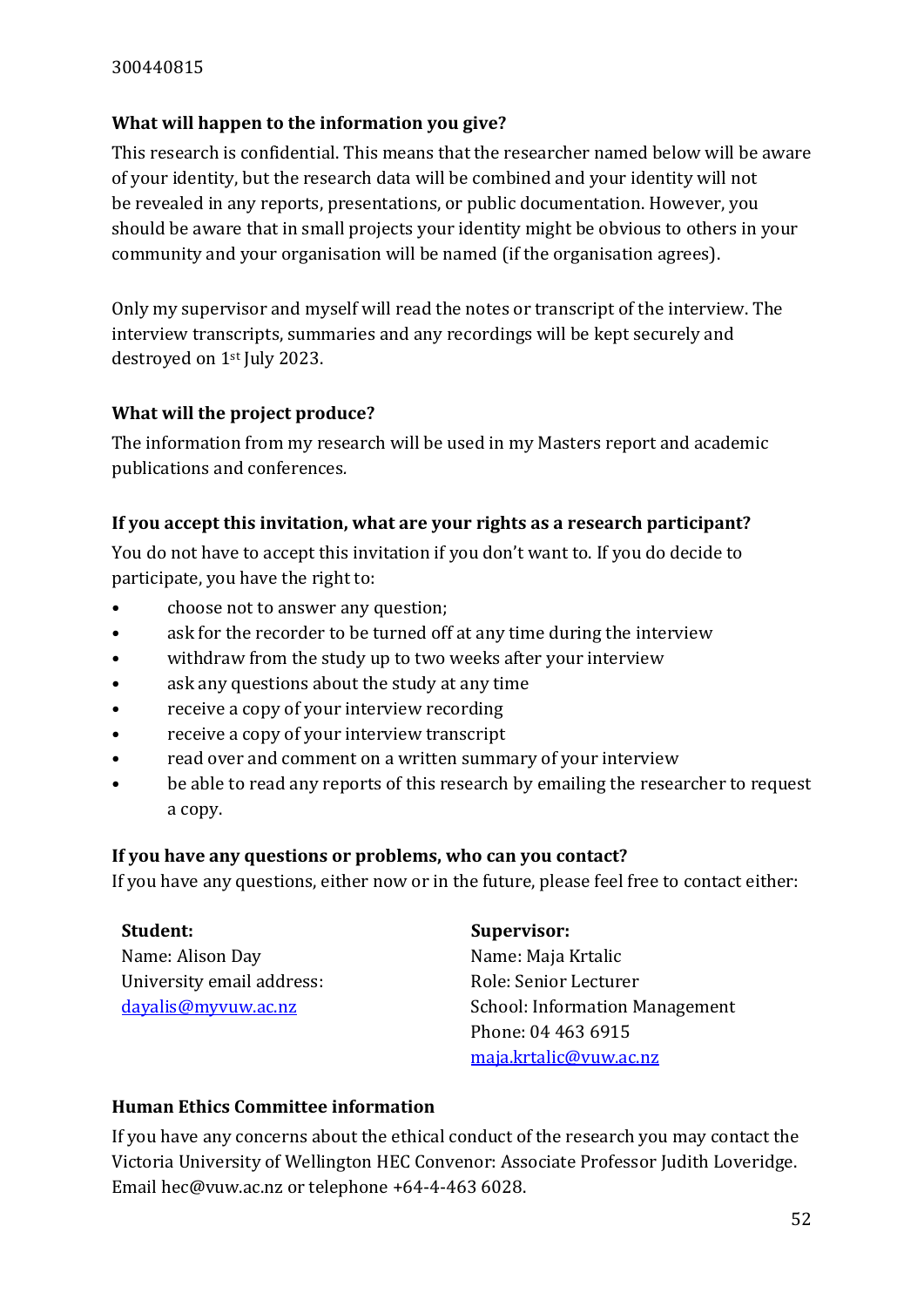300440815

**What will happen to the information you give?**

This research is confidential. This means that the researcher named below will be aware of your identity, but the research data will be combined and your identity will not be revealed in any reports, presentations, or public documentation. However, you should be aware that in small projects your identity might be obvious to others in your community and your organisation will be named (if the organisation agrees).

Only my supervisor and myself will read the notes or transcript of the interview. The interview transcripts, summaries and any recordings will be kept securely and destroyed on 1st July 2023.

**What will the project produce?**

The information from my research will be used in my Masters report and academic publications and conferences.

**If you accept this invitation, what are your rights as a research participant?**

You do not have to accept this invitation if you don't want to. If you do decide to participate, you have the right to:

- choose not to answer any question;
- ask for the recorder to be turned off at any time during the interview
- withdraw from the study up to two weeks after your interview
- ask any questions about the study at any time
- receive a copy of your interview recording
- receive a copy of your interview transcript
- read over and comment on a written summary of your interview
- be able to read any reports of this research by emailing the researcher to request a copy.

**If you have any questions or problems, who can you contact?**

If you have any questions, either now or in the future, please feel free to contact either:

**Student:**
Name: Alison Day
University email address:
dayalis@myvuw.ac.nz

**Supervisor:**
Name: Maja Krtalic
Role: Senior Lecturer
School: Information Management
Phone: 04 463 6915
maja.krtalic@vuw.ac.nz

**Human Ethics Committee information**

If you have any concerns about the ethical conduct of the research you may contact the Victoria University of Wellington HEC Convenor: Associate Professor Judith Loveridge. Email hec@vuw.ac.nz or telephone +64-4-463 6028.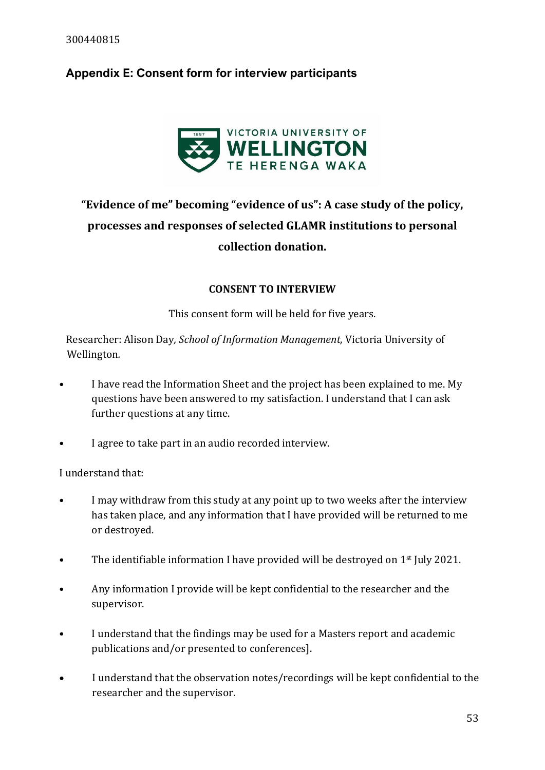## Appendix E: Consent form for interview participants

**"Evidence of me" becoming "evidence of us": A case study of the policy, processes and responses of selected GLAMR institutions to personal collection donation.**

**CONSENT TO INTERVIEW**

This consent form will be held for five years.

Researcher: Alison Day*, School of Information Management,* Victoria University of Wellington*.*

- I have read the Information Sheet and the project has been explained to me. My questions have been answered to my satisfaction. I understand that I can ask further questions at any time.
- I agree to take part in an audio recorded interview.

I understand that:

- I may withdraw from this study at any point up to two weeks after the interview has taken place, and any information that I have provided will be returned to me or destroyed.
- The identifiable information I have provided will be destroyed on 1st July 2021.
- Any information I provide will be kept confidential to the researcher and the supervisor.
- I understand that the findings may be used for a Masters report and academic publications and/or presented to conferences].
- I understand that the observation notes/recordings will be kept confidential to the researcher and the supervisor.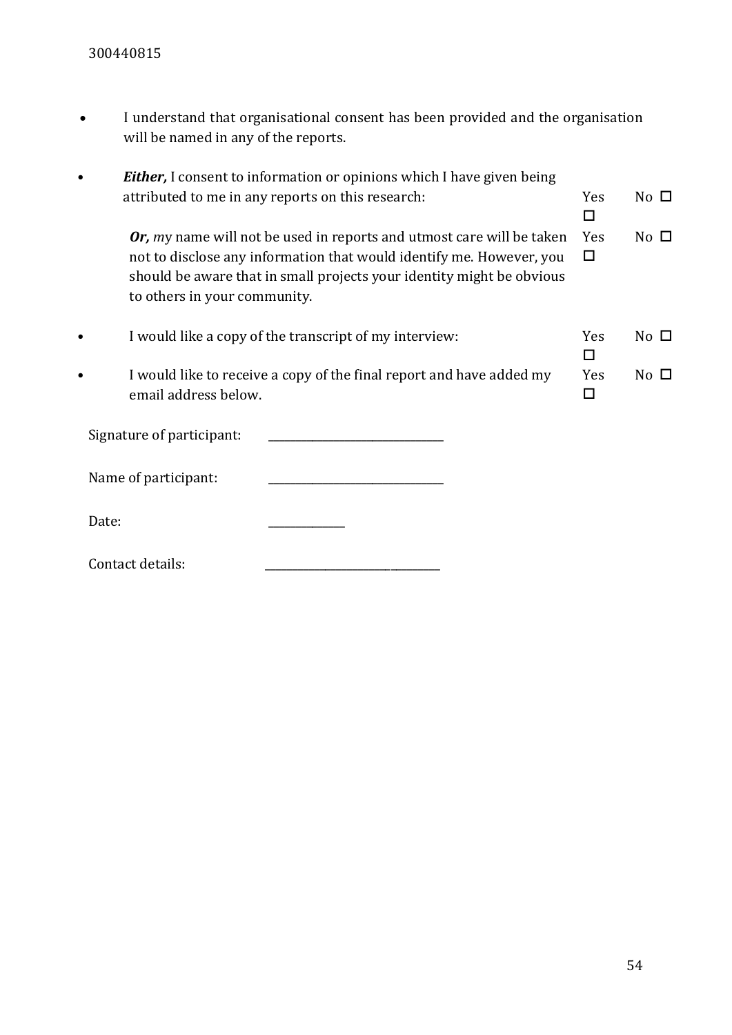- I understand that organisational consent has been provided and the organisation will be named in any of the reports.

- ***Either,*** I consent to information or opinions which I have given being attributed to me in any reports on this research: Yes ☐ No ☐

  ***Or, m***y name will not be used in reports and utmost care will be taken not to disclose any information that would identify me. However, you should be aware that in small projects your identity might be obvious to others in your community. Yes ☐ No ☐

- I would like a copy of the transcript of my interview: Yes ☐ No ☐

- I would like to receive a copy of the final report and have added my email address below. Yes ☐ No ☐

Signature of participant: ______________________________

Name of participant: ______________________________

Date: _____________

Contact details: ______________________________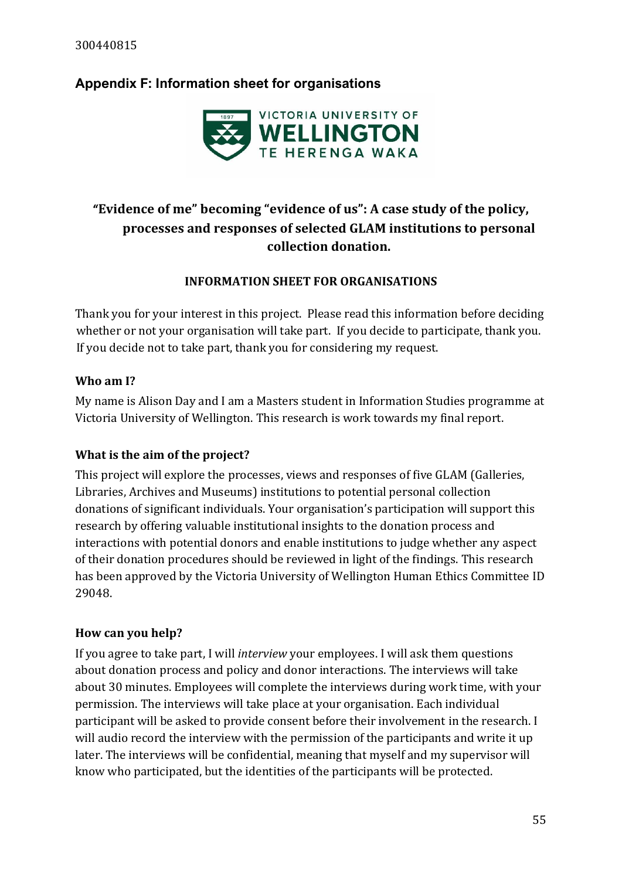## Appendix F: Information sheet for organisations

VICTORIA UNIVERSITY OF WELLINGTON TE HERENGA WAKA

# "Evidence of me" becoming "evidence of us": A case study of the policy, processes and responses of selected GLAM institutions to personal collection donation.

### INFORMATION SHEET FOR ORGANISATIONS

Thank you for your interest in this project. Please read this information before deciding whether or not your organisation will take part. If you decide to participate, thank you. If you decide not to take part, thank you for considering my request.

**Who am I?**

My name is Alison Day and I am a Masters student in Information Studies programme at Victoria University of Wellington. This research is work towards my final report.

**What is the aim of the project?**

This project will explore the processes, views and responses of five GLAM (Galleries, Libraries, Archives and Museums) institutions to potential personal collection donations of significant individuals. Your organisation's participation will support this research by offering valuable institutional insights to the donation process and interactions with potential donors and enable institutions to judge whether any aspect of their donation procedures should be reviewed in light of the findings. This research has been approved by the Victoria University of Wellington Human Ethics Committee ID 29048.

**How can you help?**

If you agree to take part, I will *interview* your employees. I will ask them questions about donation process and policy and donor interactions. The interviews will take about 30 minutes. Employees will complete the interviews during work time, with your permission. The interviews will take place at your organisation. Each individual participant will be asked to provide consent before their involvement in the research. I will audio record the interview with the permission of the participants and write it up later. The interviews will be confidential, meaning that myself and my supervisor will know who participated, but the identities of the participants will be protected.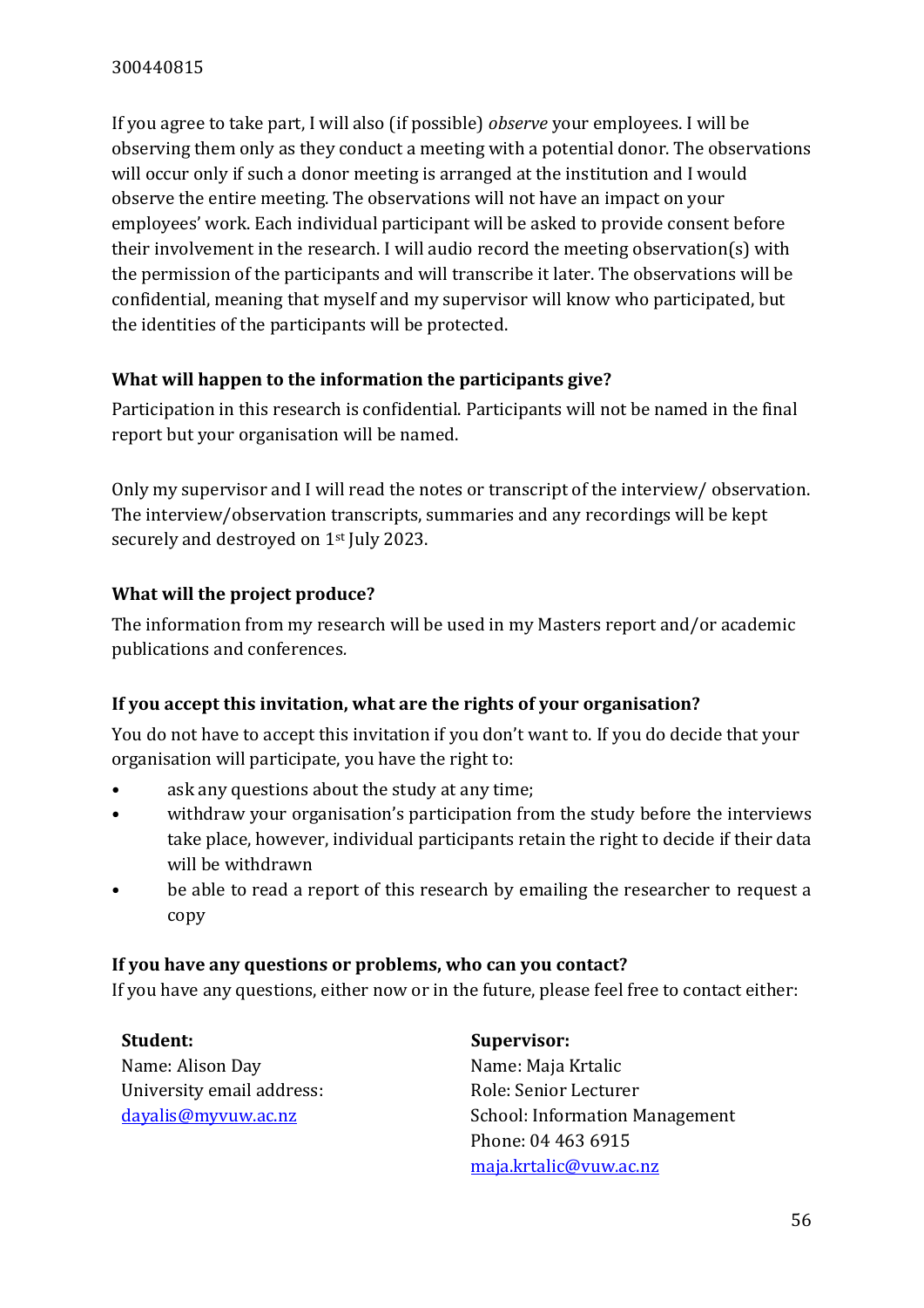If you agree to take part, I will also (if possible) *observe* your employees. I will be observing them only as they conduct a meeting with a potential donor. The observations will occur only if such a donor meeting is arranged at the institution and I would observe the entire meeting. The observations will not have an impact on your employees' work. Each individual participant will be asked to provide consent before their involvement in the research. I will audio record the meeting observation(s) with the permission of the participants and will transcribe it later. The observations will be confidential, meaning that myself and my supervisor will know who participated, but the identities of the participants will be protected.

### What will happen to the information the participants give?

Participation in this research is confidential. Participants will not be named in the final report but your organisation will be named.

Only my supervisor and I will read the notes or transcript of the interview/ observation. The interview/observation transcripts, summaries and any recordings will be kept securely and destroyed on 1st July 2023.

### What will the project produce?

The information from my research will be used in my Masters report and/or academic publications and conferences.

### If you accept this invitation, what are the rights of your organisation?

You do not have to accept this invitation if you don't want to. If you do decide that your organisation will participate, you have the right to:

- ask any questions about the study at any time;
- withdraw your organisation's participation from the study before the interviews take place, however, individual participants retain the right to decide if their data will be withdrawn
- be able to read a report of this research by emailing the researcher to request a copy

### If you have any questions or problems, who can you contact?

If you have any questions, either now or in the future, please feel free to contact either:

**Student:**
Name: Alison Day
University email address:
dayalis@myvuw.ac.nz

**Supervisor:**
Name: Maja Krtalic
Role: Senior Lecturer
School: Information Management
Phone: 04 463 6915
maja.krtalic@vuw.ac.nz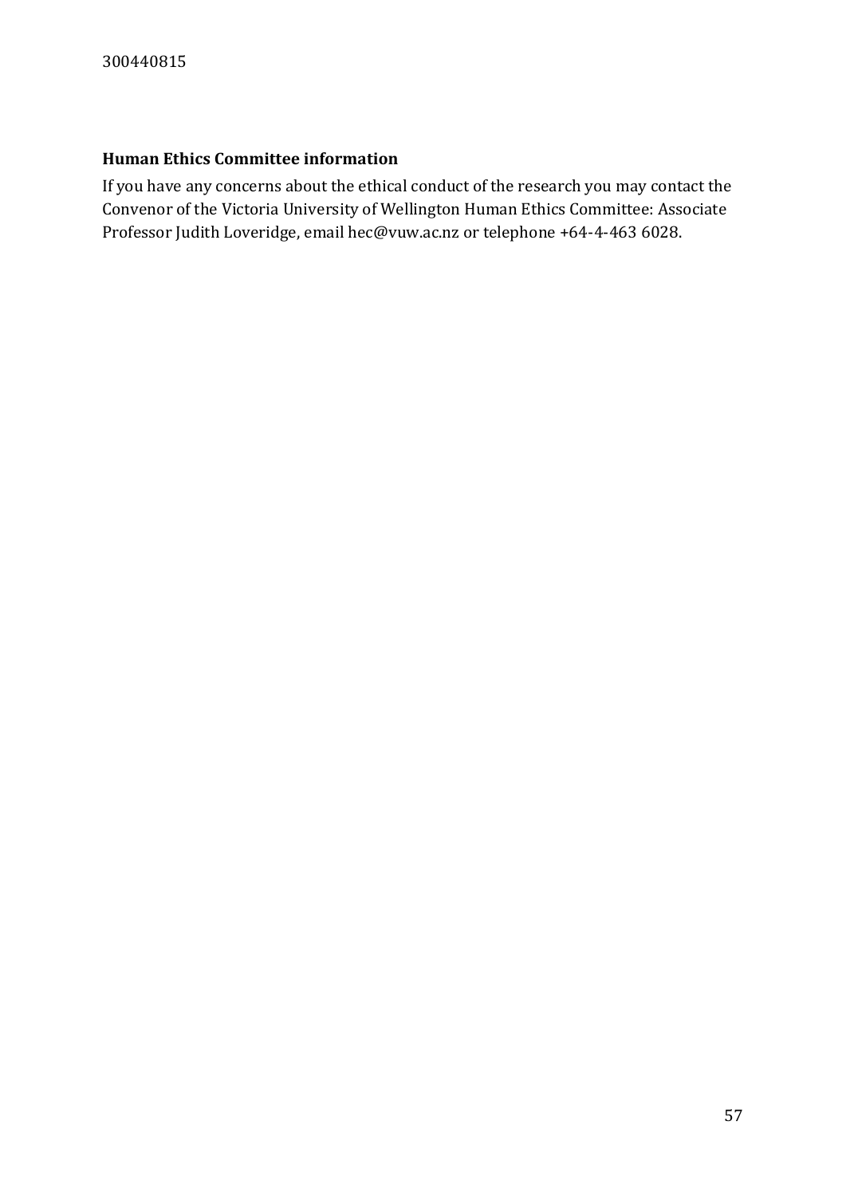**Human Ethics Committee information**

If you have any concerns about the ethical conduct of the research you may contact the Convenor of the Victoria University of Wellington Human Ethics Committee: Associate Professor Judith Loveridge, email hec@vuw.ac.nz or telephone +64-4-463 6028.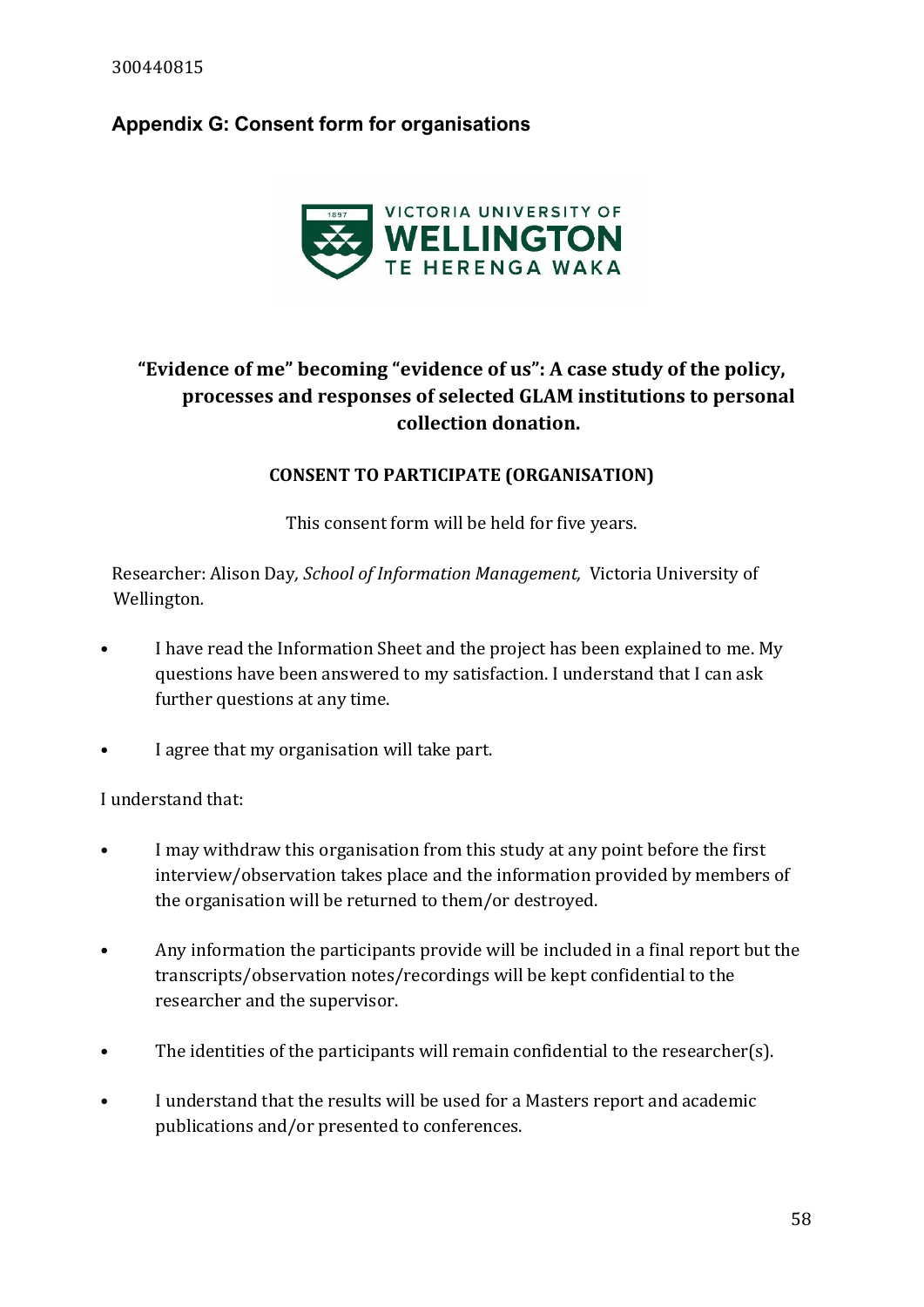## Appendix G: Consent form for organisations

VICTORIA UNIVERSITY OF WELLINGTON TE HERENGA WAKA

### "Evidence of me" becoming "evidence of us": A case study of the policy, processes and responses of selected GLAM institutions to personal collection donation.

**CONSENT TO PARTICIPATE (ORGANISATION)**

This consent form will be held for five years.

Researcher: Alison Day*, School of Information Management,* Victoria University of Wellington*.*

- I have read the Information Sheet and the project has been explained to me. My questions have been answered to my satisfaction. I understand that I can ask further questions at any time.
- I agree that my organisation will take part.

I understand that:

- I may withdraw this organisation from this study at any point before the first interview/observation takes place and the information provided by members of the organisation will be returned to them/or destroyed.
- Any information the participants provide will be included in a final report but the transcripts/observation notes/recordings will be kept confidential to the researcher and the supervisor.
- The identities of the participants will remain confidential to the researcher(s).
- I understand that the results will be used for a Masters report and academic publications and/or presented to conferences.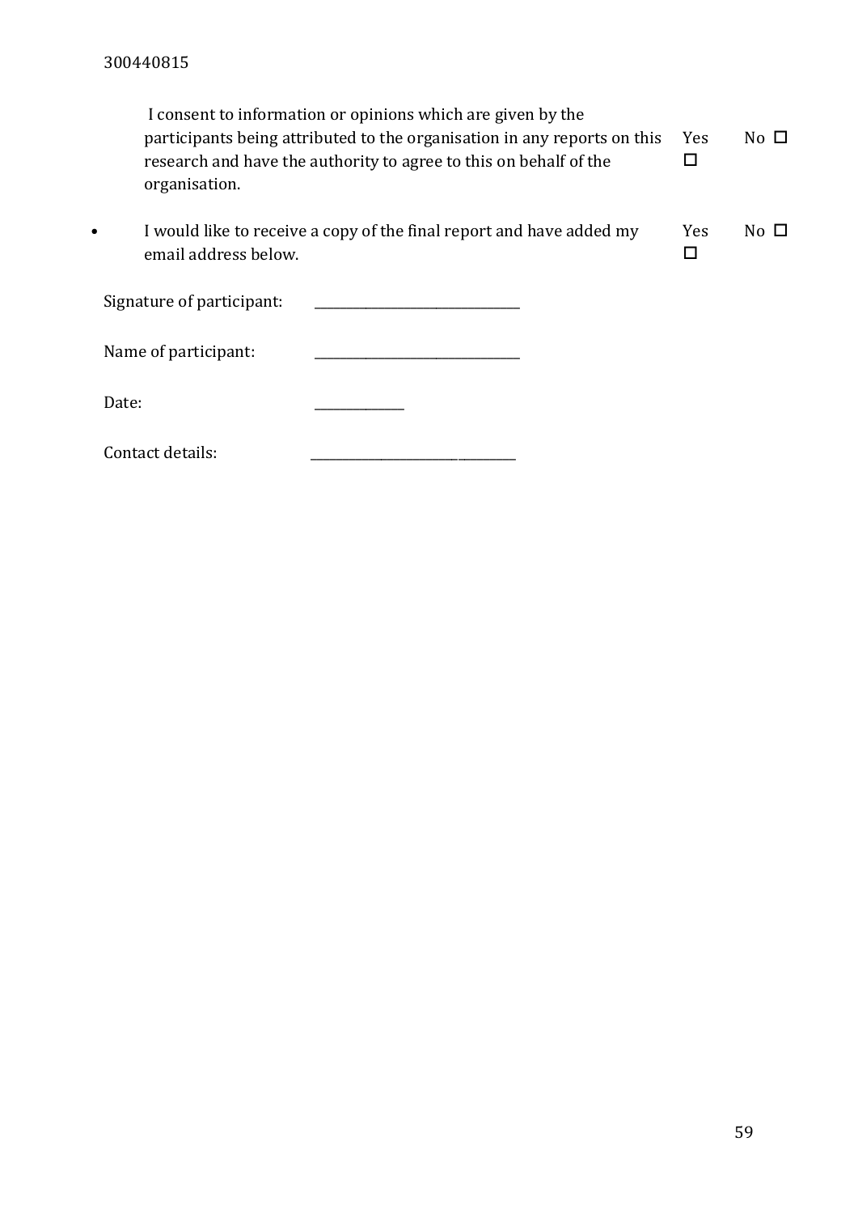- I consent to information or opinions which are given by the participants being attributed to the organisation in any reports on this research and have the authority to agree to this on behalf of the organisation. Yes ☐ No ☐

- I would like to receive a copy of the final report and have added my email address below. Yes ☐ No ☐

Signature of participant: \_\_\_\_\_\_\_\_\_\_\_\_\_\_\_\_\_\_\_\_\_\_\_\_\_\_\_\_\_\_

Name of participant: \_\_\_\_\_\_\_\_\_\_\_\_\_\_\_\_\_\_\_\_\_\_\_\_\_\_\_\_\_\_

Date: \_\_\_\_\_\_\_\_\_\_\_\_\_

Contact details: \_\_\_\_\_\_\_\_\_\_\_\_\_\_\_\_\_\_\_\_\_\_\_\_\_\_\_\_\_\_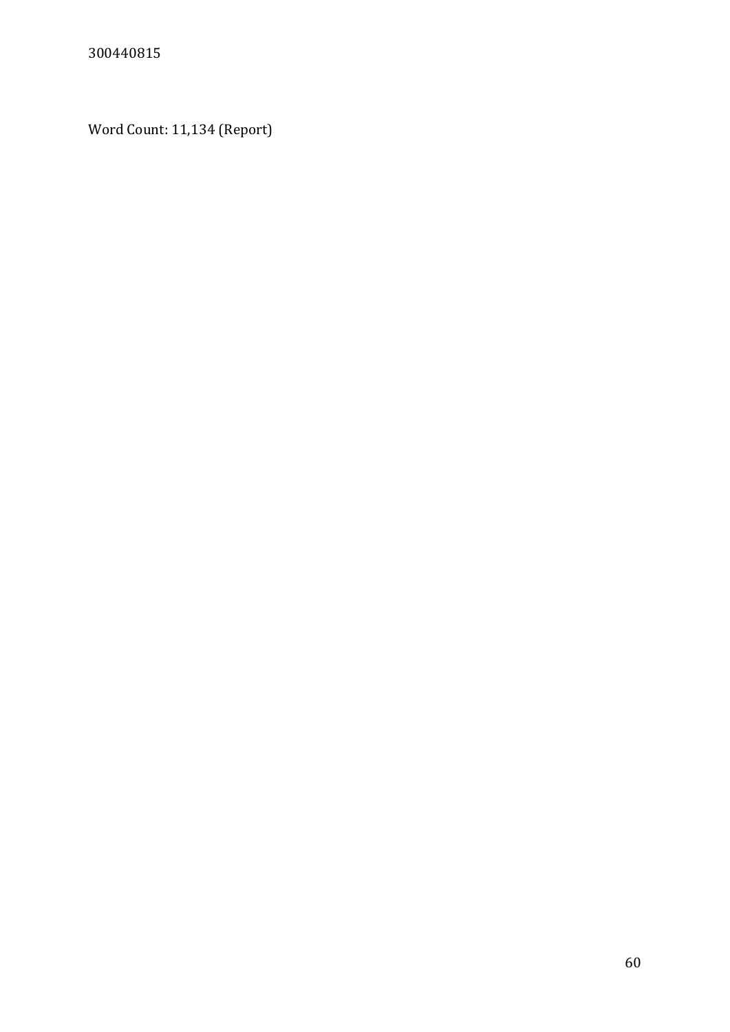Word Count: 11,134 (Report)